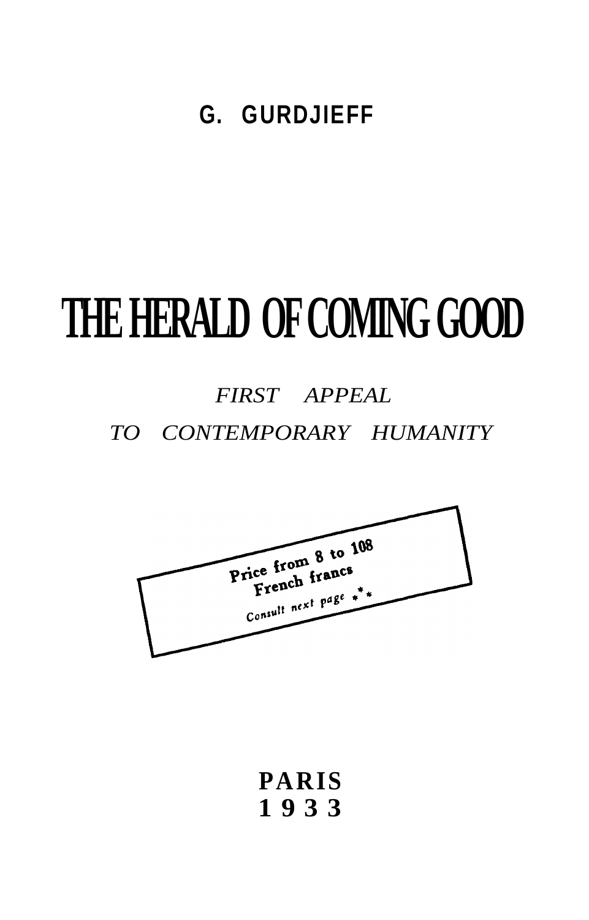**G. GURDJIEFF**

# THE HERALD OF COMING GOOD

*FIRST APPEAL*

*TO CONTEMPORARY HUMANITY*

**Price from 8 to 108**
**French francs**
*Consult next page* ⁂

**PARIS**
**1 9 3 3**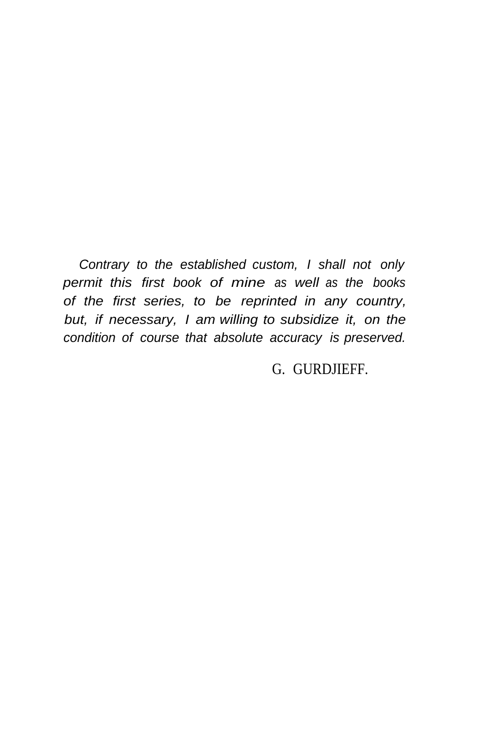*Contrary to the established custom, I shall not only permit this first book of mine as well as the books of the first series, to be reprinted in any country, but, if necessary, I am willing to subsidize it, on the condition of course that absolute accuracy is preserved.*

G. GURDJIEFF.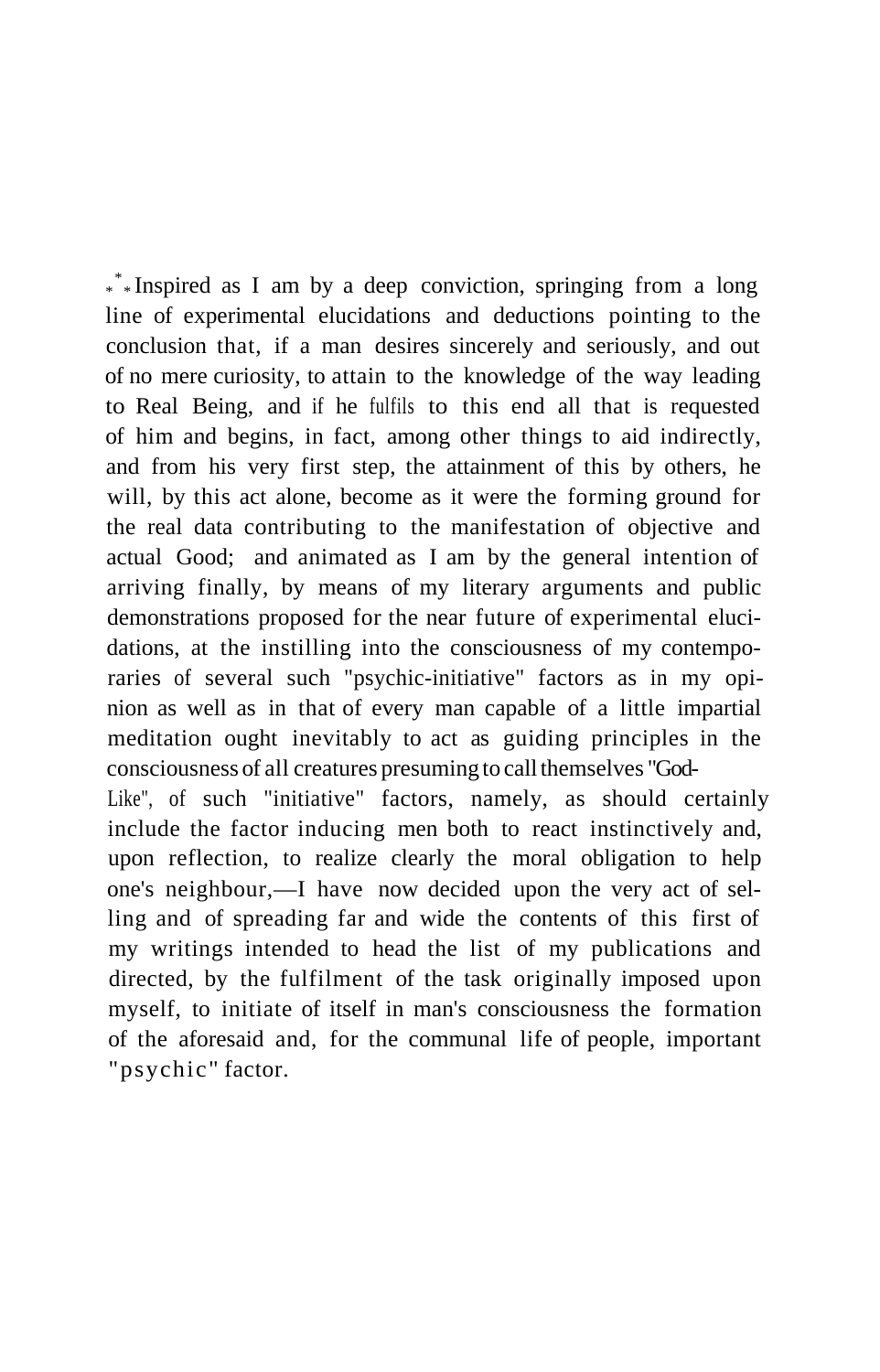\*\*\* Inspired as I am by a deep conviction, springing from a long line of experimental elucidations and deductions pointing to the conclusion that, if a man desires sincerely and seriously, and out of no mere curiosity, to attain to the knowledge of the way leading to Real Being, and if he fulfils to this end all that is requested of him and begins, in fact, among other things to aid indirectly, and from his very first step, the attainment of this by others, he will, by this act alone, become as it were the forming ground for the real data contributing to the manifestation of objective and actual Good; and animated as I am by the general intention of arriving finally, by means of my literary arguments and public demonstrations proposed for the near future of experimental elucidations, at the instilling into the consciousness of my contemporaries of several such "psychic-initiative" factors as in my opinion as well as in that of every man capable of a little impartial meditation ought inevitably to act as guiding principles in the consciousness of all creatures presuming to call themselves "God-Like", of such "initiative" factors, namely, as should certainly include the factor inducing men both to react instinctively and, upon reflection, to realize clearly the moral obligation to help one's neighbour,—I have now decided upon the very act of selling and of spreading far and wide the contents of this first of my writings intended to head the list of my publications and directed, by the fulfilment of the task originally imposed upon myself, to initiate of itself in man's consciousness the formation of the aforesaid and, for the communal life of people, important "psychic" factor.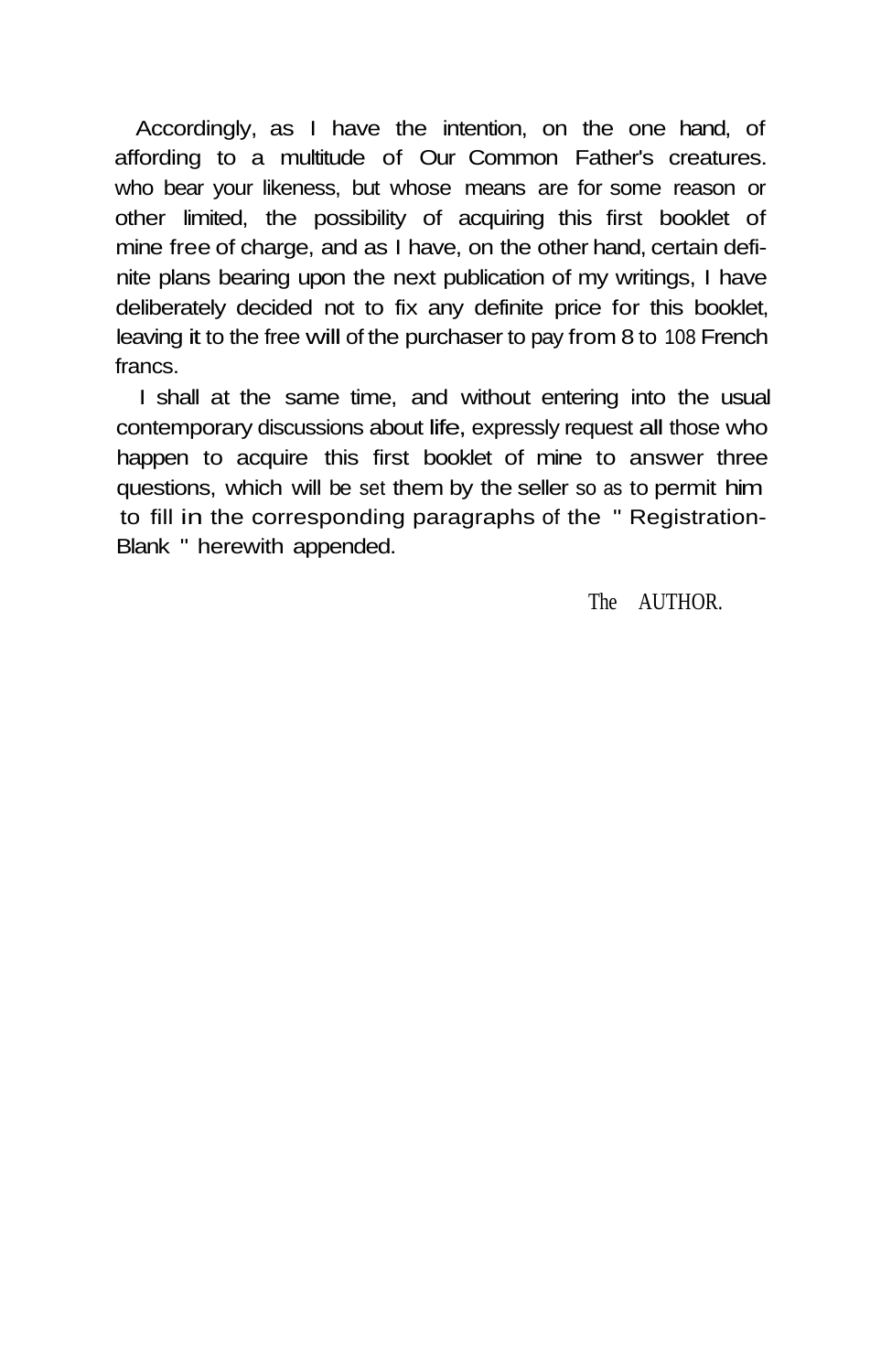Accordingly, as I have the intention, on the one hand, of affording to a multitude of Our Common Father's creatures. who bear your likeness, but whose means are for some reason or other limited, the possibility of acquiring this first booklet of mine free of charge, and as I have, on the other hand, certain definite plans bearing upon the next publication of my writings, I have deliberately decided not to fix any definite price for this booklet, leaving it to the free will of the purchaser to pay from 8 to 108 French francs.

I shall at the same time, and without entering into the usual contemporary discussions about life, expressly request all those who happen to acquire this first booklet of mine to answer three questions, which will be set them by the seller so as to permit him to fill in the corresponding paragraphs of the " Registration-Blank " herewith appended.

The AUTHOR.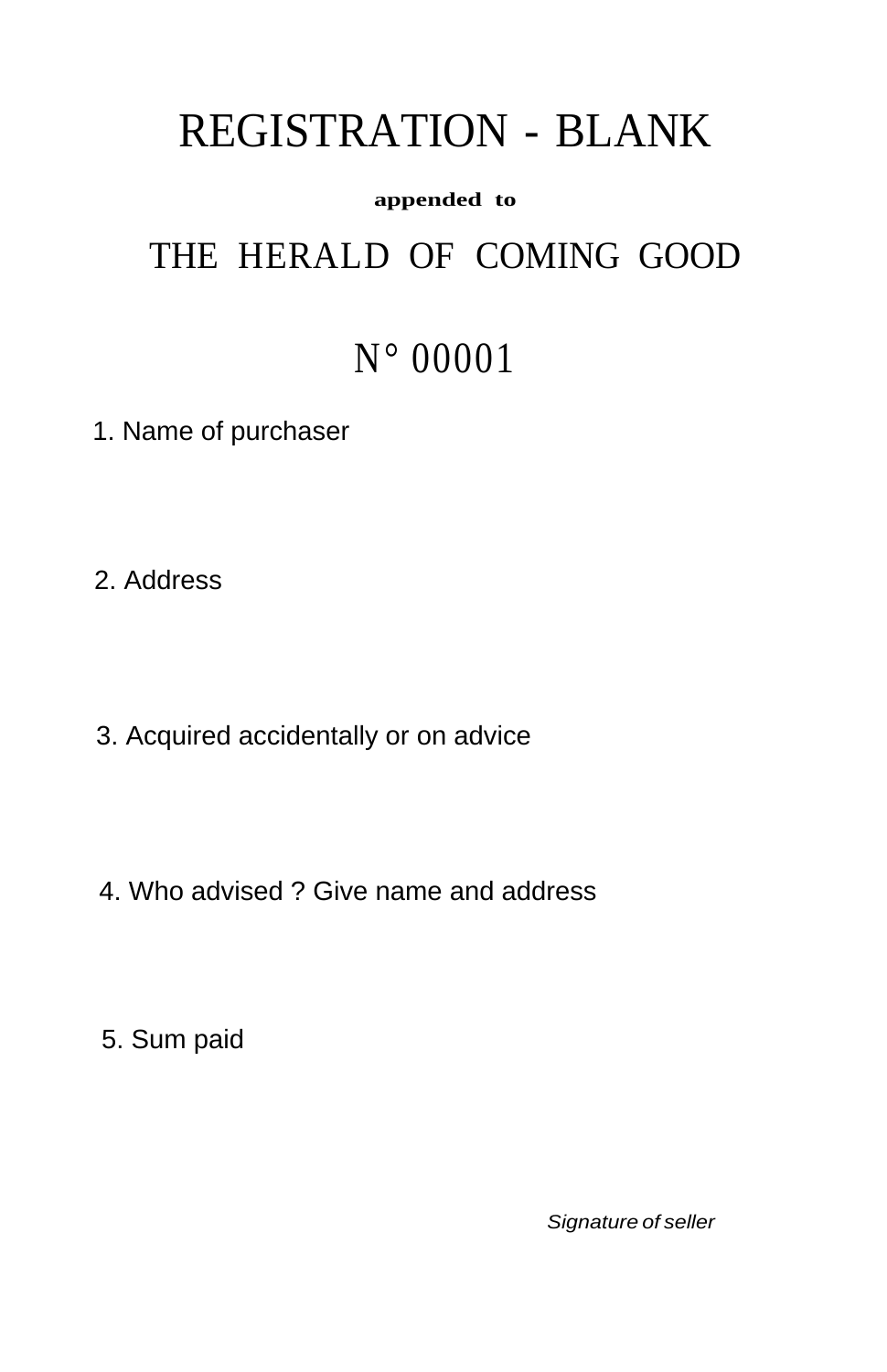# REGISTRATION - BLANK

**appended to**

## THE HERALD OF COMING GOOD

## N° 00001

1. Name of purchaser

2. Address

3. Acquired accidentally or on advice

4. Who advised ? Give name and address

5. Sum paid

*Signature of seller*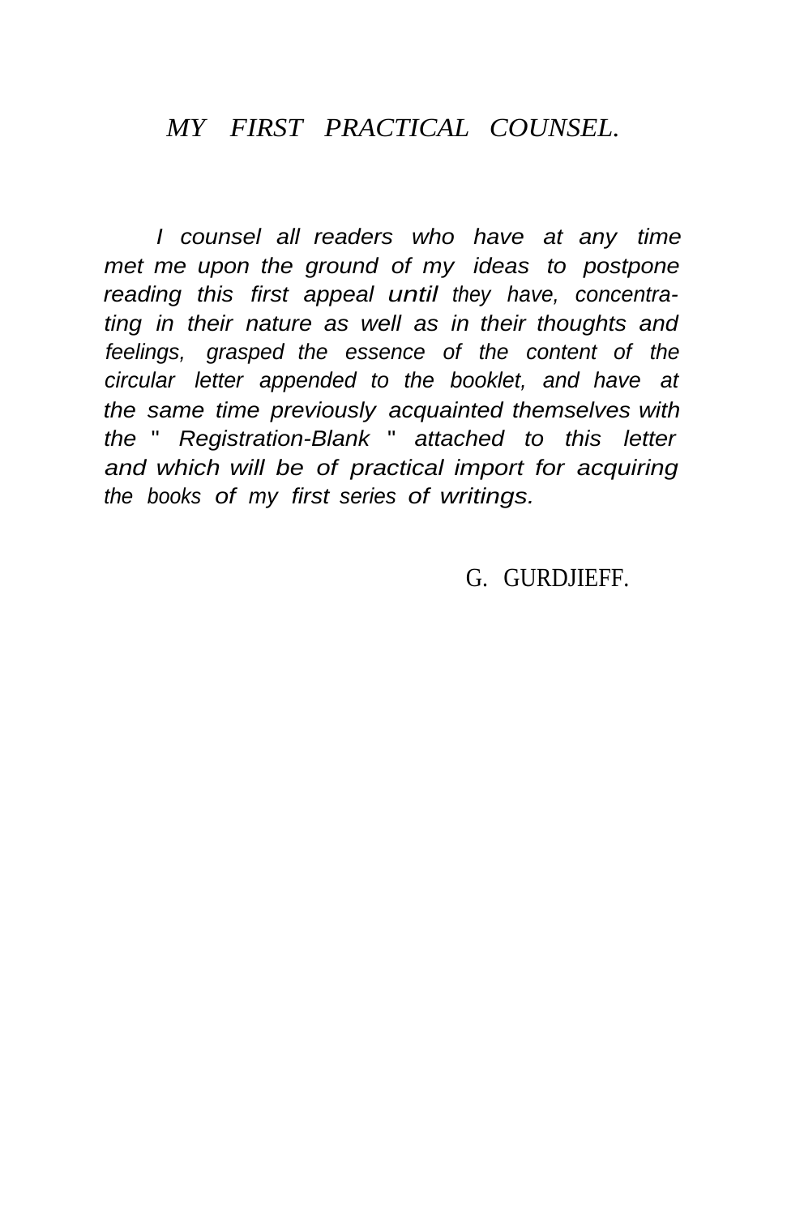## *MY FIRST PRACTICAL COUNSEL.*

*I counsel all readers who have at any time met me upon the ground of my ideas to postpone reading this first appeal until they have, concentrating in their nature as well as in their thoughts and feelings, grasped the essence of the content of the circular letter appended to the booklet, and have at the same time previously acquainted themselves with the " Registration-Blank " attached to this letter and which will be of practical import for acquiring the books of my first series of writings.*

G. GURDJIEFF.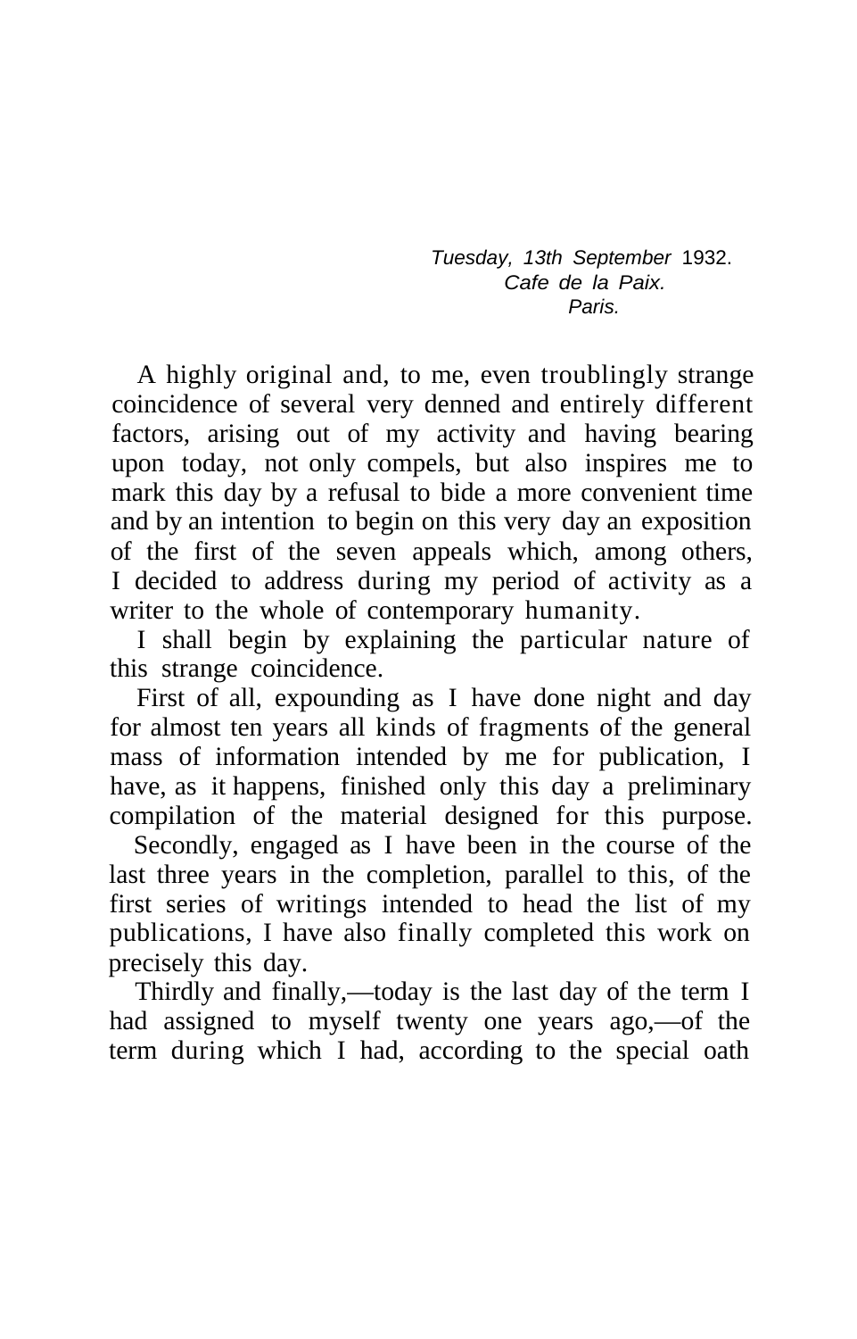*Tuesday, 13th September* 1932.
*Cafe de la Paix.*
*Paris.*

A highly original and, to me, even troublingly strange coincidence of several very denned and entirely different factors, arising out of my activity and having bearing upon today, not only compels, but also inspires me to mark this day by a refusal to bide a more convenient time and by an intention to begin on this very day an exposition of the first of the seven appeals which, among others, I decided to address during my period of activity as a writer to the whole of contemporary humanity.

I shall begin by explaining the particular nature of this strange coincidence.

First of all, expounding as I have done night and day for almost ten years all kinds of fragments of the general mass of information intended by me for publication, I have, as it happens, finished only this day a preliminary compilation of the material designed for this purpose.

Secondly, engaged as I have been in the course of the last three years in the completion, parallel to this, of the first series of writings intended to head the list of my publications, I have also finally completed this work on precisely this day.

Thirdly and finally,—today is the last day of the term I had assigned to myself twenty one years ago,—of the term during which I had, according to the special oath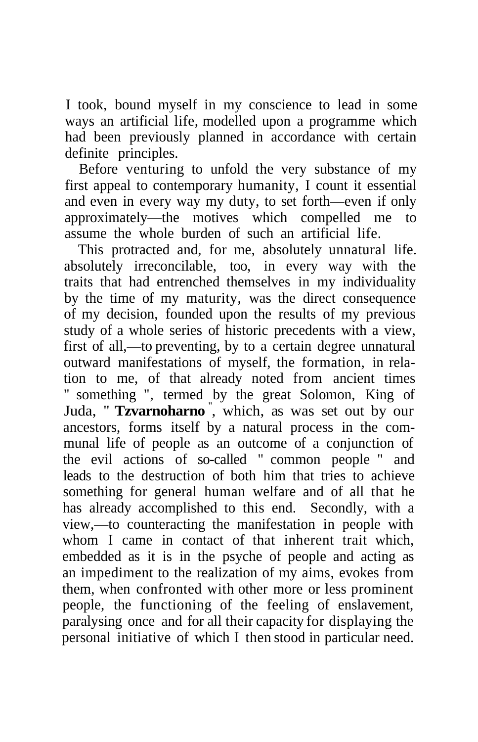I took, bound myself in my conscience to lead in some ways an artificial life, modelled upon a programme which had been previously planned in accordance with certain definite principles.

Before venturing to unfold the very substance of my first appeal to contemporary humanity, I count it essential and even in every way my duty, to set forth—even if only approximately—the motives which compelled me to assume the whole burden of such an artificial life.

This protracted and, for me, absolutely unnatural life. absolutely irreconcilable, too, in every way with the traits that had entrenched themselves in my individuality by the time of my maturity, was the direct consequence of my decision, founded upon the results of my previous study of a whole series of historic precedents with a view, first of all,—to preventing, by to a certain degree unnatural outward manifestations of myself, the formation, in relation to me, of that already noted from ancient times " something ", termed by the great Solomon, King of Juda, " **Tzvarnoharno** ", which, as was set out by our ancestors, forms itself by a natural process in the communal life of people as an outcome of a conjunction of the evil actions of so-called " common people " and leads to the destruction of both him that tries to achieve something for general human welfare and of all that he has already accomplished to this end. Secondly, with a view,—to counteracting the manifestation in people with whom I came in contact of that inherent trait which, embedded as it is in the psyche of people and acting as an impediment to the realization of my aims, evokes from them, when confronted with other more or less prominent people, the functioning of the feeling of enslavement, paralysing once and for all their capacity for displaying the personal initiative of which I then stood in particular need.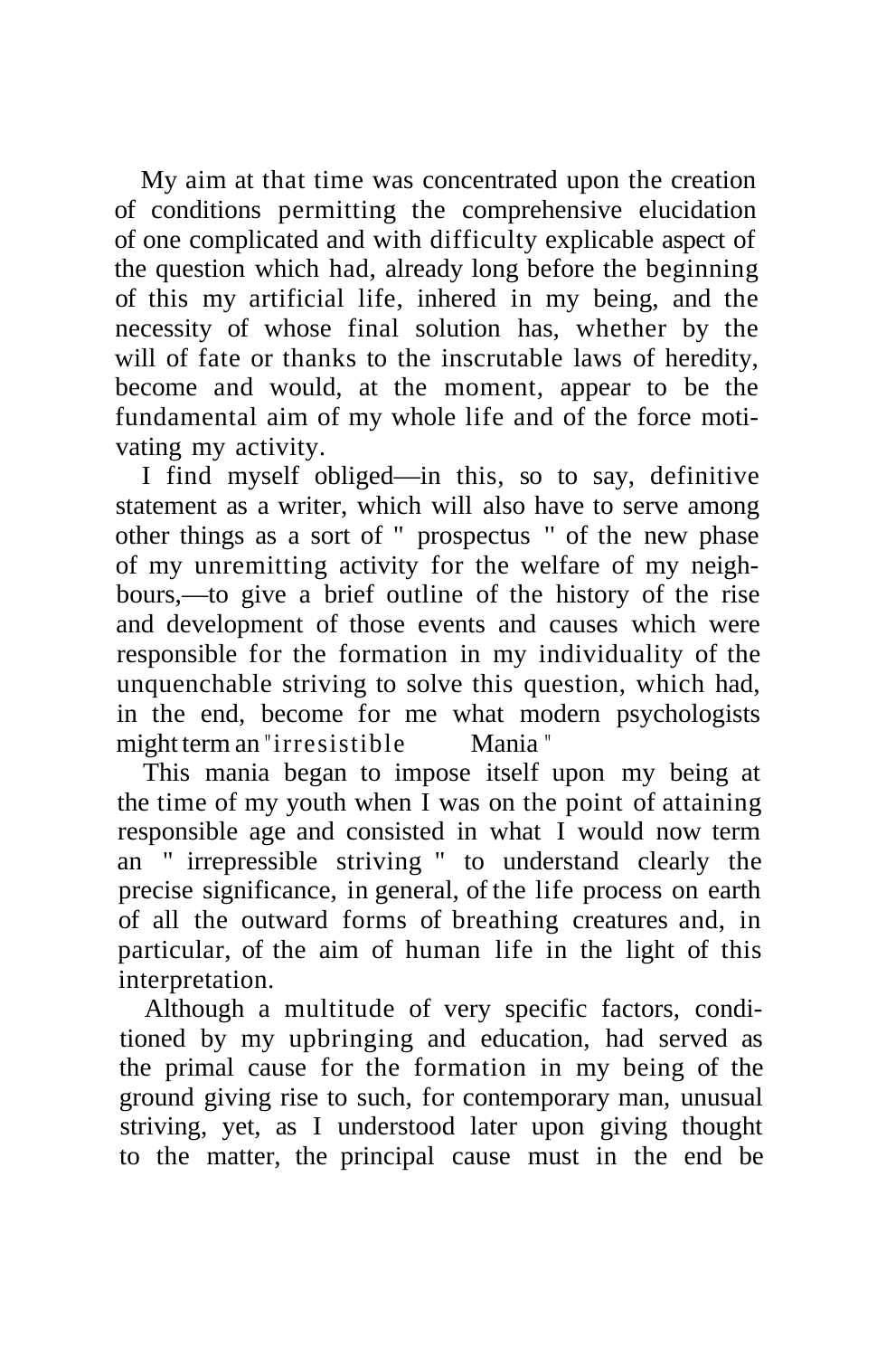My aim at that time was concentrated upon the creation of conditions permitting the comprehensive elucidation of one complicated and with difficulty explicable aspect of the question which had, already long before the beginning of this my artificial life, inhered in my being, and the necessity of whose final solution has, whether by the will of fate or thanks to the inscrutable laws of heredity, become and would, at the moment, appear to be the fundamental aim of my whole life and of the force motivating my activity.

I find myself obliged—in this, so to say, definitive statement as a writer, which will also have to serve among other things as a sort of " prospectus " of the new phase of my unremitting activity for the welfare of my neighbours,—to give a brief outline of the history of the rise and development of those events and causes which were responsible for the formation in my individuality of the unquenchable striving to solve this question, which had, in the end, become for me what modern psychologists might term an "irresistible Mania "

This mania began to impose itself upon my being at the time of my youth when I was on the point of attaining responsible age and consisted in what I would now term an " irrepressible striving " to understand clearly the precise significance, in general, of the life process on earth of all the outward forms of breathing creatures and, in particular, of the aim of human life in the light of this interpretation.

Although a multitude of very specific factors, conditioned by my upbringing and education, had served as the primal cause for the formation in my being of the ground giving rise to such, for contemporary man, unusual striving, yet, as I understood later upon giving thought to the matter, the principal cause must in the end be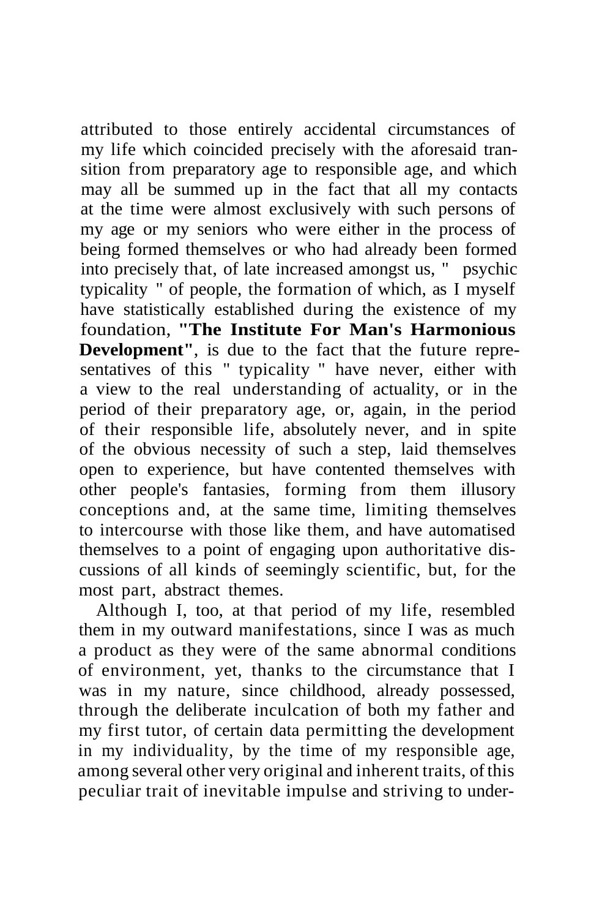attributed to those entirely accidental circumstances of my life which coincided precisely with the aforesaid transition from preparatory age to responsible age, and which may all be summed up in the fact that all my contacts at the time were almost exclusively with such persons of my age or my seniors who were either in the process of being formed themselves or who had already been formed into precisely that, of late increased amongst us, " psychic typicality " of people, the formation of which, as I myself have statistically established during the existence of my foundation, **"The Institute For Man's Harmonious Development"**, is due to the fact that the future representatives of this " typicality " have never, either with a view to the real understanding of actuality, or in the period of their preparatory age, or, again, in the period of their responsible life, absolutely never, and in spite of the obvious necessity of such a step, laid themselves open to experience, but have contented themselves with other people's fantasies, forming from them illusory conceptions and, at the same time, limiting themselves to intercourse with those like them, and have automatised themselves to a point of engaging upon authoritative discussions of all kinds of seemingly scientific, but, for the most part, abstract themes.

Although I, too, at that period of my life, resembled them in my outward manifestations, since I was as much a product as they were of the same abnormal conditions of environment, yet, thanks to the circumstance that I was in my nature, since childhood, already possessed, through the deliberate inculcation of both my father and my first tutor, of certain data permitting the development in my individuality, by the time of my responsible age, among several other very original and inherent traits, of this peculiar trait of inevitable impulse and striving to under-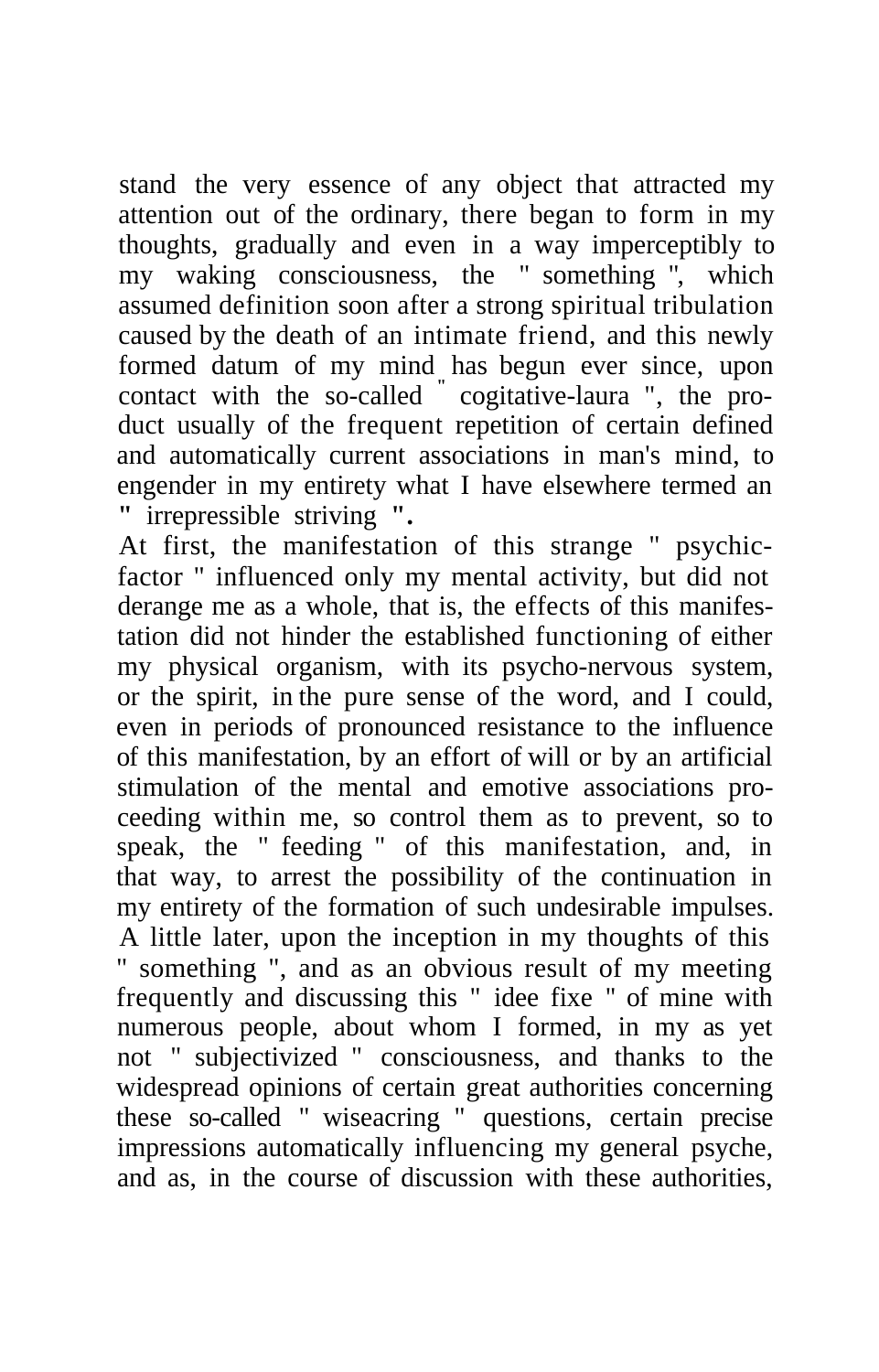stand the very essence of any object that attracted my attention out of the ordinary, there began to form in my thoughts, gradually and even in a way imperceptibly to my waking consciousness, the " something ", which assumed definition soon after a strong spiritual tribulation caused by the death of an intimate friend, and this newly formed datum of my mind has begun ever since, upon contact with the so-called " cogitative-laura ", the product usually of the frequent repetition of certain defined and automatically current associations in man's mind, to engender in my entirety what I have elsewhere termed an " irrepressible striving ".

At first, the manifestation of this strange " psychic-factor " influenced only my mental activity, but did not derange me as a whole, that is, the effects of this manifestation did not hinder the established functioning of either my physical organism, with its psycho-nervous system, or the spirit, in the pure sense of the word, and I could, even in periods of pronounced resistance to the influence of this manifestation, by an effort of will or by an artificial stimulation of the mental and emotive associations proceeding within me, so control them as to prevent, so to speak, the " feeding " of this manifestation, and, in that way, to arrest the possibility of the continuation in my entirety of the formation of such undesirable impulses.

A little later, upon the inception in my thoughts of this " something ", and as an obvious result of my meeting frequently and discussing this " idee fixe " of mine with numerous people, about whom I formed, in my as yet not " subjectivized " consciousness, and thanks to the widespread opinions of certain great authorities concerning these so-called " wiseacring " questions, certain precise impressions automatically influencing my general psyche, and as, in the course of discussion with these authorities,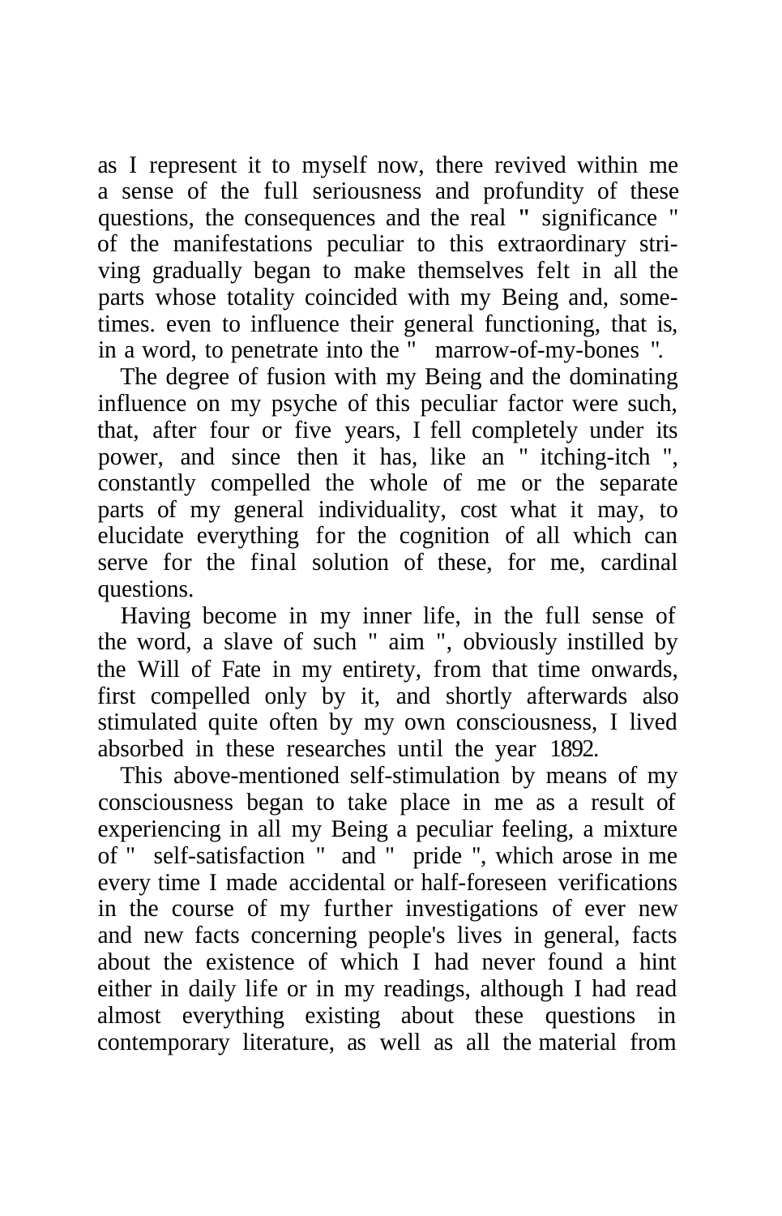as I represent it to myself now, there revived within me a sense of the full seriousness and profundity of these questions, the consequences and the real " significance " of the manifestations peculiar to this extraordinary striving gradually began to make themselves felt in all the parts whose totality coincided with my Being and, sometimes. even to influence their general functioning, that is, in a word, to penetrate into the " marrow-of-my-bones ".

The degree of fusion with my Being and the dominating influence on my psyche of this peculiar factor were such, that, after four or five years, I fell completely under its power, and since then it has, like an " itching-itch ", constantly compelled the whole of me or the separate parts of my general individuality, cost what it may, to elucidate everything for the cognition of all which can serve for the final solution of these, for me, cardinal questions.

Having become in my inner life, in the full sense of the word, a slave of such " aim ", obviously instilled by the Will of Fate in my entirety, from that time onwards, first compelled only by it, and shortly afterwards also stimulated quite often by my own consciousness, I lived absorbed in these researches until the year 1892.

This above-mentioned self-stimulation by means of my consciousness began to take place in me as a result of experiencing in all my Being a peculiar feeling, a mixture of " self-satisfaction " and " pride ", which arose in me every time I made accidental or half-foreseen verifications in the course of my further investigations of ever new and new facts concerning people's lives in general, facts about the existence of which I had never found a hint either in daily life or in my readings, although I had read almost everything existing about these questions in contemporary literature, as well as all the material from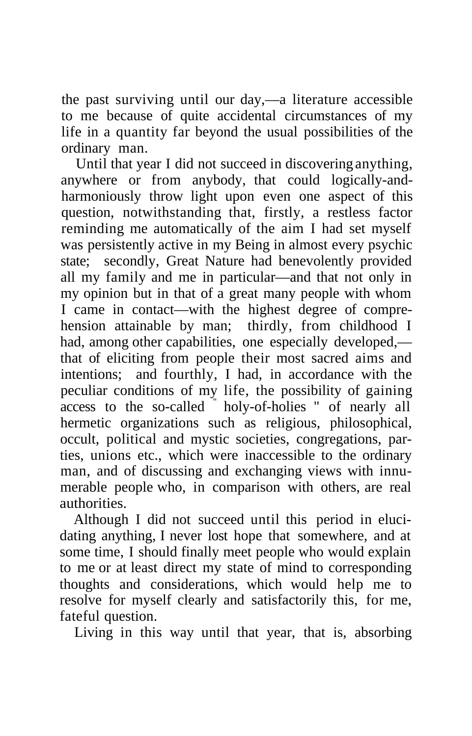the past surviving until our day,—a literature accessible to me because of quite accidental circumstances of my life in a quantity far beyond the usual possibilities of the ordinary man.

Until that year I did not succeed in discovering anything, anywhere or from anybody, that could logically-and-harmoniously throw light upon even one aspect of this question, notwithstanding that, firstly, a restless factor reminding me automatically of the aim I had set myself was persistently active in my Being in almost every psychic state; secondly, Great Nature had benevolently provided all my family and me in particular—and that not only in my opinion but in that of a great many people with whom I came in contact—with the highest degree of comprehension attainable by man; thirdly, from childhood I had, among other capabilities, one especially developed,—that of eliciting from people their most sacred aims and intentions; and fourthly, I had, in accordance with the peculiar conditions of my life, the possibility of gaining access to the so-called " holy-of-holies " of nearly all hermetic organizations such as religious, philosophical, occult, political and mystic societies, congregations, parties, unions etc., which were inaccessible to the ordinary man, and of discussing and exchanging views with innumerable people who, in comparison with others, are real authorities.

Although I did not succeed until this period in elucidating anything, I never lost hope that somewhere, and at some time, I should finally meet people who would explain to me or at least direct my state of mind to corresponding thoughts and considerations, which would help me to resolve for myself clearly and satisfactorily this, for me, fateful question.

Living in this way until that year, that is, absorbing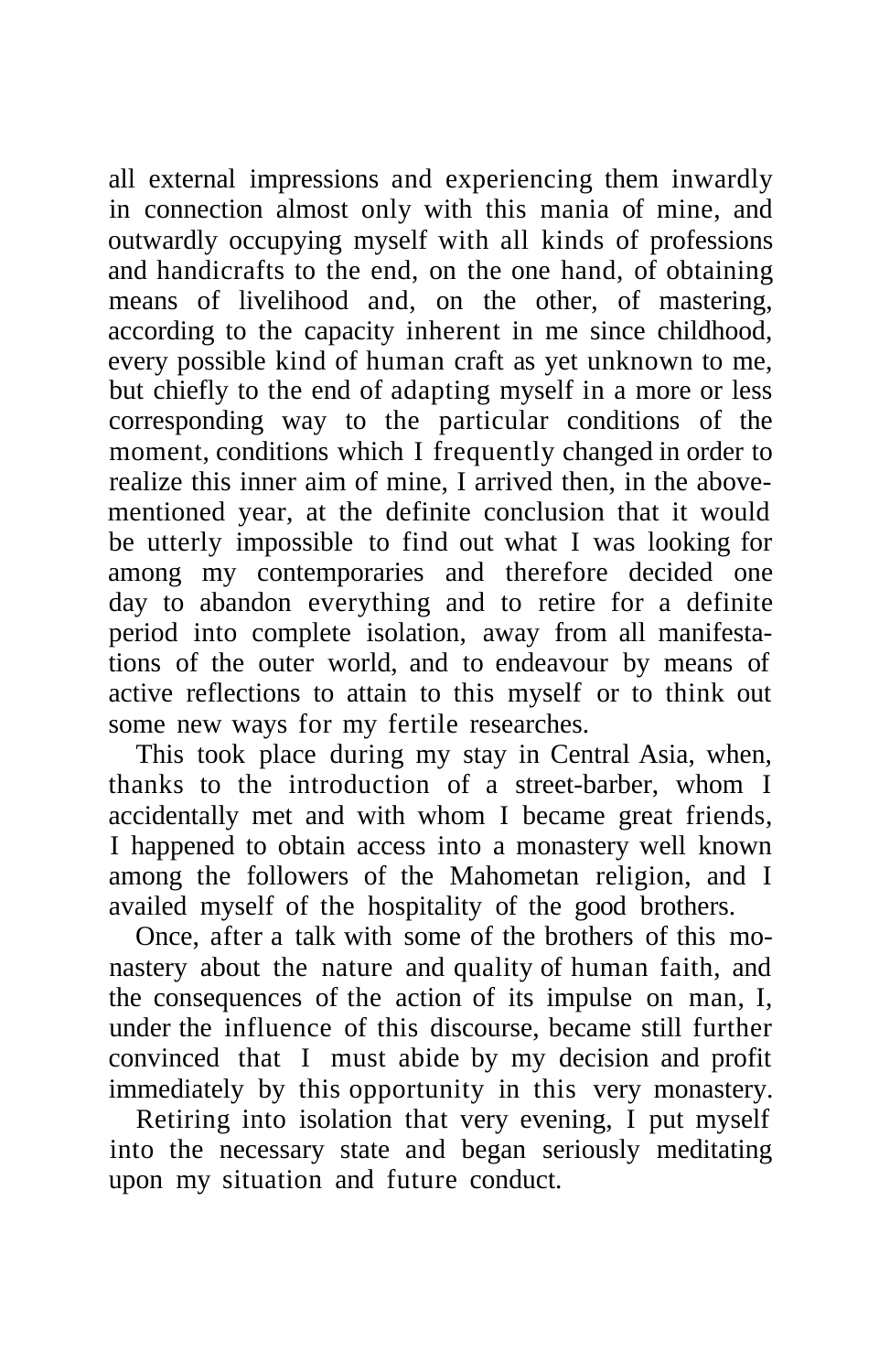all external impressions and experiencing them inwardly in connection almost only with this mania of mine, and outwardly occupying myself with all kinds of professions and handicrafts to the end, on the one hand, of obtaining means of livelihood and, on the other, of mastering, according to the capacity inherent in me since childhood, every possible kind of human craft as yet unknown to me, but chiefly to the end of adapting myself in a more or less corresponding way to the particular conditions of the moment, conditions which I frequently changed in order to realize this inner aim of mine, I arrived then, in the above-mentioned year, at the definite conclusion that it would be utterly impossible to find out what I was looking for among my contemporaries and therefore decided one day to abandon everything and to retire for a definite period into complete isolation, away from all manifestations of the outer world, and to endeavour by means of active reflections to attain to this myself or to think out some new ways for my fertile researches.

This took place during my stay in Central Asia, when, thanks to the introduction of a street-barber, whom I accidentally met and with whom I became great friends, I happened to obtain access into a monastery well known among the followers of the Mahometan religion, and I availed myself of the hospitality of the good brothers.

Once, after a talk with some of the brothers of this monastery about the nature and quality of human faith, and the consequences of the action of its impulse on man, I, under the influence of this discourse, became still further convinced that I must abide by my decision and profit immediately by this opportunity in this very monastery.

Retiring into isolation that very evening, I put myself into the necessary state and began seriously meditating upon my situation and future conduct.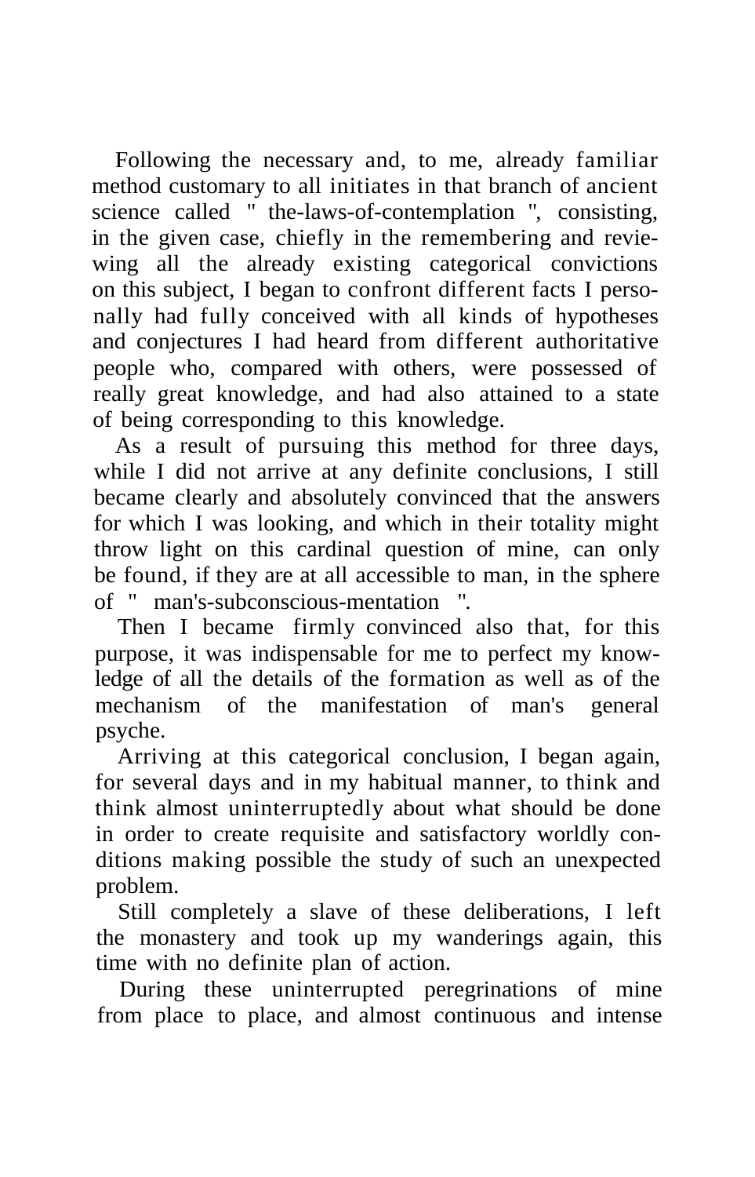Following the necessary and, to me, already familiar method customary to all initiates in that branch of ancient science called " the-laws-of-contemplation ", consisting, in the given case, chiefly in the remembering and reviewing all the already existing categorical convictions on this subject, I began to confront different facts I personally had fully conceived with all kinds of hypotheses and conjectures I had heard from different authoritative people who, compared with others, were possessed of really great knowledge, and had also attained to a state of being corresponding to this knowledge.

As a result of pursuing this method for three days, while I did not arrive at any definite conclusions, I still became clearly and absolutely convinced that the answers for which I was looking, and which in their totality might throw light on this cardinal question of mine, can only be found, if they are at all accessible to man, in the sphere of " man's-subconscious-mentation ".

Then I became firmly convinced also that, for this purpose, it was indispensable for me to perfect my knowledge of all the details of the formation as well as of the mechanism of the manifestation of man's general psyche.

Arriving at this categorical conclusion, I began again, for several days and in my habitual manner, to think and think almost uninterruptedly about what should be done in order to create requisite and satisfactory worldly conditions making possible the study of such an unexpected problem.

Still completely a slave of these deliberations, I left the monastery and took up my wanderings again, this time with no definite plan of action.

During these uninterrupted peregrinations of mine from place to place, and almost continuous and intense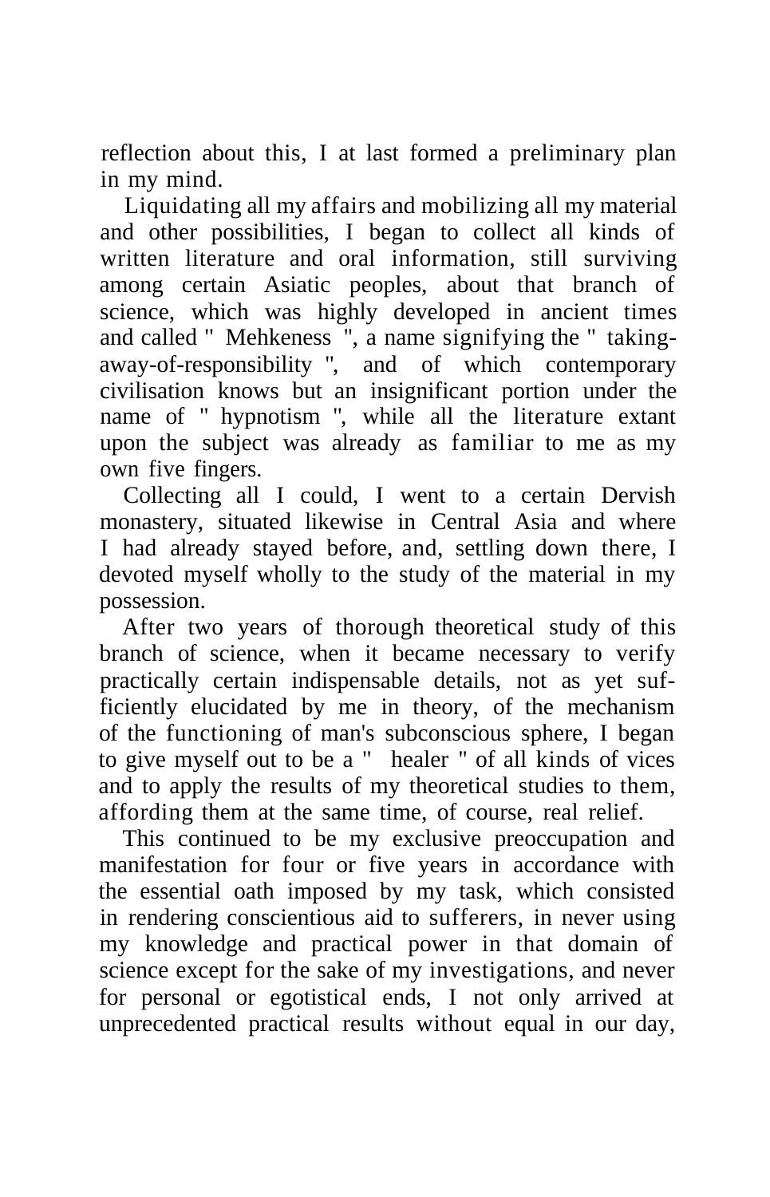reflection about this, I at last formed a preliminary plan in my mind.

Liquidating all my affairs and mobilizing all my material and other possibilities, I began to collect all kinds of written literature and oral information, still surviving among certain Asiatic peoples, about that branch of science, which was highly developed in ancient times and called " Mehkeness ", a name signifying the " taking-away-of-responsibility ", and of which contemporary civilisation knows but an insignificant portion under the name of " hypnotism ", while all the literature extant upon the subject was already as familiar to me as my own five fingers.

Collecting all I could, I went to a certain Dervish monastery, situated likewise in Central Asia and where I had already stayed before, and, settling down there, I devoted myself wholly to the study of the material in my possession.

After two years of thorough theoretical study of this branch of science, when it became necessary to verify practically certain indispensable details, not as yet sufficiently elucidated by me in theory, of the mechanism of the functioning of man's subconscious sphere, I began to give myself out to be a " healer " of all kinds of vices and to apply the results of my theoretical studies to them, affording them at the same time, of course, real relief.

This continued to be my exclusive preoccupation and manifestation for four or five years in accordance with the essential oath imposed by my task, which consisted in rendering conscientious aid to sufferers, in never using my knowledge and practical power in that domain of science except for the sake of my investigations, and never for personal or egotistical ends, I not only arrived at unprecedented practical results without equal in our day,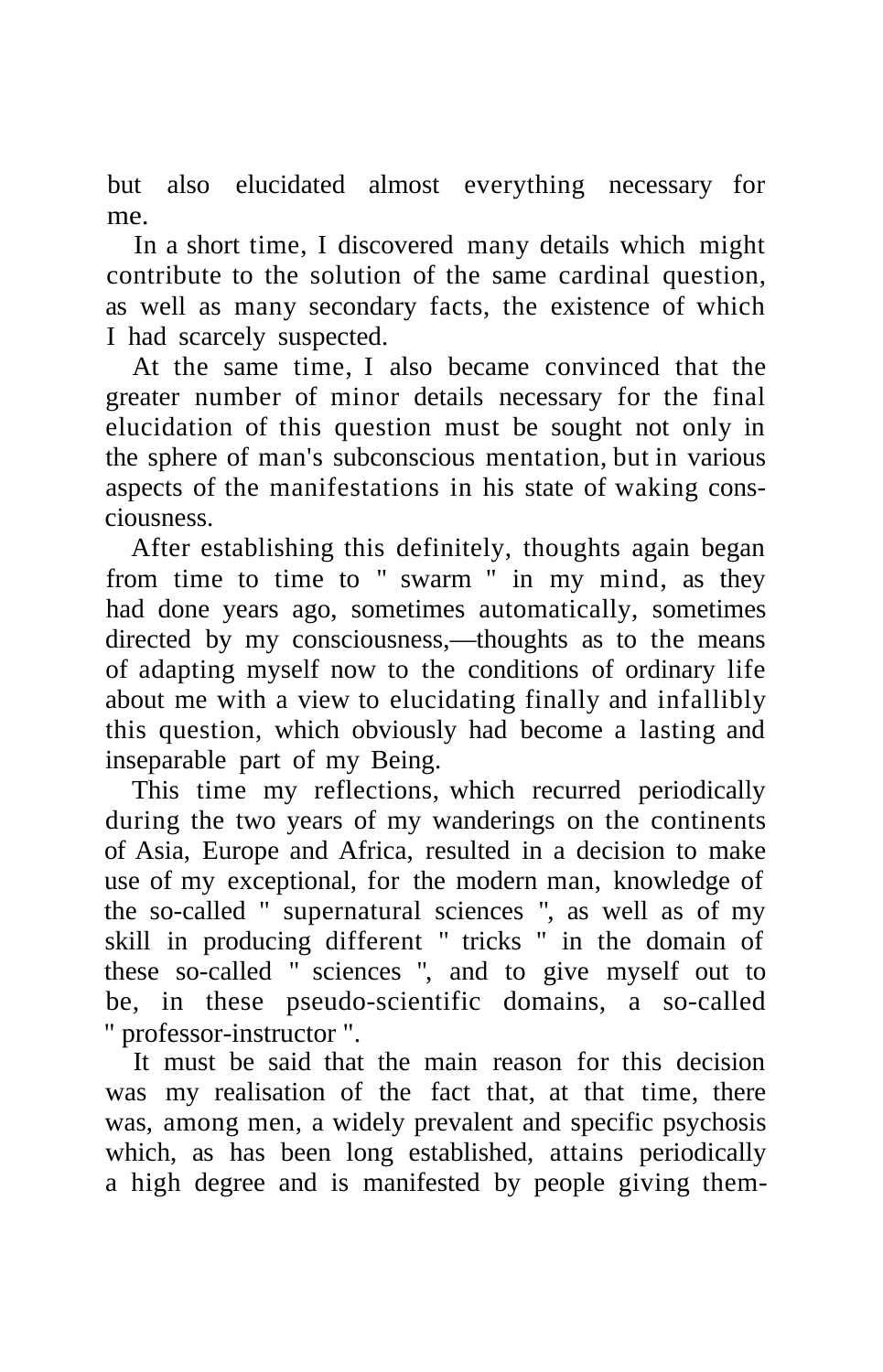but also elucidated almost everything necessary for me.

In a short time, I discovered many details which might contribute to the solution of the same cardinal question, as well as many secondary facts, the existence of which I had scarcely suspected.

At the same time, I also became convinced that the greater number of minor details necessary for the final elucidation of this question must be sought not only in the sphere of man's subconscious mentation, but in various aspects of the manifestations in his state of waking consciousness.

After establishing this definitely, thoughts again began from time to time to " swarm " in my mind, as they had done years ago, sometimes automatically, sometimes directed by my consciousness,—thoughts as to the means of adapting myself now to the conditions of ordinary life about me with a view to elucidating finally and infallibly this question, which obviously had become a lasting and inseparable part of my Being.

This time my reflections, which recurred periodically during the two years of my wanderings on the continents of Asia, Europe and Africa, resulted in a decision to make use of my exceptional, for the modern man, knowledge of the so-called " supernatural sciences ", as well as of my skill in producing different " tricks " in the domain of these so-called " sciences ", and to give myself out to be, in these pseudo-scientific domains, a so-called " professor-instructor ".

It must be said that the main reason for this decision was my realisation of the fact that, at that time, there was, among men, a widely prevalent and specific psychosis which, as has been long established, attains periodically a high degree and is manifested by people giving them-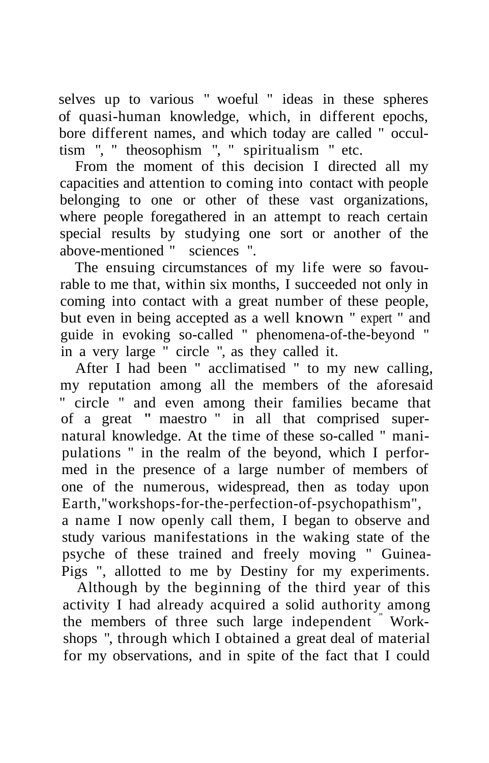selves up to various " woeful " ideas in these spheres of quasi-human knowledge, which, in different epochs, bore different names, and which today are called " occultism ", " theosophism ", " spiritualism " etc.

From the moment of this decision I directed all my capacities and attention to coming into contact with people belonging to one or other of these vast organizations, where people foregathered in an attempt to reach certain special results by studying one sort or another of the above-mentioned " sciences ".

The ensuing circumstances of my life were so favourable to me that, within six months, I succeeded not only in coming into contact with a great number of these people, but even in being accepted as a well known " expert " and guide in evoking so-called " phenomena-of-the-beyond " in a very large " circle ", as they called it.

After I had been " acclimatised " to my new calling, my reputation among all the members of the aforesaid " circle " and even among their families became that of a great " maestro " in all that comprised supernatural knowledge. At the time of these so-called " manipulations " in the realm of the beyond, which I performed in the presence of a large number of members of one of the numerous, widespread, then as today upon Earth,"workshops-for-the-perfection-of-psychopathism", a name I now openly call them, I began to observe and study various manifestations in the waking state of the psyche of these trained and freely moving " Guinea-Pigs ", allotted to me by Destiny for my experiments.

Although by the beginning of the third year of this activity I had already acquired a solid authority among the members of three such large independent " Workshops ", through which I obtained a great deal of material for my observations, and in spite of the fact that I could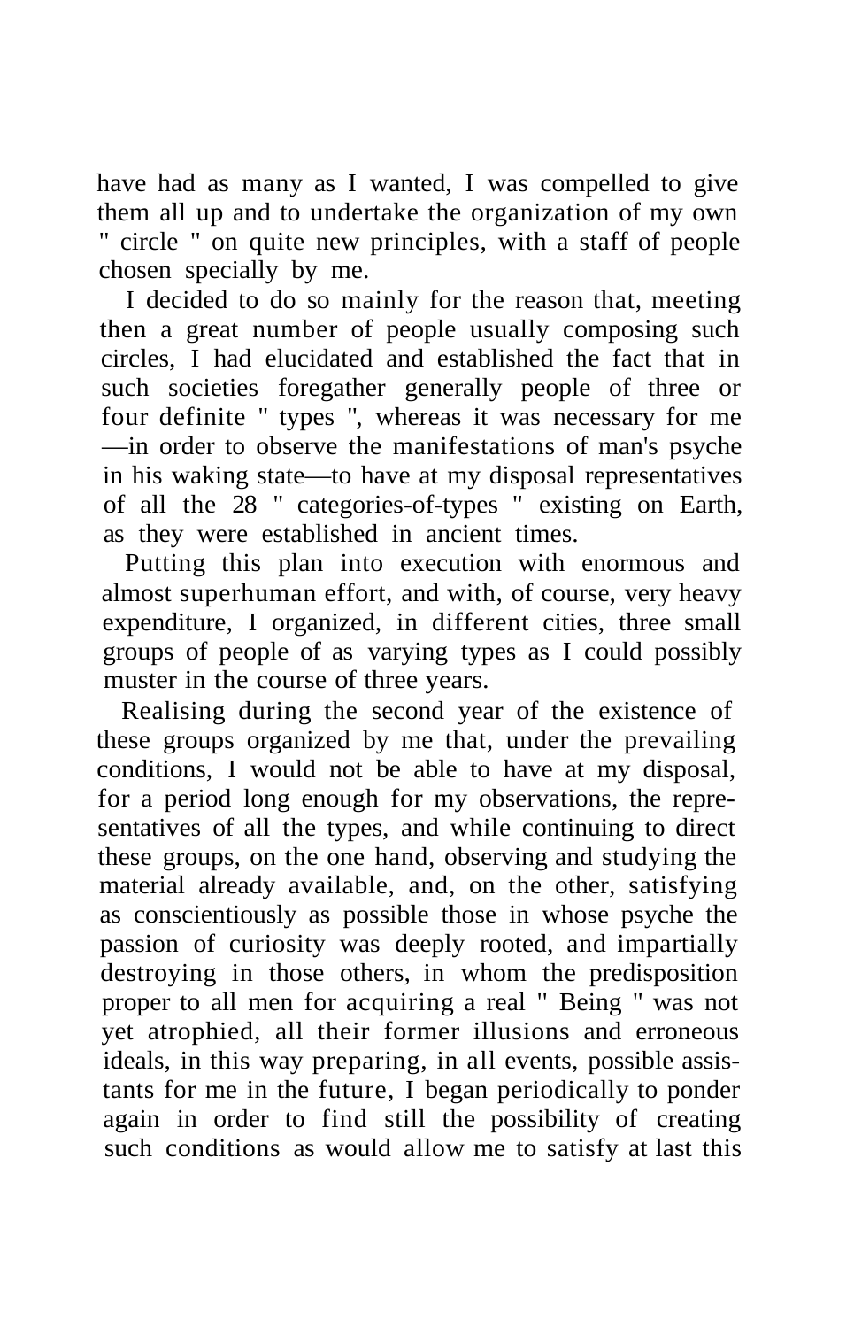have had as many as I wanted, I was compelled to give them all up and to undertake the organization of my own " circle " on quite new principles, with a staff of people chosen specially by me.

I decided to do so mainly for the reason that, meeting then a great number of people usually composing such circles, I had elucidated and established the fact that in such societies foregather generally people of three or four definite " types ", whereas it was necessary for me —in order to observe the manifestations of man's psyche in his waking state—to have at my disposal representatives of all the 28 " categories-of-types " existing on Earth, as they were established in ancient times.

Putting this plan into execution with enormous and almost superhuman effort, and with, of course, very heavy expenditure, I organized, in different cities, three small groups of people of as varying types as I could possibly muster in the course of three years.

Realising during the second year of the existence of these groups organized by me that, under the prevailing conditions, I would not be able to have at my disposal, for a period long enough for my observations, the representatives of all the types, and while continuing to direct these groups, on the one hand, observing and studying the material already available, and, on the other, satisfying as conscientiously as possible those in whose psyche the passion of curiosity was deeply rooted, and impartially destroying in those others, in whom the predisposition proper to all men for acquiring a real " Being " was not yet atrophied, all their former illusions and erroneous ideals, in this way preparing, in all events, possible assistants for me in the future, I began periodically to ponder again in order to find still the possibility of creating such conditions as would allow me to satisfy at last this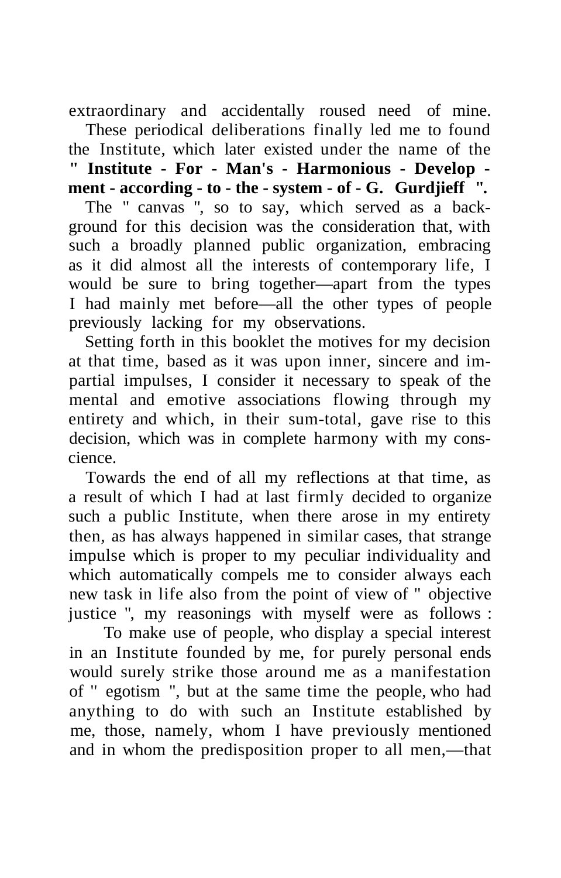extraordinary and accidentally roused need of mine.

These periodical deliberations finally led me to found the Institute, which later existed under the name of the **" Institute - For - Man's - Harmonious - Development - according - to - the - system - of - G. Gurdjieff ".**

The " canvas ", so to say, which served as a background for this decision was the consideration that, with such a broadly planned public organization, embracing as it did almost all the interests of contemporary life, I would be sure to bring together—apart from the types I had mainly met before—all the other types of people previously lacking for my observations.

Setting forth in this booklet the motives for my decision at that time, based as it was upon inner, sincere and impartial impulses, I consider it necessary to speak of the mental and emotive associations flowing through my entirety and which, in their sum-total, gave rise to this decision, which was in complete harmony with my conscience.

Towards the end of all my reflections at that time, as a result of which I had at last firmly decided to organize such a public Institute, when there arose in my entirety then, as has always happened in similar cases, that strange impulse which is proper to my peculiar individuality and which automatically compels me to consider always each new task in life also from the point of view of " objective justice ", my reasonings with myself were as follows :

To make use of people, who display a special interest in an Institute founded by me, for purely personal ends would surely strike those around me as a manifestation of " egotism ", but at the same time the people, who had anything to do with such an Institute established by me, those, namely, whom I have previously mentioned and in whom the predisposition proper to all men,—that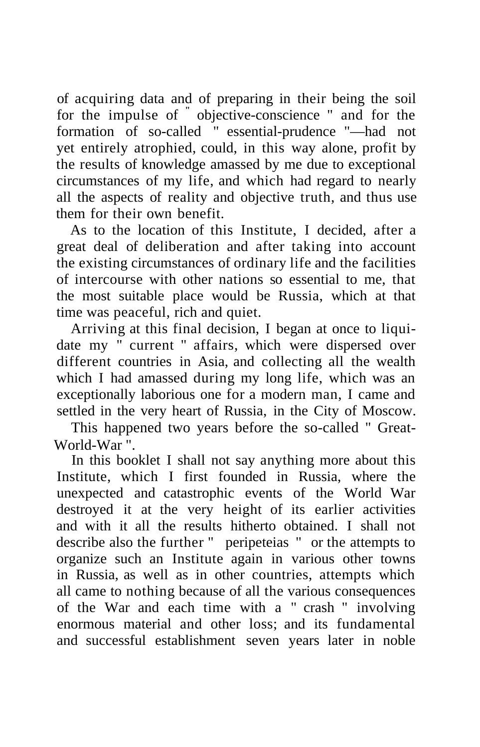of acquiring data and of preparing in their being the soil for the impulse of " objective-conscience " and for the formation of so-called " essential-prudence "—had not yet entirely atrophied, could, in this way alone, profit by the results of knowledge amassed by me due to exceptional circumstances of my life, and which had regard to nearly all the aspects of reality and objective truth, and thus use them for their own benefit.

As to the location of this Institute, I decided, after a great deal of deliberation and after taking into account the existing circumstances of ordinary life and the facilities of intercourse with other nations so essential to me, that the most suitable place would be Russia, which at that time was peaceful, rich and quiet.

Arriving at this final decision, I began at once to liquidate my " current " affairs, which were dispersed over different countries in Asia, and collecting all the wealth which I had amassed during my long life, which was an exceptionally laborious one for a modern man, I came and settled in the very heart of Russia, in the City of Moscow.

This happened two years before the so-called " Great-World-War ".

In this booklet I shall not say anything more about this Institute, which I first founded in Russia, where the unexpected and catastrophic events of the World War destroyed it at the very height of its earlier activities and with it all the results hitherto obtained. I shall not describe also the further " peripeteias " or the attempts to organize such an Institute again in various other towns in Russia, as well as in other countries, attempts which all came to nothing because of all the various consequences of the War and each time with a " crash " involving enormous material and other loss; and its fundamental and successful establishment seven years later in noble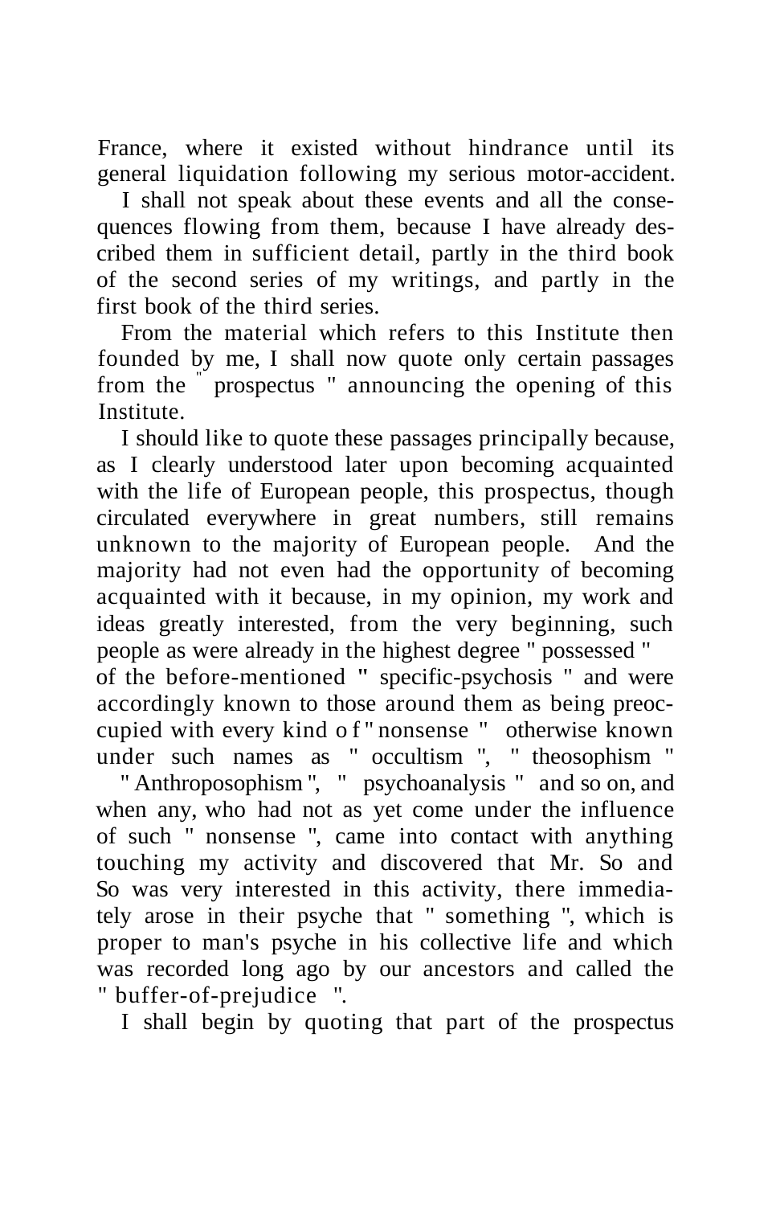France, where it existed without hindrance until its general liquidation following my serious motor-accident.

I shall not speak about these events and all the consequences flowing from them, because I have already described them in sufficient detail, partly in the third book of the second series of my writings, and partly in the first book of the third series.

From the material which refers to this Institute then founded by me, I shall now quote only certain passages from the " prospectus " announcing the opening of this Institute.

I should like to quote these passages principally because, as I clearly understood later upon becoming acquainted with the life of European people, this prospectus, though circulated everywhere in great numbers, still remains unknown to the majority of European people. And the majority had not even had the opportunity of becoming acquainted with it because, in my opinion, my work and ideas greatly interested, from the very beginning, such people as were already in the highest degree " possessed " of the before-mentioned " specific-psychosis " and were accordingly known to those around them as being preoccupied with every kind of " nonsense " otherwise known under such names as " occultism ", " theosophism " " Anthroposophism ", " psychoanalysis " and so on, and when any, who had not as yet come under the influence of such " nonsense ", came into contact with anything touching my activity and discovered that Mr. So and So was very interested in this activity, there immediately arose in their psyche that " something ", which is proper to man's psyche in his collective life and which was recorded long ago by our ancestors and called the " buffer-of-prejudice ".

I shall begin by quoting that part of the prospectus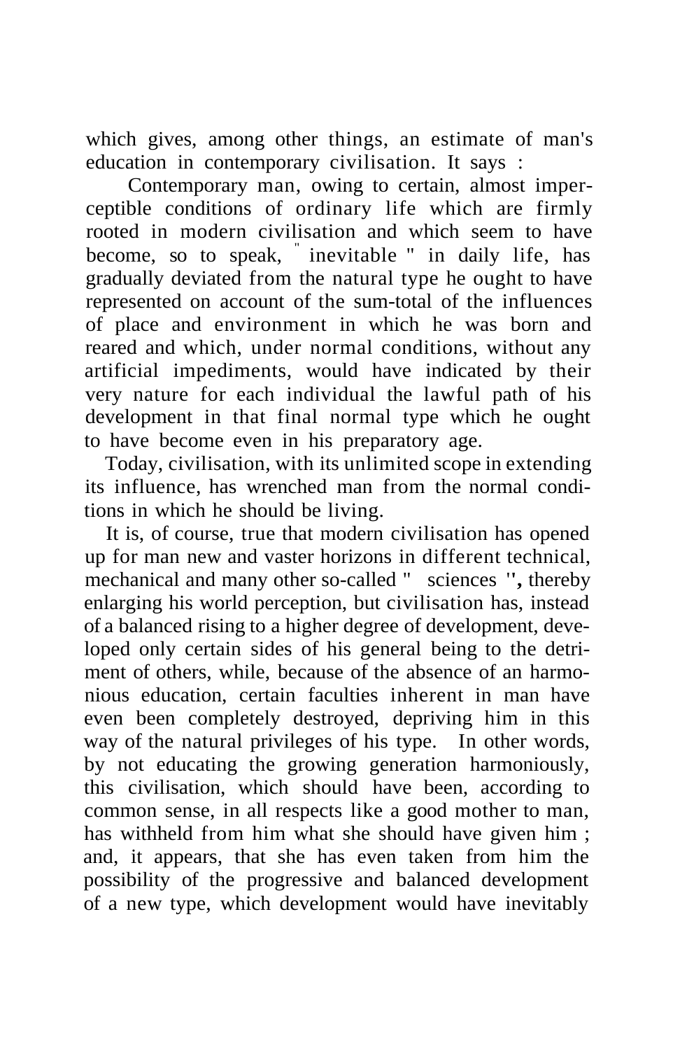which gives, among other things, an estimate of man's education in contemporary civilisation. It says :

Contemporary man, owing to certain, almost imperceptible conditions of ordinary life which are firmly rooted in modern civilisation and which seem to have become, so to speak, " inevitable " in daily life, has gradually deviated from the natural type he ought to have represented on account of the sum-total of the influences of place and environment in which he was born and reared and which, under normal conditions, without any artificial impediments, would have indicated by their very nature for each individual the lawful path of his development in that final normal type which he ought to have become even in his preparatory age.

Today, civilisation, with its unlimited scope in extending its influence, has wrenched man from the normal conditions in which he should be living.

It is, of course, true that modern civilisation has opened up for man new and vaster horizons in different technical, mechanical and many other so-called " sciences ", thereby enlarging his world perception, but civilisation has, instead of a balanced rising to a higher degree of development, developed only certain sides of his general being to the detriment of others, while, because of the absence of an harmonious education, certain faculties inherent in man have even been completely destroyed, depriving him in this way of the natural privileges of his type. In other words, by not educating the growing generation harmoniously, this civilisation, which should have been, according to common sense, in all respects like a good mother to man, has withheld from him what she should have given him ; and, it appears, that she has even taken from him the possibility of the progressive and balanced development of a new type, which development would have inevitably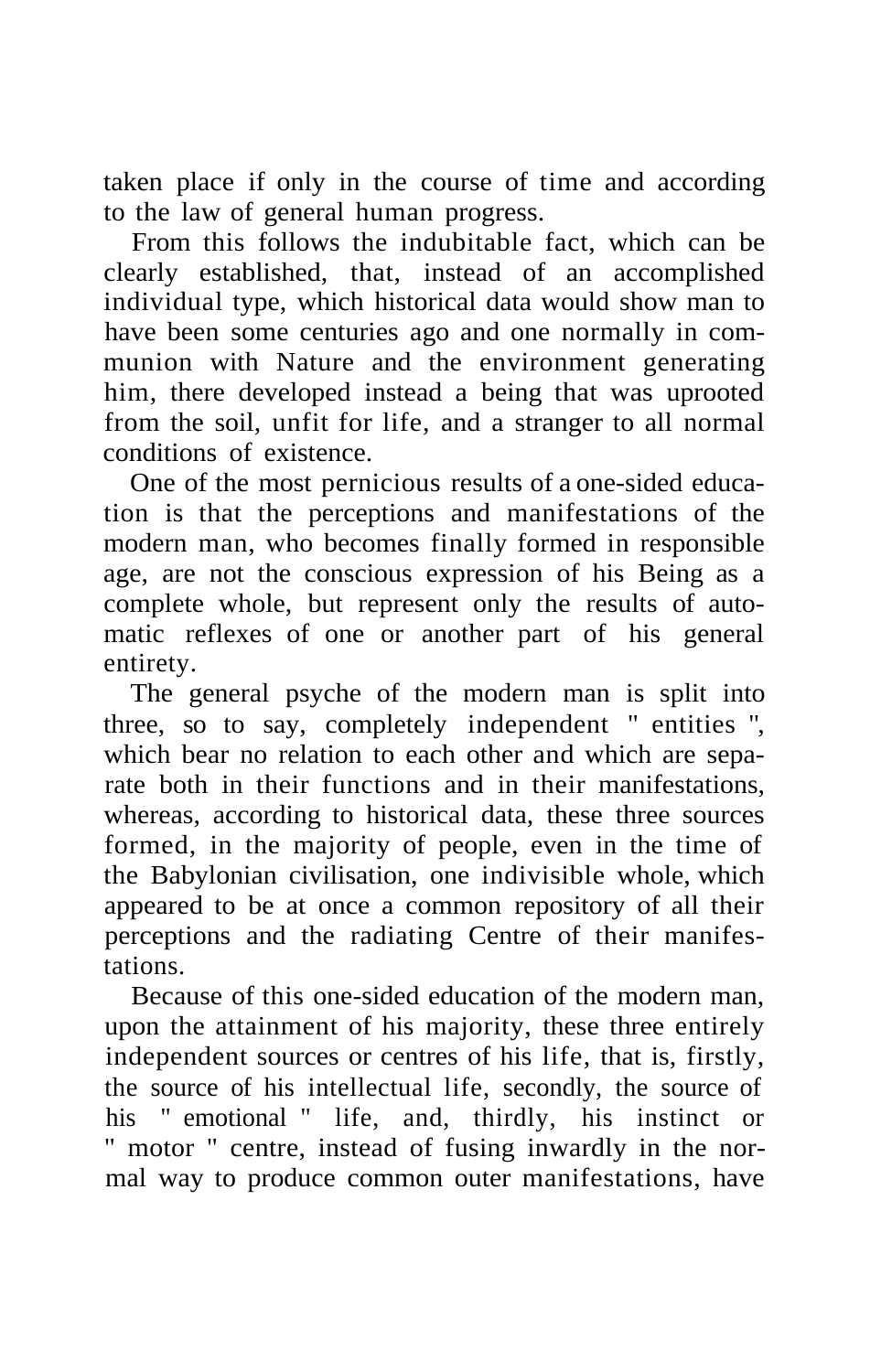taken place if only in the course of time and according to the law of general human progress.

From this follows the indubitable fact, which can be clearly established, that, instead of an accomplished individual type, which historical data would show man to have been some centuries ago and one normally in communion with Nature and the environment generating him, there developed instead a being that was uprooted from the soil, unfit for life, and a stranger to all normal conditions of existence.

One of the most pernicious results of a one-sided education is that the perceptions and manifestations of the modern man, who becomes finally formed in responsible age, are not the conscious expression of his Being as a complete whole, but represent only the results of automatic reflexes of one or another part of his general entirety.

The general psyche of the modern man is split into three, so to say, completely independent " entities ", which bear no relation to each other and which are separate both in their functions and in their manifestations, whereas, according to historical data, these three sources formed, in the majority of people, even in the time of the Babylonian civilisation, one indivisible whole, which appeared to be at once a common repository of all their perceptions and the radiating Centre of their manifestations.

Because of this one-sided education of the modern man, upon the attainment of his majority, these three entirely independent sources or centres of his life, that is, firstly, the source of his intellectual life, secondly, the source of his " emotional " life, and, thirdly, his instinct or " motor " centre, instead of fusing inwardly in the normal way to produce common outer manifestations, have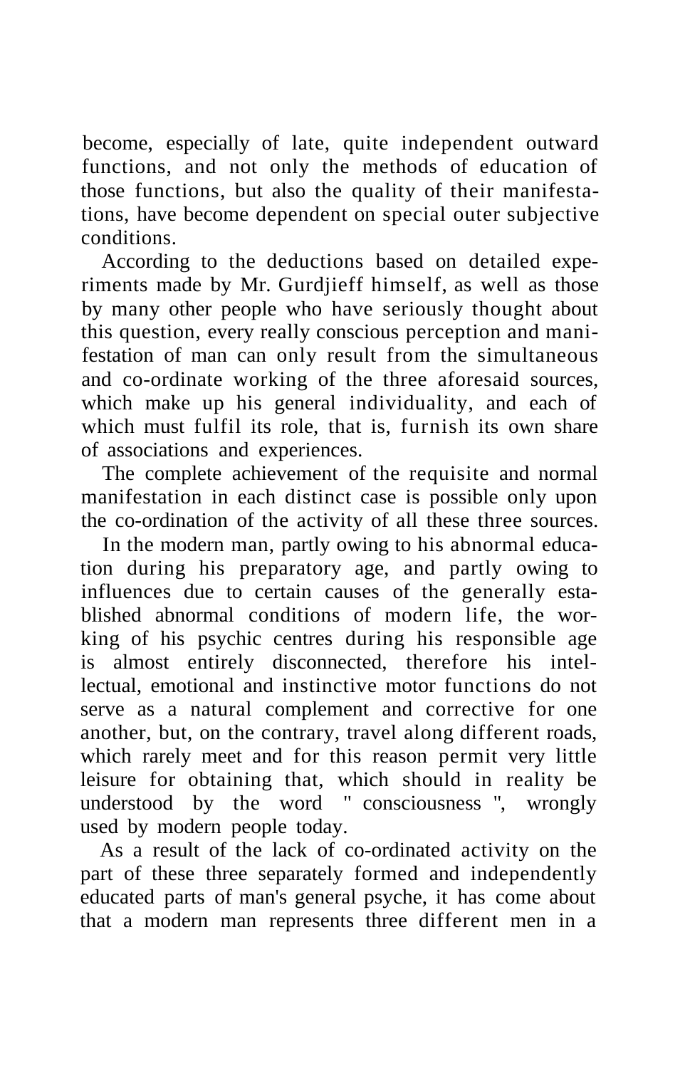become, especially of late, quite independent outward functions, and not only the methods of education of those functions, but also the quality of their manifestations, have become dependent on special outer subjective conditions.

According to the deductions based on detailed experiments made by Mr. Gurdjieff himself, as well as those by many other people who have seriously thought about this question, every really conscious perception and manifestation of man can only result from the simultaneous and co-ordinate working of the three aforesaid sources, which make up his general individuality, and each of which must fulfil its role, that is, furnish its own share of associations and experiences.

The complete achievement of the requisite and normal manifestation in each distinct case is possible only upon the co-ordination of the activity of all these three sources.

In the modern man, partly owing to his abnormal education during his preparatory age, and partly owing to influences due to certain causes of the generally established abnormal conditions of modern life, the working of his psychic centres during his responsible age is almost entirely disconnected, therefore his intellectual, emotional and instinctive motor functions do not serve as a natural complement and corrective for one another, but, on the contrary, travel along different roads, which rarely meet and for this reason permit very little leisure for obtaining that, which should in reality be understood by the word " consciousness ", wrongly used by modern people today.

As a result of the lack of co-ordinated activity on the part of these three separately formed and independently educated parts of man's general psyche, it has come about that a modern man represents three different men in a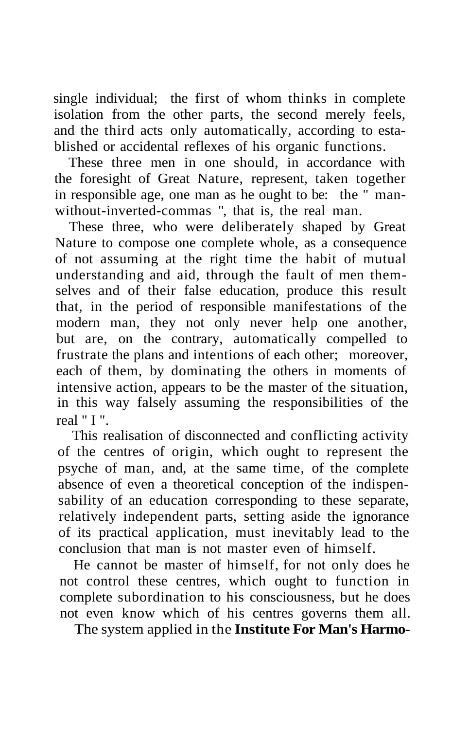single individual; the first of whom thinks in complete isolation from the other parts, the second merely feels, and the third acts only automatically, according to established or accidental reflexes of his organic functions.

These three men in one should, in accordance with the foresight of Great Nature, represent, taken together in responsible age, one man as he ought to be: the " man-without-inverted-commas ", that is, the real man.

These three, who were deliberately shaped by Great Nature to compose one complete whole, as a consequence of not assuming at the right time the habit of mutual understanding and aid, through the fault of men themselves and of their false education, produce this result that, in the period of responsible manifestations of the modern man, they not only never help one another, but are, on the contrary, automatically compelled to frustrate the plans and intentions of each other; moreover, each of them, by dominating the others in moments of intensive action, appears to be the master of the situation, in this way falsely assuming the responsibilities of the real " I ".

This realisation of disconnected and conflicting activity of the centres of origin, which ought to represent the psyche of man, and, at the same time, of the complete absence of even a theoretical conception of the indispensability of an education corresponding to these separate, relatively independent parts, setting aside the ignorance of its practical application, must inevitably lead to the conclusion that man is not master even of himself.

He cannot be master of himself, for not only does he not control these centres, which ought to function in complete subordination to his consciousness, but he does not even know which of his centres governs them all.

The system applied in the **Institute For Man's Harmo-**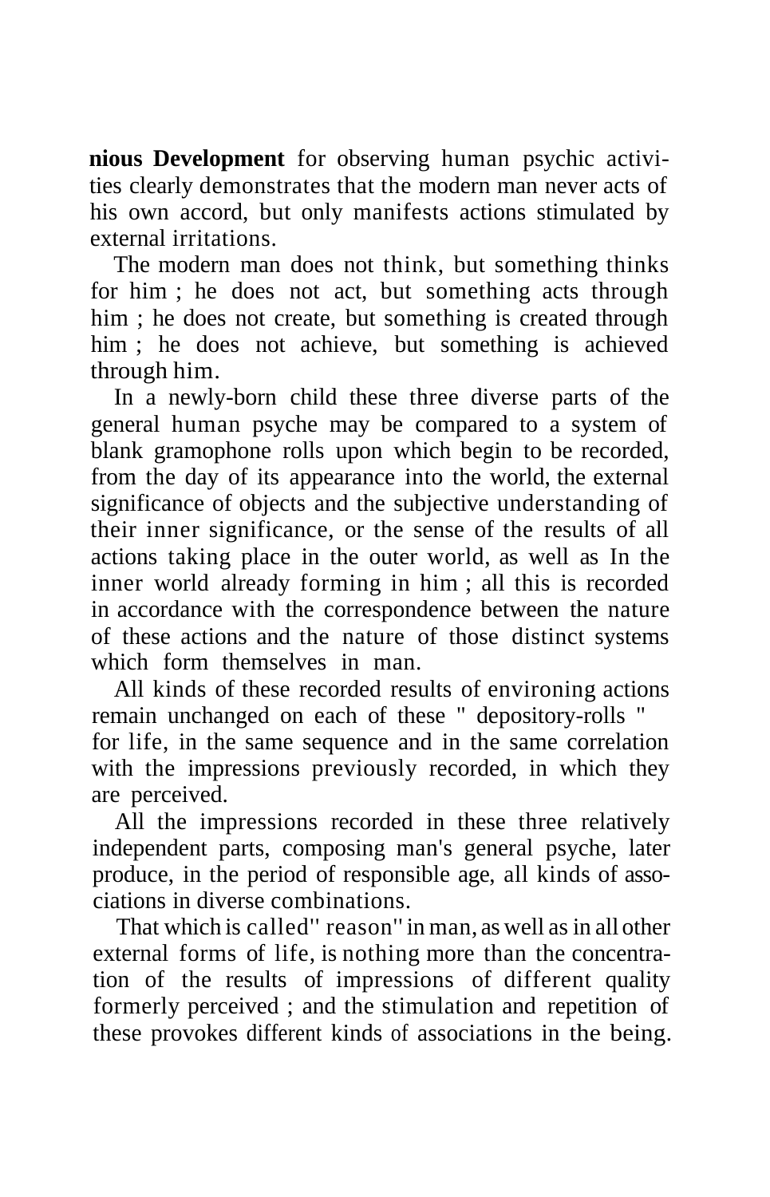**nious Development** for observing human psychic activities clearly demonstrates that the modern man never acts of his own accord, but only manifests actions stimulated by external irritations.

The modern man does not think, but something thinks for him ; he does not act, but something acts through him ; he does not create, but something is created through him ; he does not achieve, but something is achieved through him.

In a newly-born child these three diverse parts of the general human psyche may be compared to a system of blank gramophone rolls upon which begin to be recorded, from the day of its appearance into the world, the external significance of objects and the subjective understanding of their inner significance, or the sense of the results of all actions taking place in the outer world, as well as In the inner world already forming in him ; all this is recorded in accordance with the correspondence between the nature of these actions and the nature of those distinct systems which form themselves in man.

All kinds of these recorded results of environing actions remain unchanged on each of these " depository-rolls " for life, in the same sequence and in the same correlation with the impressions previously recorded, in which they are perceived.

All the impressions recorded in these three relatively independent parts, composing man's general psyche, later produce, in the period of responsible age, all kinds of associations in diverse combinations.

That which is called" reason" in man, as well as in all other external forms of life, is nothing more than the concentration of the results of impressions of different quality formerly perceived ; and the stimulation and repetition of these provokes different kinds of associations in the being.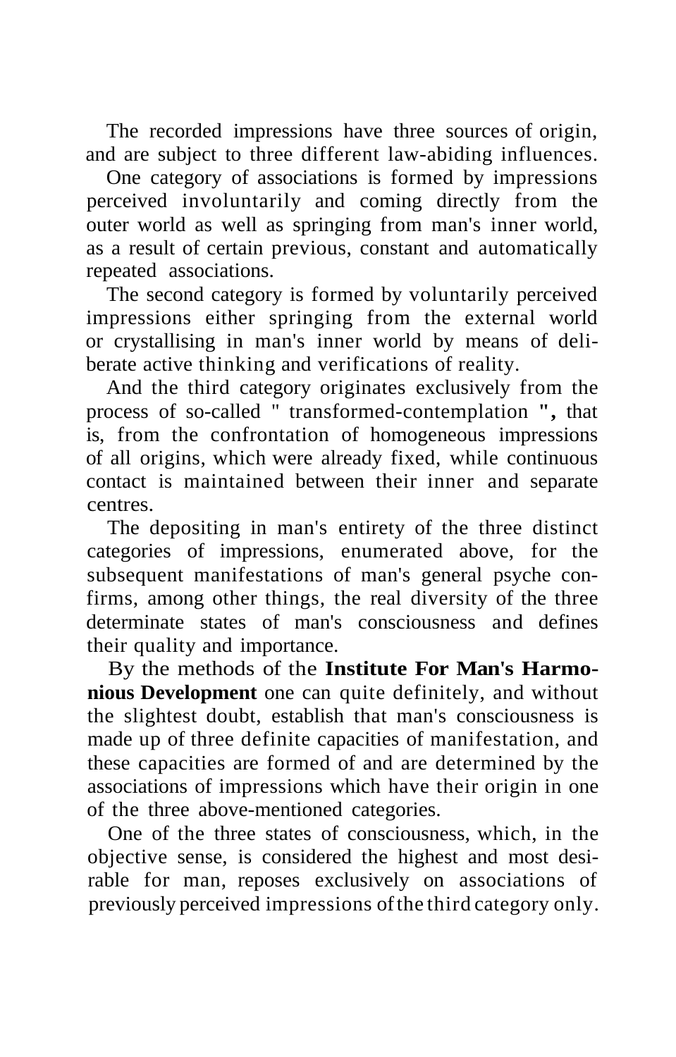The recorded impressions have three sources of origin, and are subject to three different law-abiding influences.

One category of associations is formed by impressions perceived involuntarily and coming directly from the outer world as well as springing from man's inner world, as a result of certain previous, constant and automatically repeated associations.

The second category is formed by voluntarily perceived impressions either springing from the external world or crystallising in man's inner world by means of deliberate active thinking and verifications of reality.

And the third category originates exclusively from the process of so-called " transformed-contemplation ", that is, from the confrontation of homogeneous impressions of all origins, which were already fixed, while continuous contact is maintained between their inner and separate centres.

The depositing in man's entirety of the three distinct categories of impressions, enumerated above, for the subsequent manifestations of man's general psyche confirms, among other things, the real diversity of the three determinate states of man's consciousness and defines their quality and importance.

By the methods of the **Institute For Man's Harmonious Development** one can quite definitely, and without the slightest doubt, establish that man's consciousness is made up of three definite capacities of manifestation, and these capacities are formed of and are determined by the associations of impressions which have their origin in one of the three above-mentioned categories.

One of the three states of consciousness, which, in the objective sense, is considered the highest and most desirable for man, reposes exclusively on associations of previously perceived impressions of the third category only.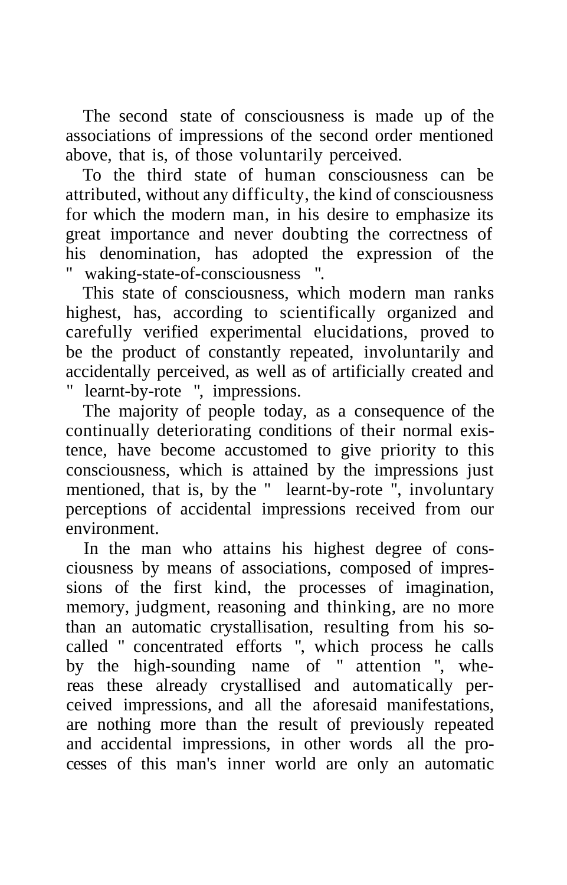The second state of consciousness is made up of the associations of impressions of the second order mentioned above, that is, of those voluntarily perceived.

To the third state of human consciousness can be attributed, without any difficulty, the kind of consciousness for which the modern man, in his desire to emphasize its great importance and never doubting the correctness of his denomination, has adopted the expression of the " waking-state-of-consciousness ".

This state of consciousness, which modern man ranks highest, has, according to scientifically organized and carefully verified experimental elucidations, proved to be the product of constantly repeated, involuntarily and accidentally perceived, as well as of artificially created and " learnt-by-rote ", impressions.

The majority of people today, as a consequence of the continually deteriorating conditions of their normal existence, have become accustomed to give priority to this consciousness, which is attained by the impressions just mentioned, that is, by the " learnt-by-rote ", involuntary perceptions of accidental impressions received from our environment.

In the man who attains his highest degree of consciousness by means of associations, composed of impressions of the first kind, the processes of imagination, memory, judgment, reasoning and thinking, are no more than an automatic crystallisation, resulting from his so-called " concentrated efforts ", which process he calls by the high-sounding name of " attention ", whereas these already crystallised and automatically perceived impressions, and all the aforesaid manifestations, are nothing more than the result of previously repeated and accidental impressions, in other words all the processes of this man's inner world are only an automatic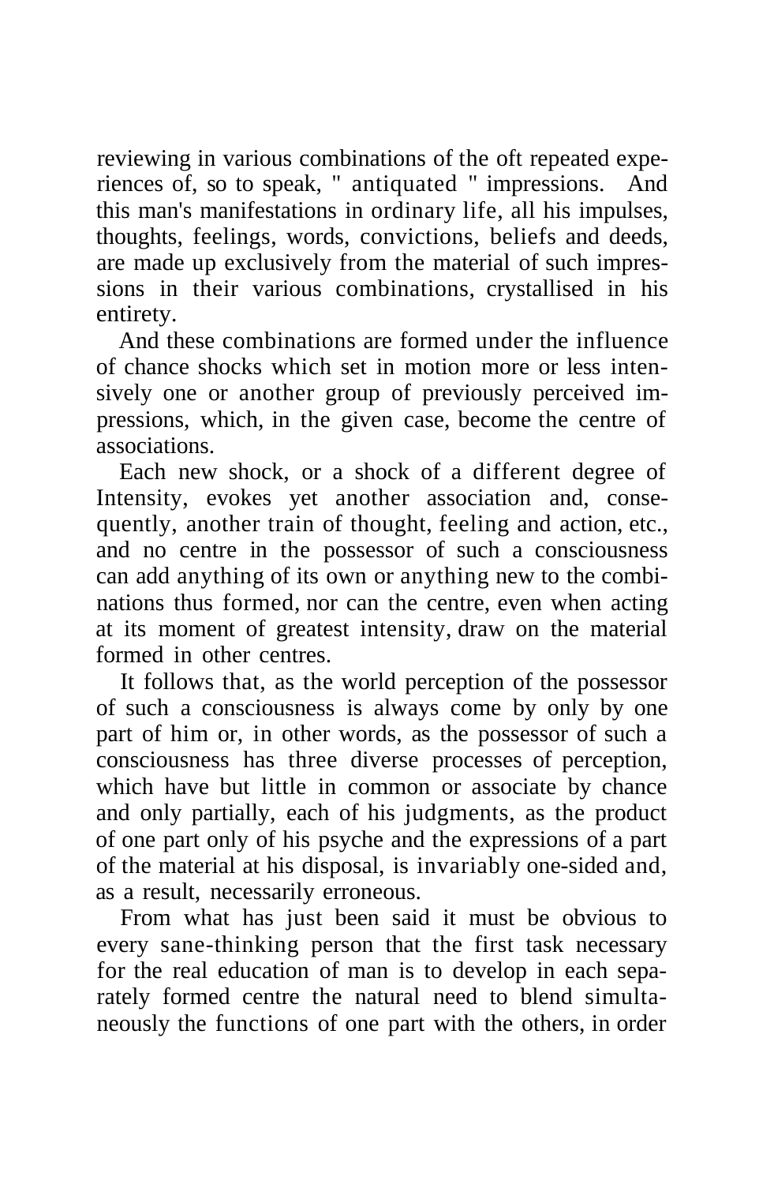reviewing in various combinations of the oft repeated experiences of, so to speak, " antiquated " impressions. And this man's manifestations in ordinary life, all his impulses, thoughts, feelings, words, convictions, beliefs and deeds, are made up exclusively from the material of such impressions in their various combinations, crystallised in his entirety.

And these combinations are formed under the influence of chance shocks which set in motion more or less intensively one or another group of previously perceived impressions, which, in the given case, become the centre of associations.

Each new shock, or a shock of a different degree of Intensity, evokes yet another association and, consequently, another train of thought, feeling and action, etc., and no centre in the possessor of such a consciousness can add anything of its own or anything new to the combinations thus formed, nor can the centre, even when acting at its moment of greatest intensity, draw on the material formed in other centres.

It follows that, as the world perception of the possessor of such a consciousness is always come by only by one part of him or, in other words, as the possessor of such a consciousness has three diverse processes of perception, which have but little in common or associate by chance and only partially, each of his judgments, as the product of one part only of his psyche and the expressions of a part of the material at his disposal, is invariably one-sided and, as a result, necessarily erroneous.

From what has just been said it must be obvious to every sane-thinking person that the first task necessary for the real education of man is to develop in each separately formed centre the natural need to blend simultaneously the functions of one part with the others, in order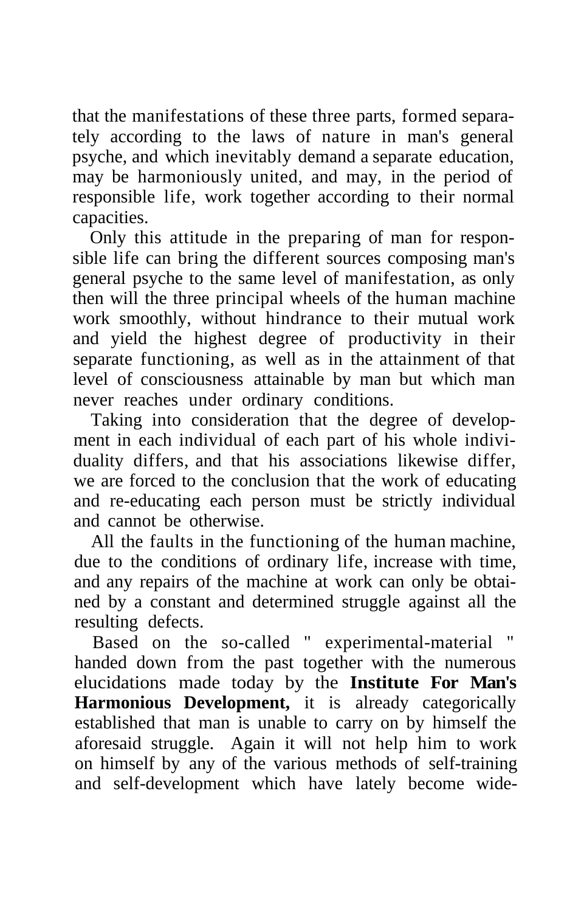that the manifestations of these three parts, formed separately according to the laws of nature in man's general psyche, and which inevitably demand a separate education, may be harmoniously united, and may, in the period of responsible life, work together according to their normal capacities.

Only this attitude in the preparing of man for responsible life can bring the different sources composing man's general psyche to the same level of manifestation, as only then will the three principal wheels of the human machine work smoothly, without hindrance to their mutual work and yield the highest degree of productivity in their separate functioning, as well as in the attainment of that level of consciousness attainable by man but which man never reaches under ordinary conditions.

Taking into consideration that the degree of development in each individual of each part of his whole individuality differs, and that his associations likewise differ, we are forced to the conclusion that the work of educating and re-educating each person must be strictly individual and cannot be otherwise.

All the faults in the functioning of the human machine, due to the conditions of ordinary life, increase with time, and any repairs of the machine at work can only be obtained by a constant and determined struggle against all the resulting defects.

Based on the so-called " experimental-material " handed down from the past together with the numerous elucidations made today by the **Institute For Man's Harmonious Development,** it is already categorically established that man is unable to carry on by himself the aforesaid struggle. Again it will not help him to work on himself by any of the various methods of self-training and self-development which have lately become wide-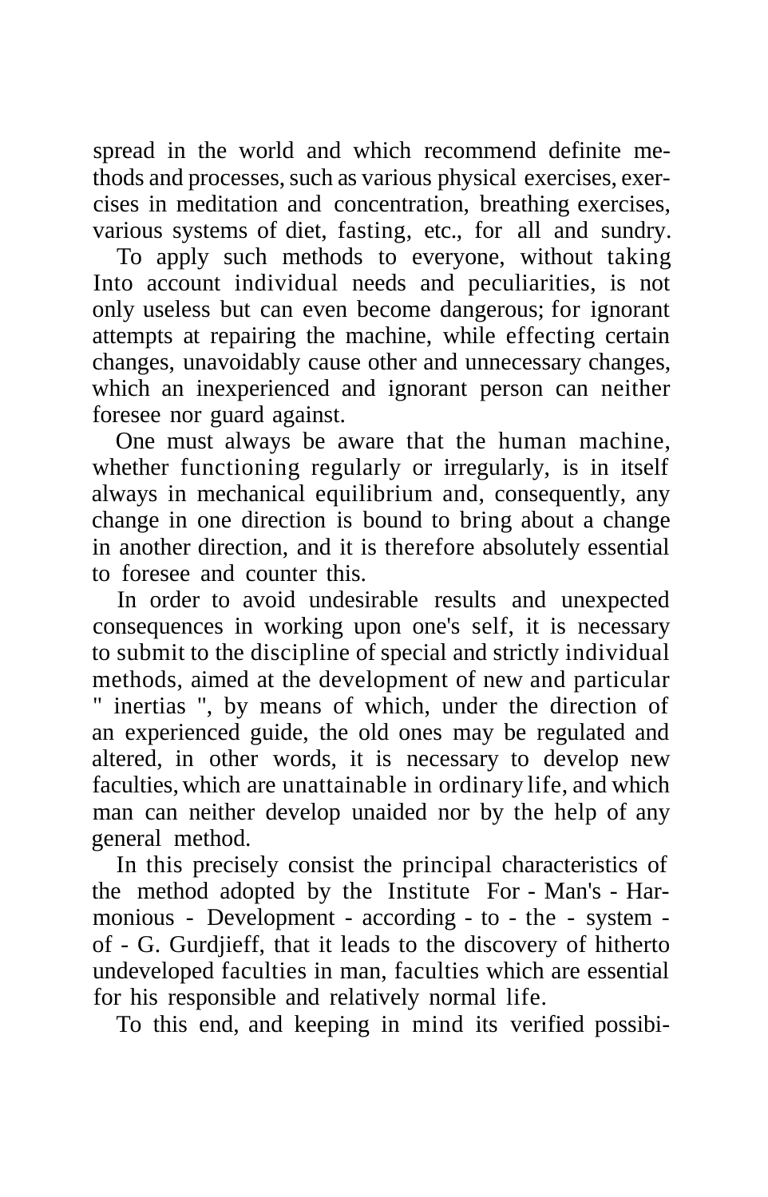spread in the world and which recommend definite methods and processes, such as various physical exercises, exercises in meditation and concentration, breathing exercises, various systems of diet, fasting, etc., for all and sundry.

To apply such methods to everyone, without taking Into account individual needs and peculiarities, is not only useless but can even become dangerous; for ignorant attempts at repairing the machine, while effecting certain changes, unavoidably cause other and unnecessary changes, which an inexperienced and ignorant person can neither foresee nor guard against.

One must always be aware that the human machine, whether functioning regularly or irregularly, is in itself always in mechanical equilibrium and, consequently, any change in one direction is bound to bring about a change in another direction, and it is therefore absolutely essential to foresee and counter this.

In order to avoid undesirable results and unexpected consequences in working upon one's self, it is necessary to submit to the discipline of special and strictly individual methods, aimed at the development of new and particular " inertias ", by means of which, under the direction of an experienced guide, the old ones may be regulated and altered, in other words, it is necessary to develop new faculties, which are unattainable in ordinary life, and which man can neither develop unaided nor by the help of any general method.

In this precisely consist the principal characteristics of the method adopted by the Institute For - Man's - Harmonious - Development - according - to - the - system - of - G. Gurdjieff, that it leads to the discovery of hitherto undeveloped faculties in man, faculties which are essential for his responsible and relatively normal life.

To this end, and keeping in mind its verified possibi-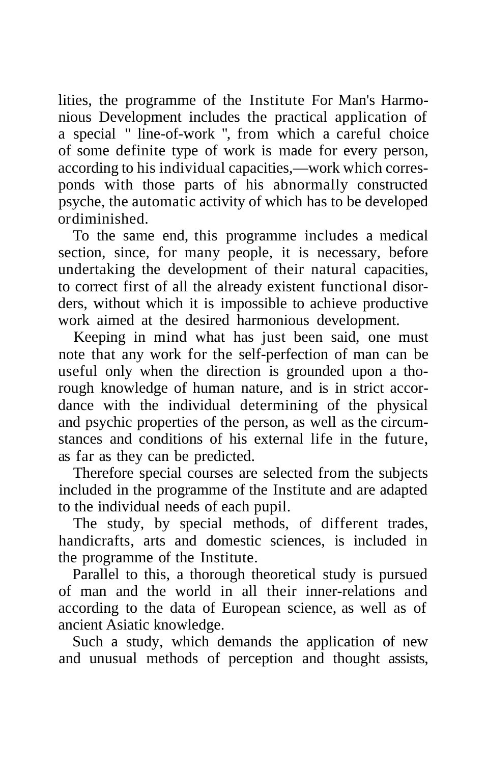lities, the programme of the Institute For Man's Harmonious Development includes the practical application of a special " line-of-work ", from which a careful choice of some definite type of work is made for every person, according to his individual capacities,—work which corresponds with those parts of his abnormally constructed psyche, the automatic activity of which has to be developed ordiminished.

To the same end, this programme includes a medical section, since, for many people, it is necessary, before undertaking the development of their natural capacities, to correct first of all the already existent functional disorders, without which it is impossible to achieve productive work aimed at the desired harmonious development.

Keeping in mind what has just been said, one must note that any work for the self-perfection of man can be useful only when the direction is grounded upon a thorough knowledge of human nature, and is in strict accordance with the individual determining of the physical and psychic properties of the person, as well as the circumstances and conditions of his external life in the future, as far as they can be predicted.

Therefore special courses are selected from the subjects included in the programme of the Institute and are adapted to the individual needs of each pupil.

The study, by special methods, of different trades, handicrafts, arts and domestic sciences, is included in the programme of the Institute.

Parallel to this, a thorough theoretical study is pursued of man and the world in all their inner-relations and according to the data of European science, as well as of ancient Asiatic knowledge.

Such a study, which demands the application of new and unusual methods of perception and thought assists,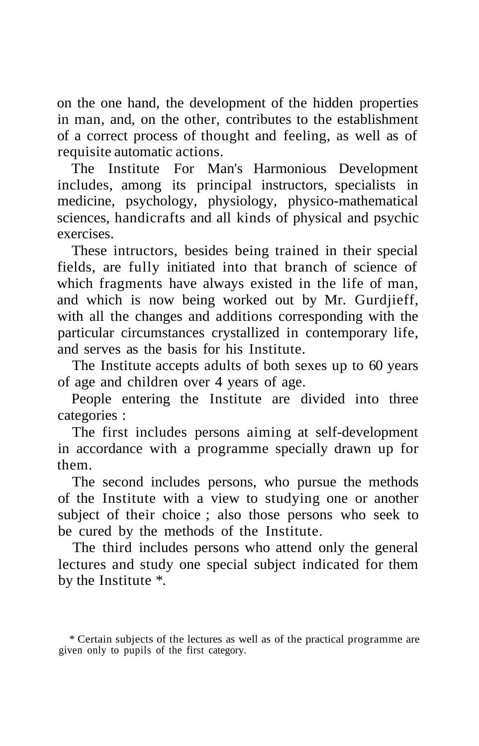on the one hand, the development of the hidden properties in man, and, on the other, contributes to the establishment of a correct process of thought and feeling, as well as of requisite automatic actions.

The Institute For Man's Harmonious Development includes, among its principal instructors, specialists in medicine, psychology, physiology, physico-mathematical sciences, handicrafts and all kinds of physical and psychic exercises.

These intructors, besides being trained in their special fields, are fully initiated into that branch of science of which fragments have always existed in the life of man, and which is now being worked out by Mr. Gurdjieff, with all the changes and additions corresponding with the particular circumstances crystallized in contemporary life, and serves as the basis for his Institute.

The Institute accepts adults of both sexes up to 60 years of age and children over 4 years of age.

People entering the Institute are divided into three categories :

The first includes persons aiming at self-development in accordance with a programme specially drawn up for them.

The second includes persons, who pursue the methods of the Institute with a view to studying one or another subject of their choice ; also those persons who seek to be cured by the methods of the Institute.

The third includes persons who attend only the general lectures and study one special subject indicated for them by the Institute *.

* Certain subjects of the lectures as well as of the practical programme are given only to pupils of the first category.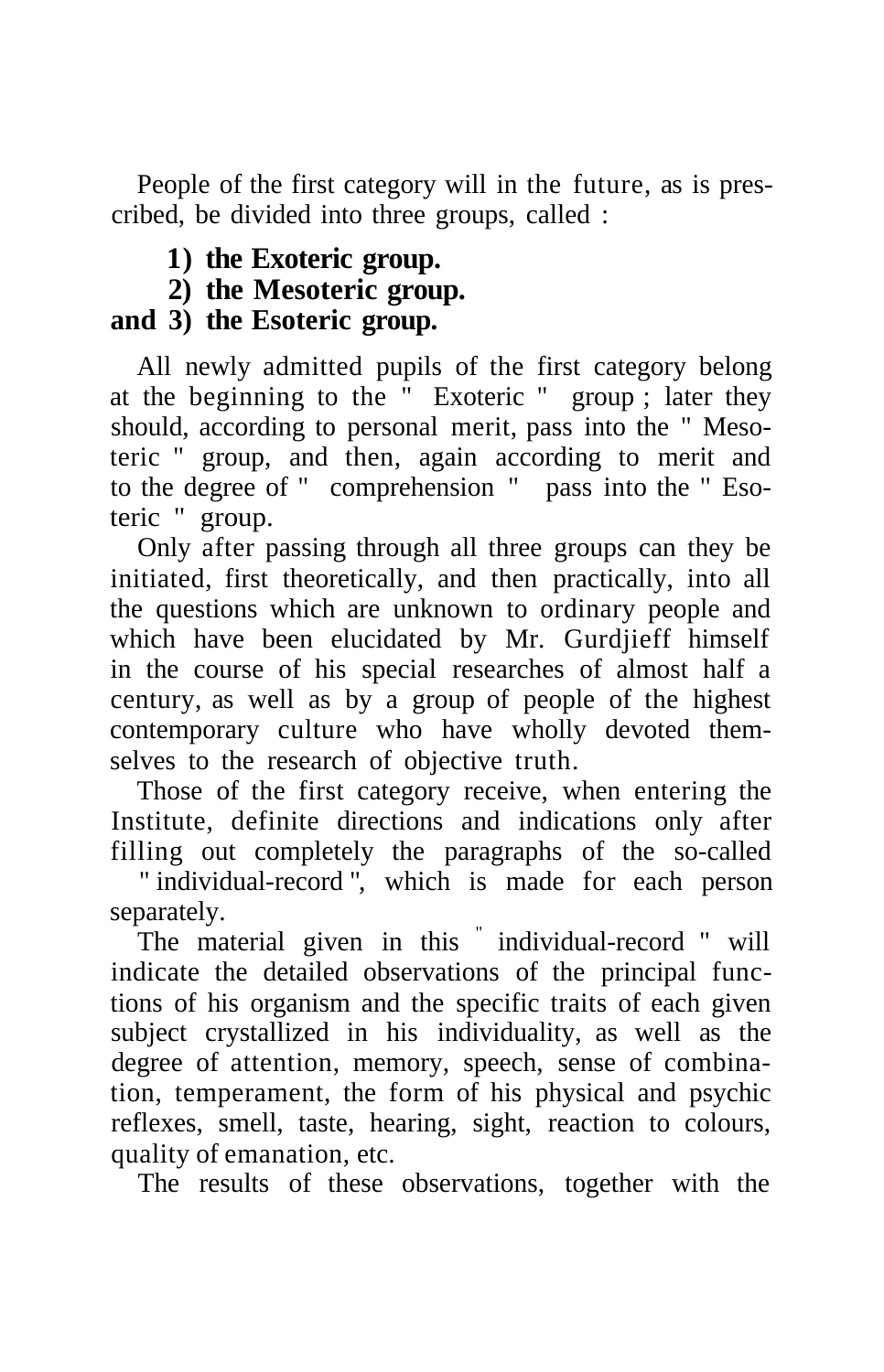People of the first category will in the future, as is prescribed, be divided into three groups, called :

**1) the Exoteric group.**
**2) the Mesoteric group.**
**and 3) the Esoteric group.**

All newly admitted pupils of the first category belong at the beginning to the " Exoteric " group ; later they should, according to personal merit, pass into the " Mesoteric " group, and then, again according to merit and to the degree of " comprehension " pass into the " Esoteric " group.

Only after passing through all three groups can they be initiated, first theoretically, and then practically, into all the questions which are unknown to ordinary people and which have been elucidated by Mr. Gurdjieff himself in the course of his special researches of almost half a century, as well as by a group of people of the highest contemporary culture who have wholly devoted themselves to the research of objective truth.

Those of the first category receive, when entering the Institute, definite directions and indications only after filling out completely the paragraphs of the so-called " individual-record ", which is made for each person separately.

The material given in this " individual-record " will indicate the detailed observations of the principal functions of his organism and the specific traits of each given subject crystallized in his individuality, as well as the degree of attention, memory, speech, sense of combination, temperament, the form of his physical and psychic reflexes, smell, taste, hearing, sight, reaction to colours, quality of emanation, etc.

The results of these observations, together with the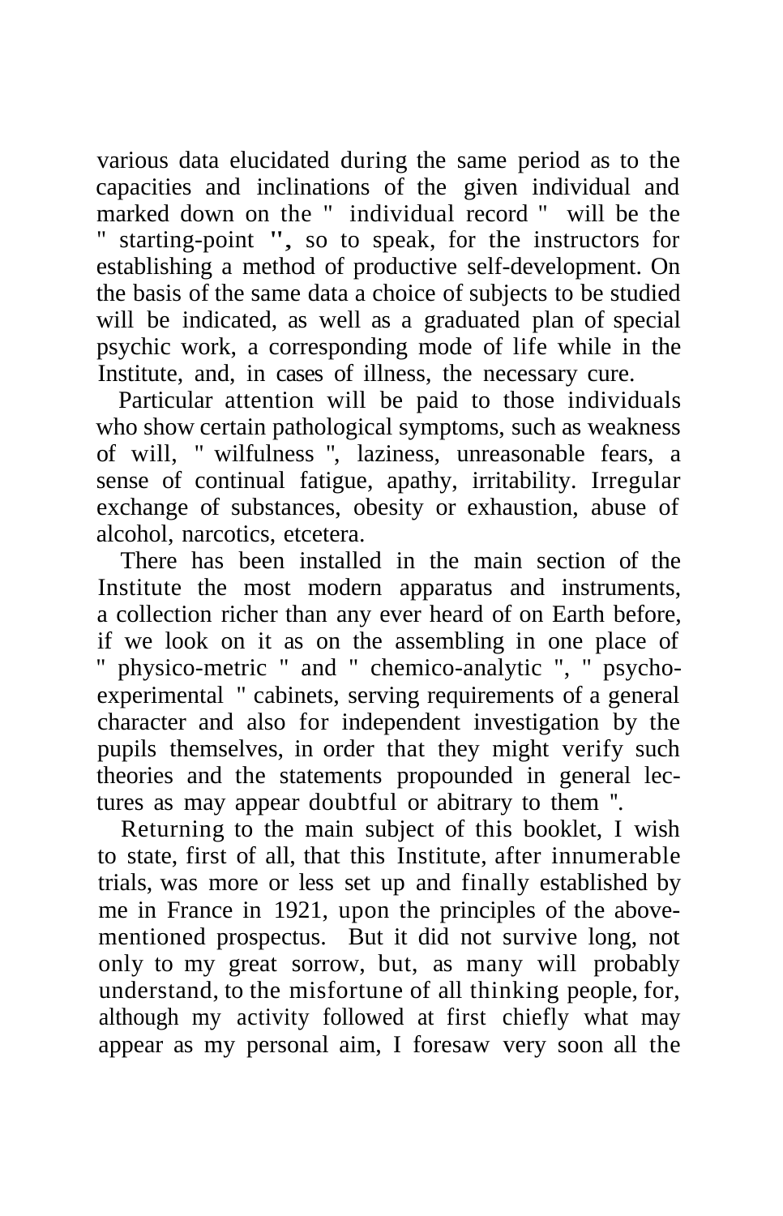various data elucidated during the same period as to the capacities and inclinations of the given individual and marked down on the " individual record " will be the " starting-point ", so to speak, for the instructors for establishing a method of productive self-development. On the basis of the same data a choice of subjects to be studied will be indicated, as well as a graduated plan of special psychic work, a corresponding mode of life while in the Institute, and, in cases of illness, the necessary cure.

Particular attention will be paid to those individuals who show certain pathological symptoms, such as weakness of will, " wilfulness ", laziness, unreasonable fears, a sense of continual fatigue, apathy, irritability. Irregular exchange of substances, obesity or exhaustion, abuse of alcohol, narcotics, etcetera.

There has been installed in the main section of the Institute the most modern apparatus and instruments, a collection richer than any ever heard of on Earth before, if we look on it as on the assembling in one place of " physico-metric " and " chemico-analytic ", " psycho-experimental " cabinets, serving requirements of a general character and also for independent investigation by the pupils themselves, in order that they might verify such theories and the statements propounded in general lectures as may appear doubtful or abitrary to them ".

Returning to the main subject of this booklet, I wish to state, first of all, that this Institute, after innumerable trials, was more or less set up and finally established by me in France in 1921, upon the principles of the above-mentioned prospectus. But it did not survive long, not only to my great sorrow, but, as many will probably understand, to the misfortune of all thinking people, for, although my activity followed at first chiefly what may appear as my personal aim, I foresaw very soon all the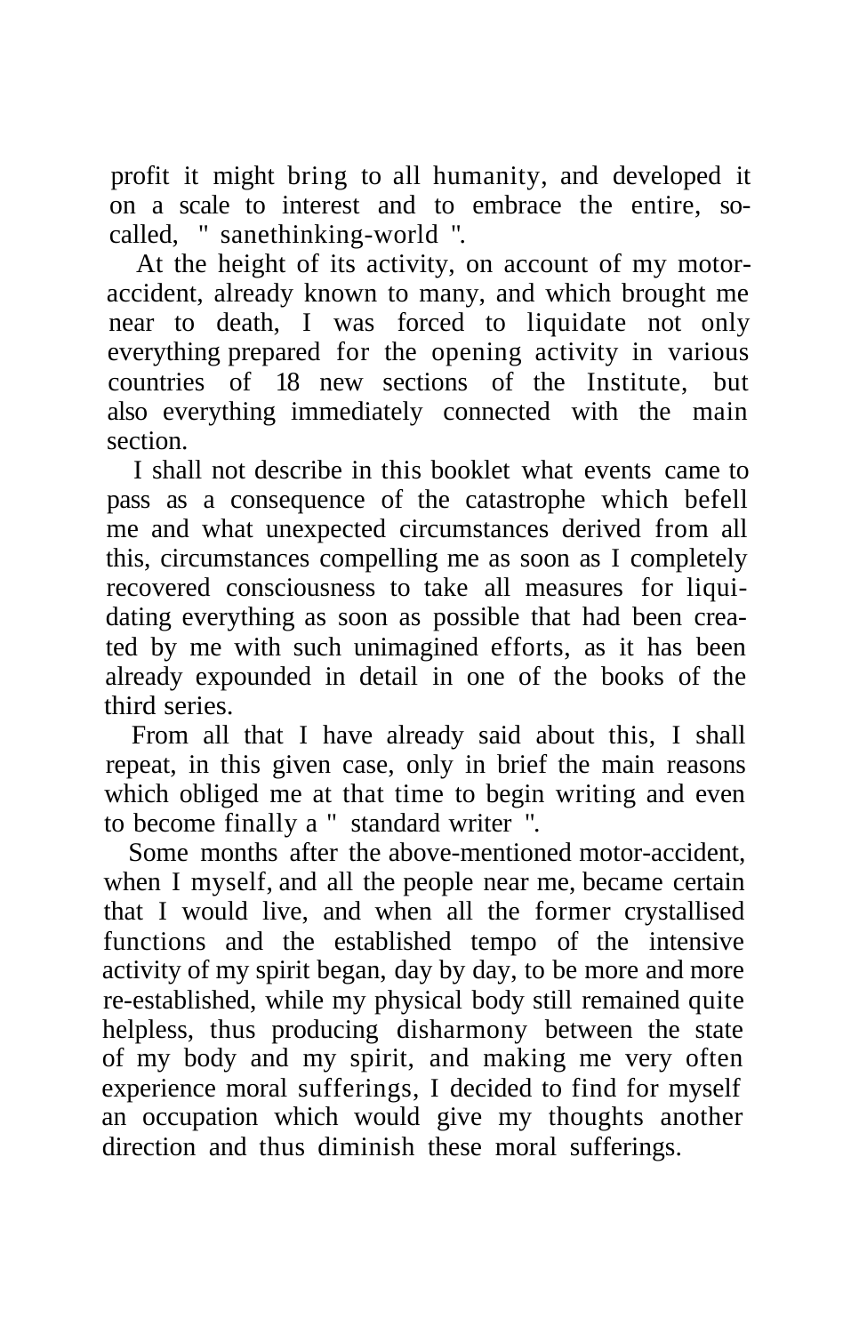profit it might bring to all humanity, and developed it on a scale to interest and to embrace the entire, so-called, " sanethinking-world ".

At the height of its activity, on account of my motor-accident, already known to many, and which brought me near to death, I was forced to liquidate not only everything prepared for the opening activity in various countries of 18 new sections of the Institute, but also everything immediately connected with the main section.

I shall not describe in this booklet what events came to pass as a consequence of the catastrophe which befell me and what unexpected circumstances derived from all this, circumstances compelling me as soon as I completely recovered consciousness to take all measures for liquidating everything as soon as possible that had been created by me with such unimagined efforts, as it has been already expounded in detail in one of the books of the third series.

From all that I have already said about this, I shall repeat, in this given case, only in brief the main reasons which obliged me at that time to begin writing and even to become finally a " standard writer ".

Some months after the above-mentioned motor-accident, when I myself, and all the people near me, became certain that I would live, and when all the former crystallised functions and the established tempo of the intensive activity of my spirit began, day by day, to be more and more re-established, while my physical body still remained quite helpless, thus producing disharmony between the state of my body and my spirit, and making me very often experience moral sufferings, I decided to find for myself an occupation which would give my thoughts another direction and thus diminish these moral sufferings.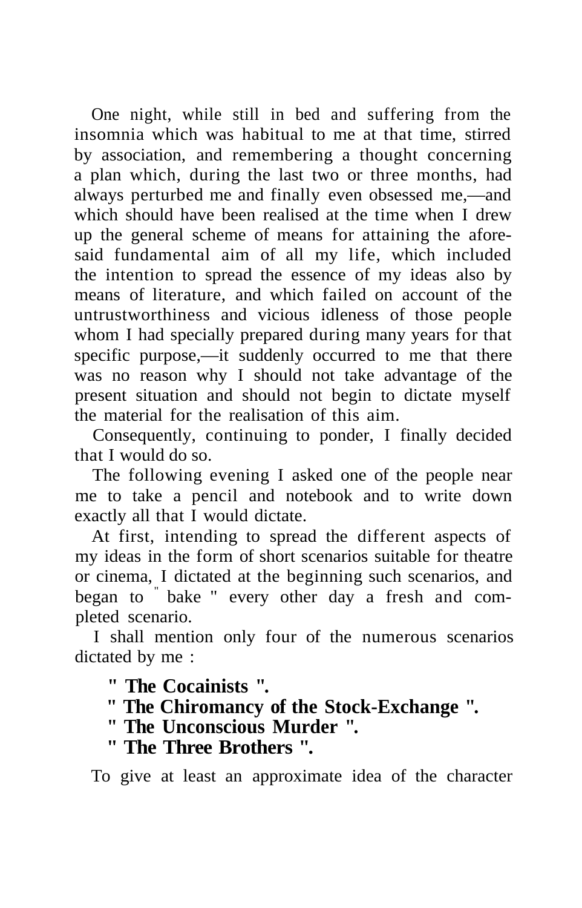One night, while still in bed and suffering from the insomnia which was habitual to me at that time, stirred by association, and remembering a thought concerning a plan which, during the last two or three months, had always perturbed me and finally even obsessed me,—and which should have been realised at the time when I drew up the general scheme of means for attaining the aforesaid fundamental aim of all my life, which included the intention to spread the essence of my ideas also by means of literature, and which failed on account of the untrustworthiness and vicious idleness of those people whom I had specially prepared during many years for that specific purpose,—it suddenly occurred to me that there was no reason why I should not take advantage of the present situation and should not begin to dictate myself the material for the realisation of this aim.

Consequently, continuing to ponder, I finally decided that I would do so.

The following evening I asked one of the people near me to take a pencil and notebook and to write down exactly all that I would dictate.

At first, intending to spread the different aspects of my ideas in the form of short scenarios suitable for theatre or cinema, I dictated at the beginning such scenarios, and began to " bake " every other day a fresh and completed scenario.

I shall mention only four of the numerous scenarios dictated by me :

**" The Cocainists ".**
**" The Chiromancy of the Stock-Exchange ".**
**" The Unconscious Murder ".**
**" The Three Brothers ".**

To give at least an approximate idea of the character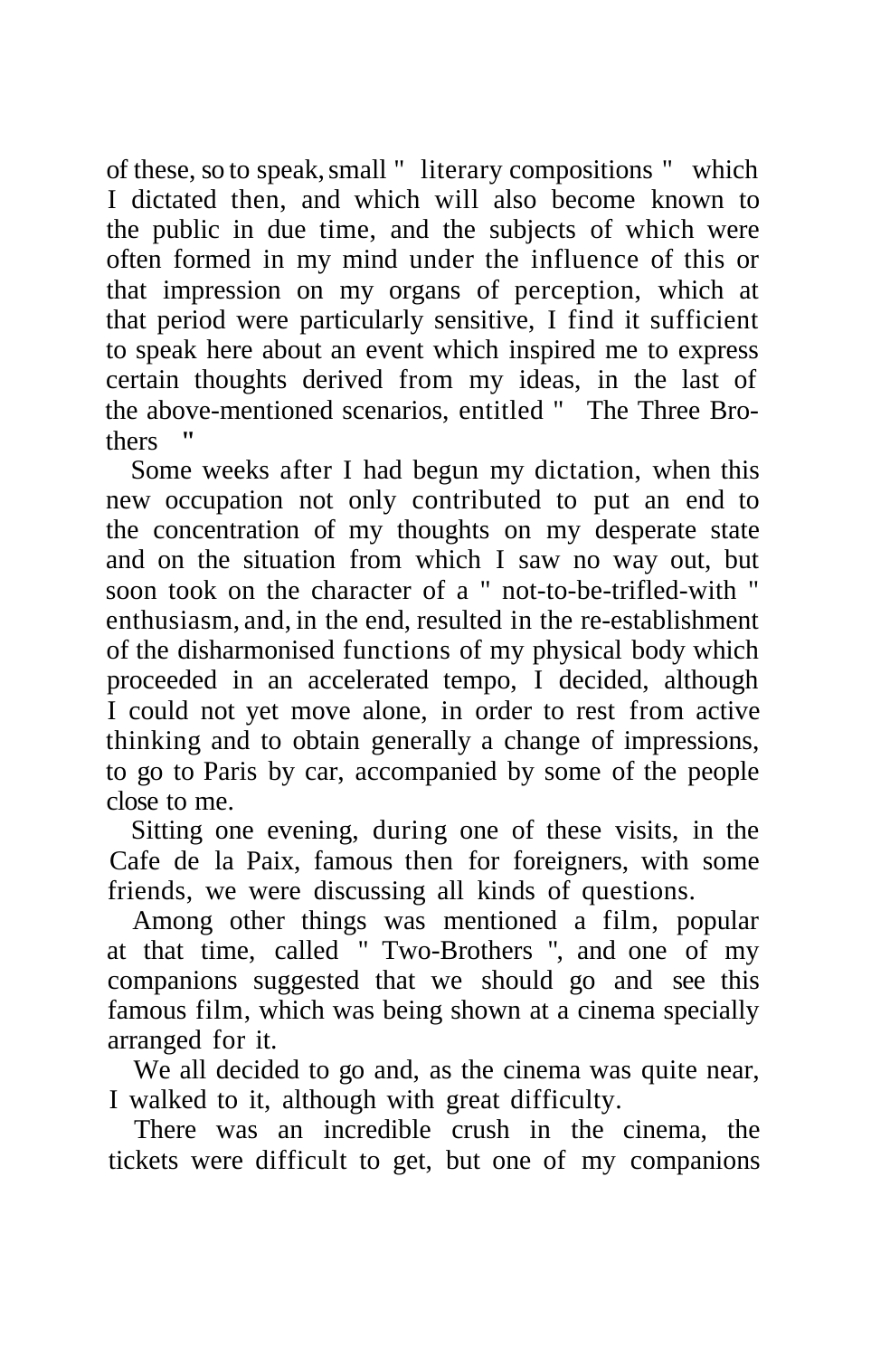of these, so to speak, small " literary compositions " which I dictated then, and which will also become known to the public in due time, and the subjects of which were often formed in my mind under the influence of this or that impression on my organs of perception, which at that period were particularly sensitive, I find it sufficient to speak here about an event which inspired me to express certain thoughts derived from my ideas, in the last of the above-mentioned scenarios, entitled " The Three Brothers "

Some weeks after I had begun my dictation, when this new occupation not only contributed to put an end to the concentration of my thoughts on my desperate state and on the situation from which I saw no way out, but soon took on the character of a " not-to-be-trifled-with " enthusiasm, and, in the end, resulted in the re-establishment of the disharmonised functions of my physical body which proceeded in an accelerated tempo, I decided, although I could not yet move alone, in order to rest from active thinking and to obtain generally a change of impressions, to go to Paris by car, accompanied by some of the people close to me.

Sitting one evening, during one of these visits, in the Cafe de la Paix, famous then for foreigners, with some friends, we were discussing all kinds of questions.

Among other things was mentioned a film, popular at that time, called " Two-Brothers ", and one of my companions suggested that we should go and see this famous film, which was being shown at a cinema specially arranged for it.

We all decided to go and, as the cinema was quite near, I walked to it, although with great difficulty.

There was an incredible crush in the cinema, the tickets were difficult to get, but one of my companions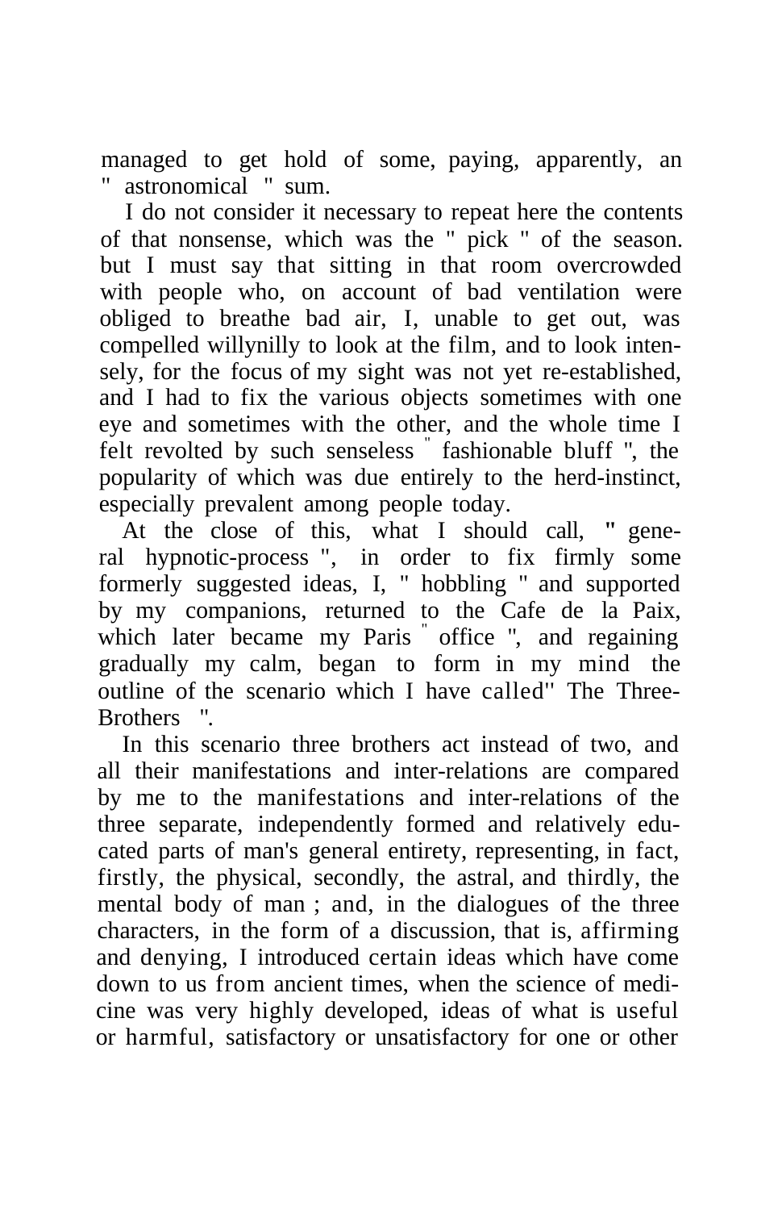managed to get hold of some, paying, apparently, an " astronomical " sum.

I do not consider it necessary to repeat here the contents of that nonsense, which was the " pick " of the season. but I must say that sitting in that room overcrowded with people who, on account of bad ventilation were obliged to breathe bad air, I, unable to get out, was compelled willynilly to look at the film, and to look intensely, for the focus of my sight was not yet re-established, and I had to fix the various objects sometimes with one eye and sometimes with the other, and the whole time I felt revolted by such senseless " fashionable bluff ", the popularity of which was due entirely to the herd-instinct, especially prevalent among people today.

At the close of this, what I should call, " general hypnotic-process ", in order to fix firmly some formerly suggested ideas, I, " hobbling " and supported by my companions, returned to the Cafe de la Paix, which later became my Paris " office ", and regaining gradually my calm, began to form in my mind the outline of the scenario which I have called" The Three-Brothers ".

In this scenario three brothers act instead of two, and all their manifestations and inter-relations are compared by me to the manifestations and inter-relations of the three separate, independently formed and relatively educated parts of man's general entirety, representing, in fact, firstly, the physical, secondly, the astral, and thirdly, the mental body of man ; and, in the dialogues of the three characters, in the form of a discussion, that is, affirming and denying, I introduced certain ideas which have come down to us from ancient times, when the science of medicine was very highly developed, ideas of what is useful or harmful, satisfactory or unsatisfactory for one or other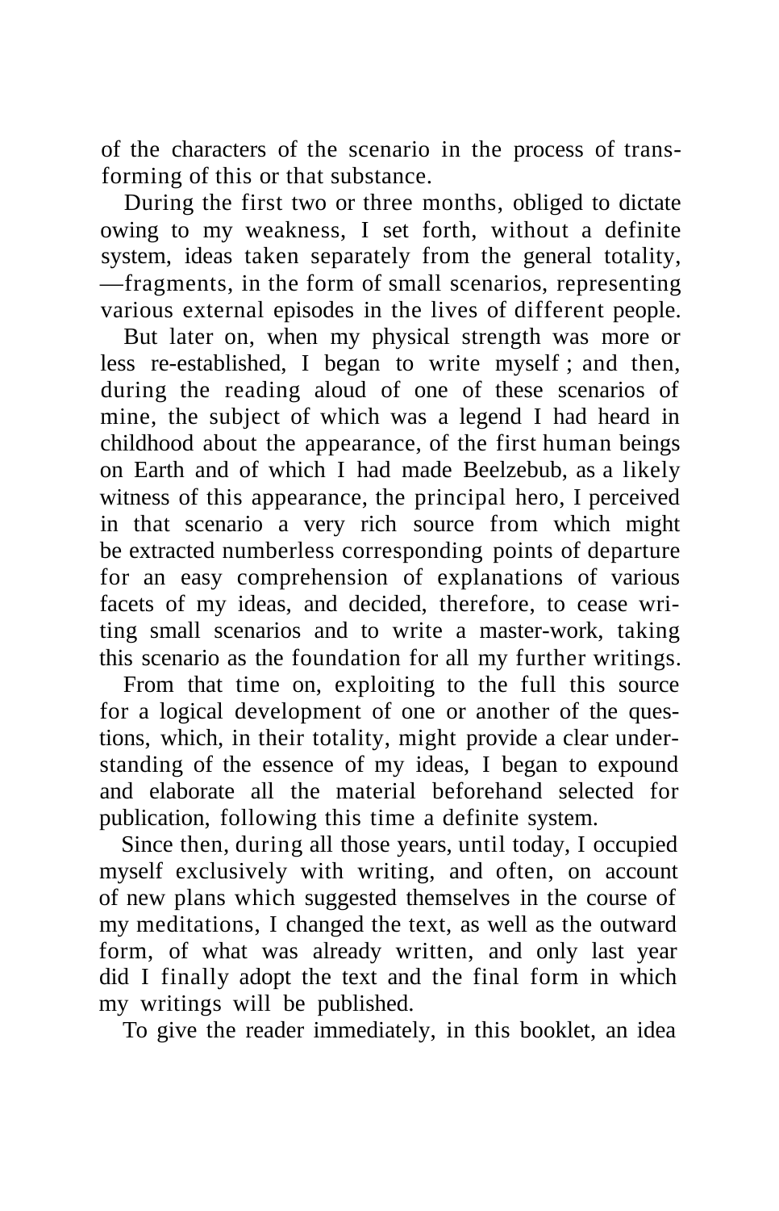of the characters of the scenario in the process of transforming of this or that substance.

During the first two or three months, obliged to dictate owing to my weakness, I set forth, without a definite system, ideas taken separately from the general totality, —fragments, in the form of small scenarios, representing various external episodes in the lives of different people.

But later on, when my physical strength was more or less re-established, I began to write myself ; and then, during the reading aloud of one of these scenarios of mine, the subject of which was a legend I had heard in childhood about the appearance, of the first human beings on Earth and of which I had made Beelzebub, as a likely witness of this appearance, the principal hero, I perceived in that scenario a very rich source from which might be extracted numberless corresponding points of departure for an easy comprehension of explanations of various facets of my ideas, and decided, therefore, to cease writing small scenarios and to write a master-work, taking this scenario as the foundation for all my further writings.

From that time on, exploiting to the full this source for a logical development of one or another of the questions, which, in their totality, might provide a clear understanding of the essence of my ideas, I began to expound and elaborate all the material beforehand selected for publication, following this time a definite system.

Since then, during all those years, until today, I occupied myself exclusively with writing, and often, on account of new plans which suggested themselves in the course of my meditations, I changed the text, as well as the outward form, of what was already written, and only last year did I finally adopt the text and the final form in which my writings will be published.

To give the reader immediately, in this booklet, an idea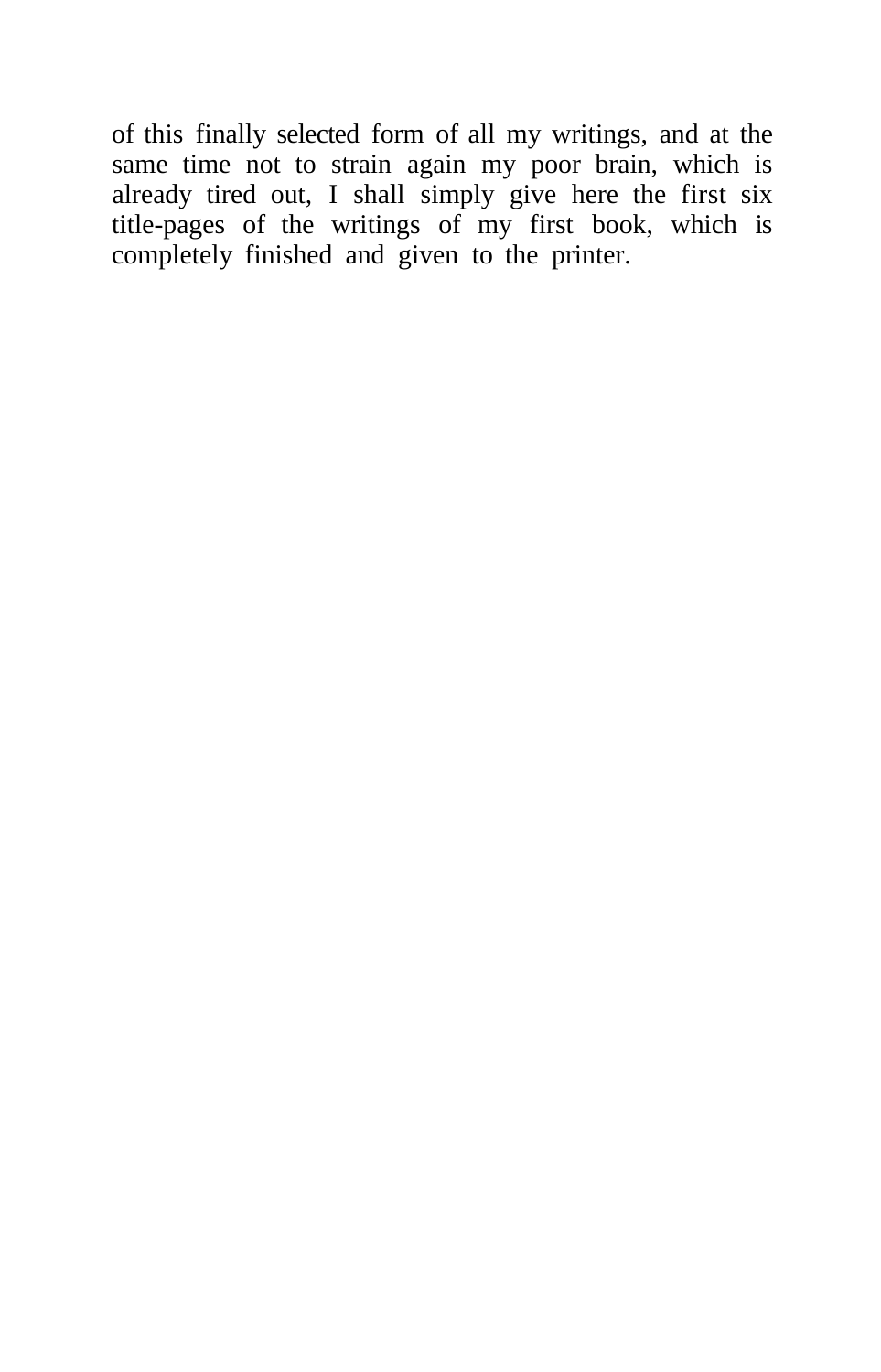of this finally selected form of all my writings, and at the same time not to strain again my poor brain, which is already tired out, I shall simply give here the first six title-pages of the writings of my first book, which is completely finished and given to the printer.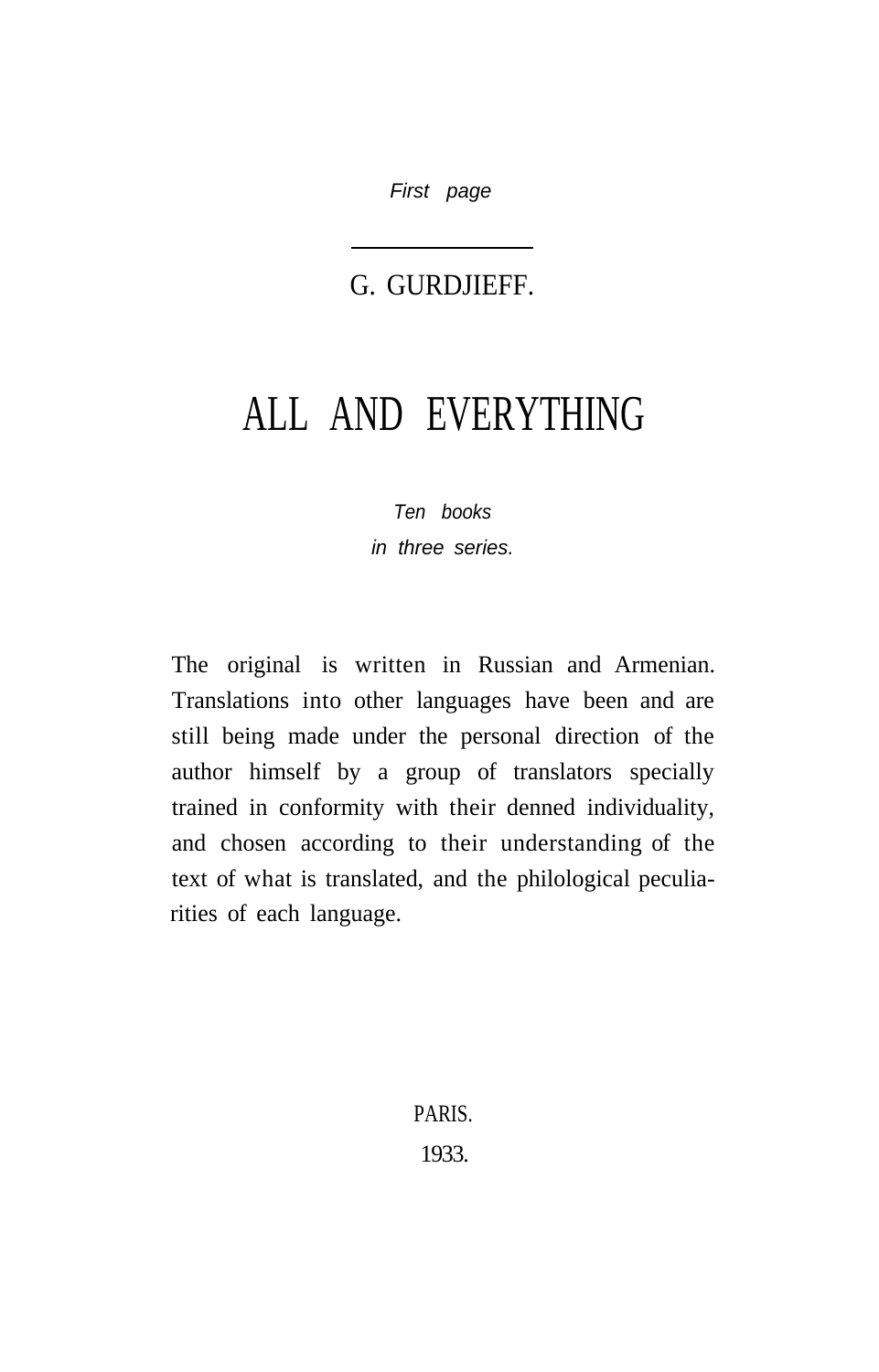*First page*

---

G. GURDJIEFF.

# ALL AND EVERYTHING

*Ten books*
*in three series.*

The original is written in Russian and Armenian. Translations into other languages have been and are still being made under the personal direction of the author himself by a group of translators specially trained in conformity with their denned individuality, and chosen according to their understanding of the text of what is translated, and the philological peculiarities of each language.

PARIS.
1933.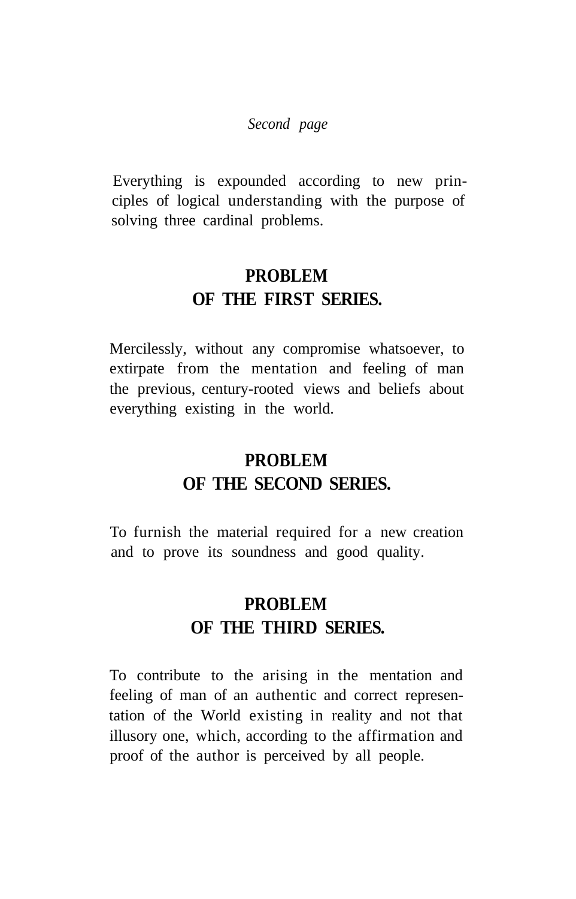*Second page*

Everything is expounded according to new principles of logical understanding with the purpose of solving three cardinal problems.

## PROBLEM OF THE FIRST SERIES.

Mercilessly, without any compromise whatsoever, to extirpate from the mentation and feeling of man the previous, century-rooted views and beliefs about everything existing in the world.

## PROBLEM OF THE SECOND SERIES.

To furnish the material required for a new creation and to prove its soundness and good quality.

## PROBLEM OF THE THIRD SERIES.

To contribute to the arising in the mentation and feeling of man of an authentic and correct representation of the World existing in reality and not that illusory one, which, according to the affirmation and proof of the author is perceived by all people.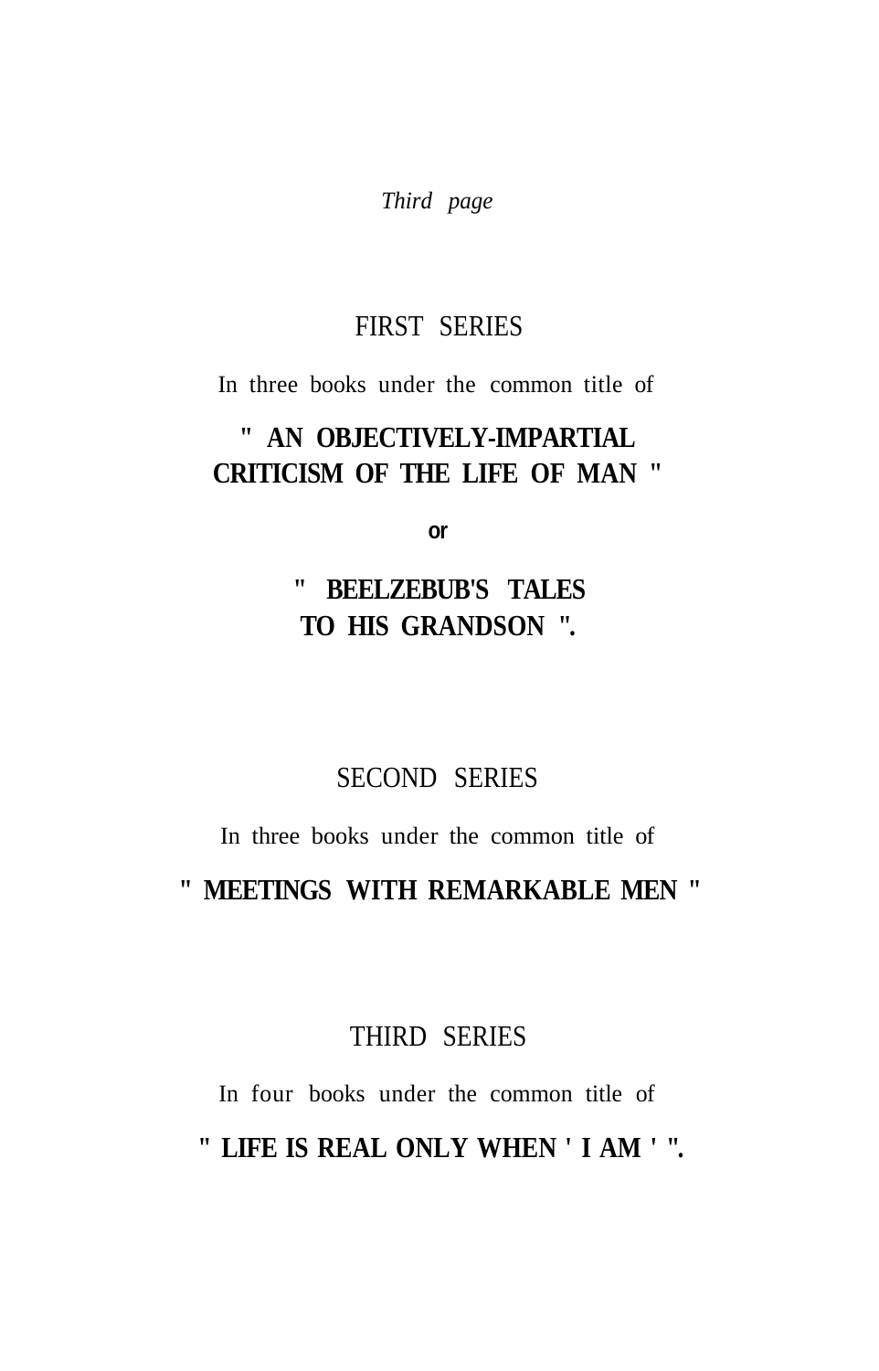*Third page*

## FIRST SERIES

In three books under the common title of

**" AN OBJECTIVELY-IMPARTIAL CRITICISM OF THE LIFE OF MAN "**

**or**

**" BEELZEBUB'S TALES TO HIS GRANDSON ".**

## SECOND SERIES

In three books under the common title of

**" MEETINGS WITH REMARKABLE MEN "**

## THIRD SERIES

In four books under the common title of

**" LIFE IS REAL ONLY WHEN ' I AM ' ".**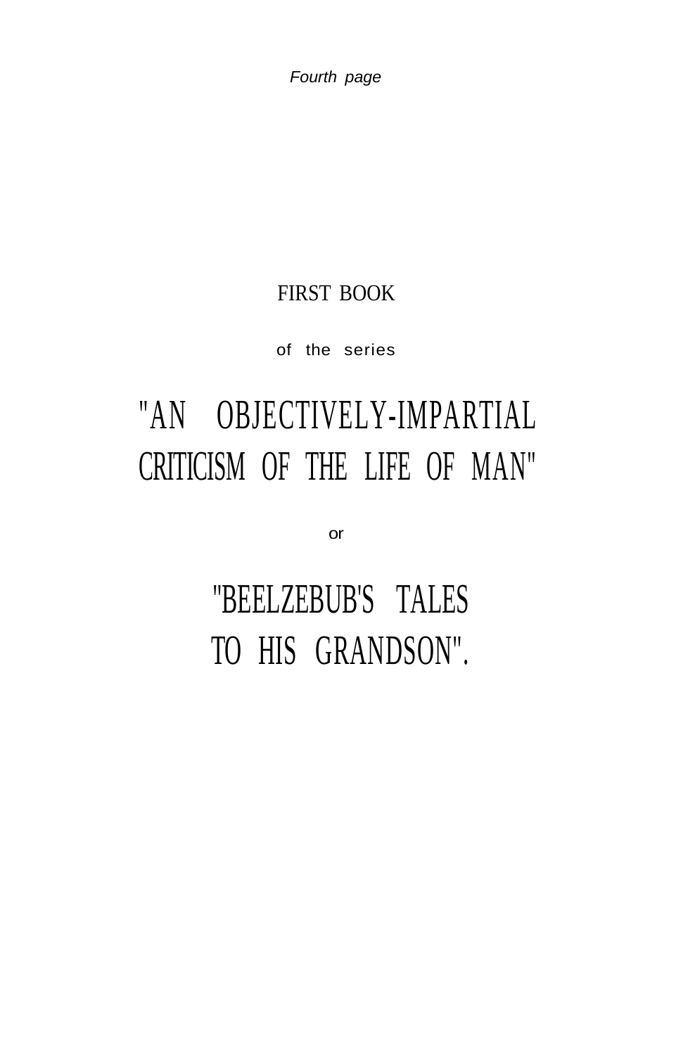*Fourth page*

FIRST BOOK

of the series

# "AN OBJECTIVELY-IMPARTIAL CRITICISM OF THE LIFE OF MAN"

or

# "BEELZEBUB'S TALES TO HIS GRANDSON".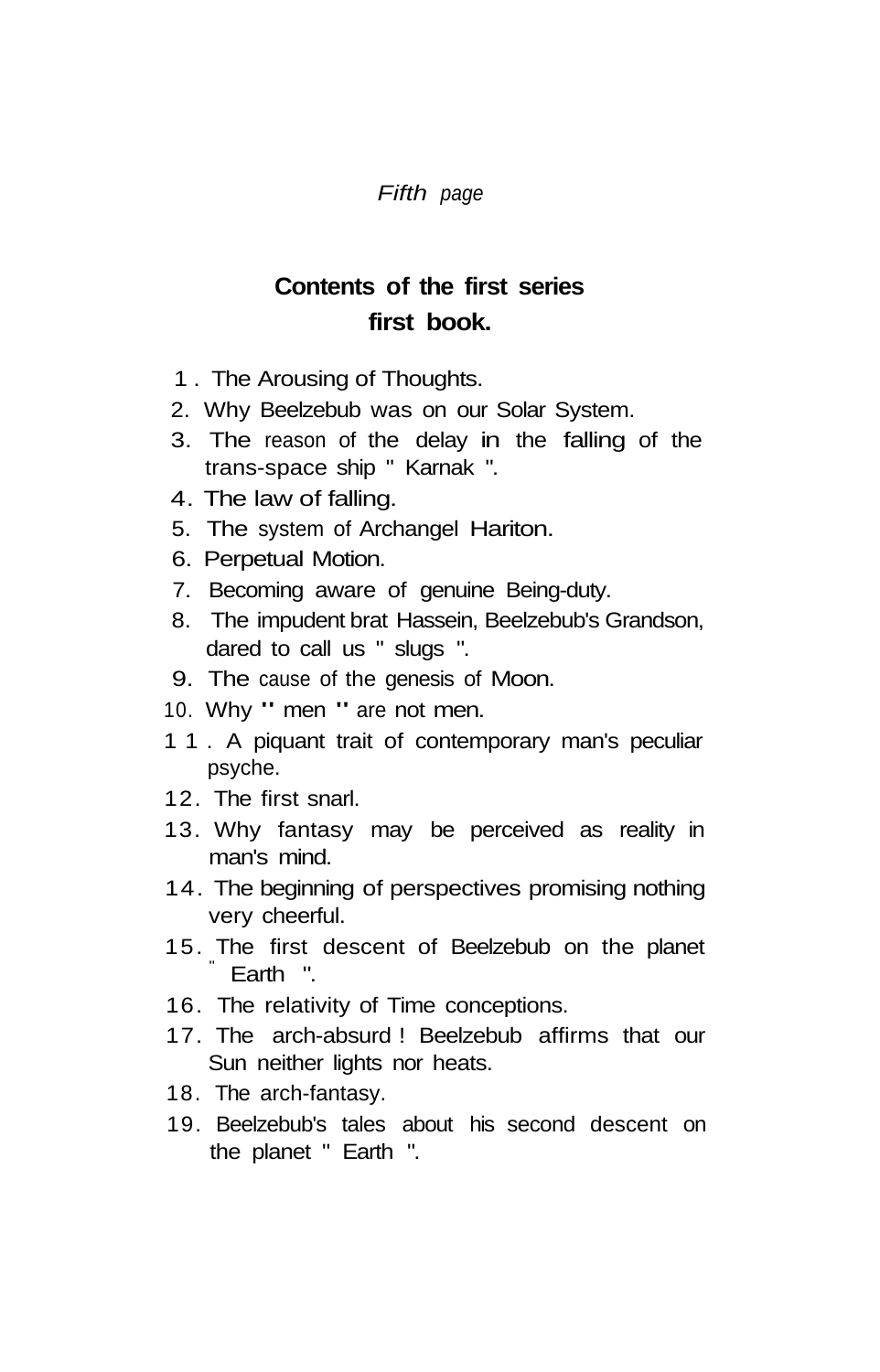*Fifth page*

## Contents of the first series first book.

1. The Arousing of Thoughts.
2. Why Beelzebub was on our Solar System.
3. The reason of the delay in the falling of the trans-space ship " Karnak ".
4. The law of falling.
5. The system of Archangel Hariton.
6. Perpetual Motion.
7. Becoming aware of genuine Being-duty.
8. The impudent brat Hassein, Beelzebub's Grandson, dared to call us " slugs ".
9. The cause of the genesis of Moon.
10. Why " men " are not men.
11. A piquant trait of contemporary man's peculiar psyche.
12. The first snarl.
13. Why fantasy may be perceived as reality in man's mind.
14. The beginning of perspectives promising nothing very cheerful.
15. The first descent of Beelzebub on the planet " Earth ".
16. The relativity of Time conceptions.
17. The arch-absurd ! Beelzebub affirms that our Sun neither lights nor heats.
18. The arch-fantasy.
19. Beelzebub's tales about his second descent on the planet " Earth ".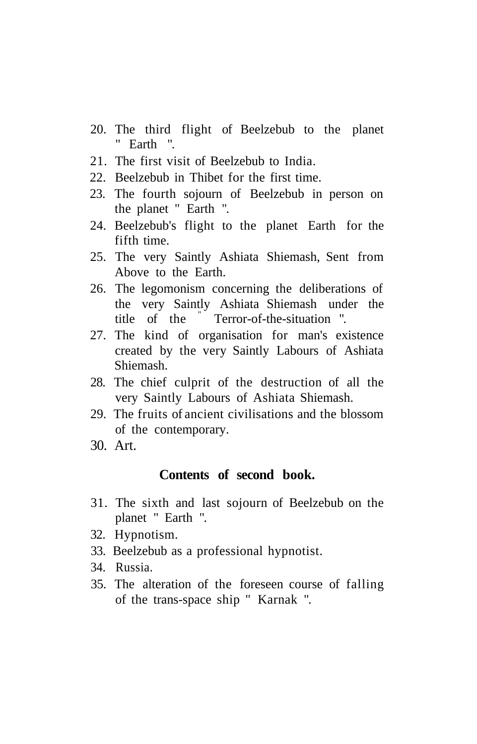20. The third flight of Beelzebub to the planet " Earth ".
21. The first visit of Beelzebub to India.
22. Beelzebub in Thibet for the first time.
23. The fourth sojourn of Beelzebub in person on the planet " Earth ".
24. Beelzebub's flight to the planet Earth for the fifth time.
25. The very Saintly Ashiata Shiemash, Sent from Above to the Earth.
26. The legomonism concerning the deliberations of the very Saintly Ashiata Shiemash under the title of the " Terror-of-the-situation ".
27. The kind of organisation for man's existence created by the very Saintly Labours of Ashiata Shiemash.
28. The chief culprit of the destruction of all the very Saintly Labours of Ashiata Shiemash.
29. The fruits of ancient civilisations and the blossom of the contemporary.
30. Art.

## Contents of second book.

31. The sixth and last sojourn of Beelzebub on the planet " Earth ".
32. Hypnotism.
33. Beelzebub as a professional hypnotist.
34. Russia.
35. The alteration of the foreseen course of falling of the trans-space ship " Karnak ".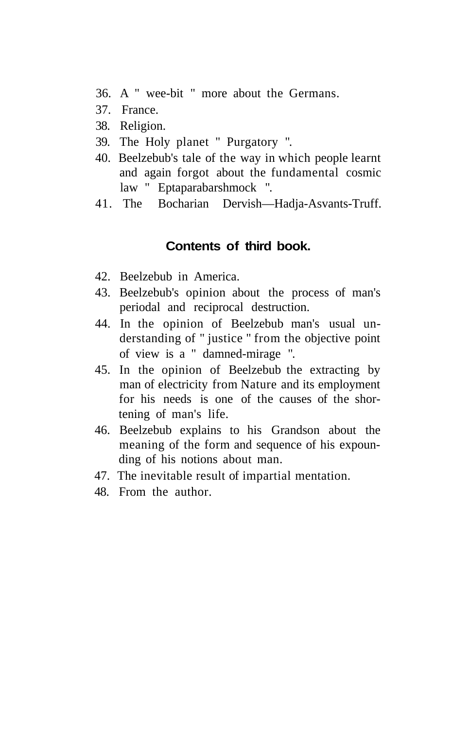36. A " wee-bit " more about the Germans.
37. France.
38. Religion.
39. The Holy planet " Purgatory ".
40. Beelzebub's tale of the way in which people learnt and again forgot about the fundamental cosmic law " Eptaparabarshmock ".
41. The Bocharian Dervish—Hadja-Asvants-Truff.

## Contents of third book.

42. Beelzebub in America.
43. Beelzebub's opinion about the process of man's periodal and reciprocal destruction.
44. In the opinion of Beelzebub man's usual understanding of " justice " from the objective point of view is a " damned-mirage ".
45. In the opinion of Beelzebub the extracting by man of electricity from Nature and its employment for his needs is one of the causes of the shortening of man's life.
46. Beelzebub explains to his Grandson about the meaning of the form and sequence of his expounding of his notions about man.
47. The inevitable result of impartial mentation.
48. From the author.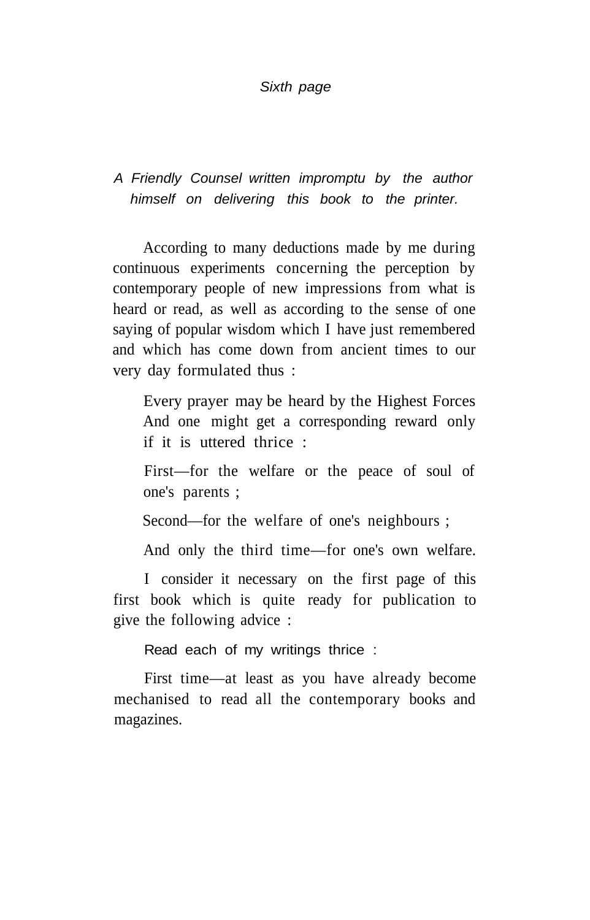*Sixth page*

*A Friendly Counsel written impromptu by the author himself on delivering this book to the printer.*

According to many deductions made by me during continuous experiments concerning the perception by contemporary people of new impressions from what is heard or read, as well as according to the sense of one saying of popular wisdom which I have just remembered and which has come down from ancient times to our very day formulated thus :

> Every prayer may be heard by the Highest Forces And one might get a corresponding reward only if it is uttered thrice :
>
> First—for the welfare or the peace of soul of one's parents ;
>
> Second—for the welfare of one's neighbours ;
>
> And only the third time—for one's own welfare.

I consider it necessary on the first page of this first book which is quite ready for publication to give the following advice :

Read each of my writings thrice :

First time—at least as you have already become mechanised to read all the contemporary books and magazines.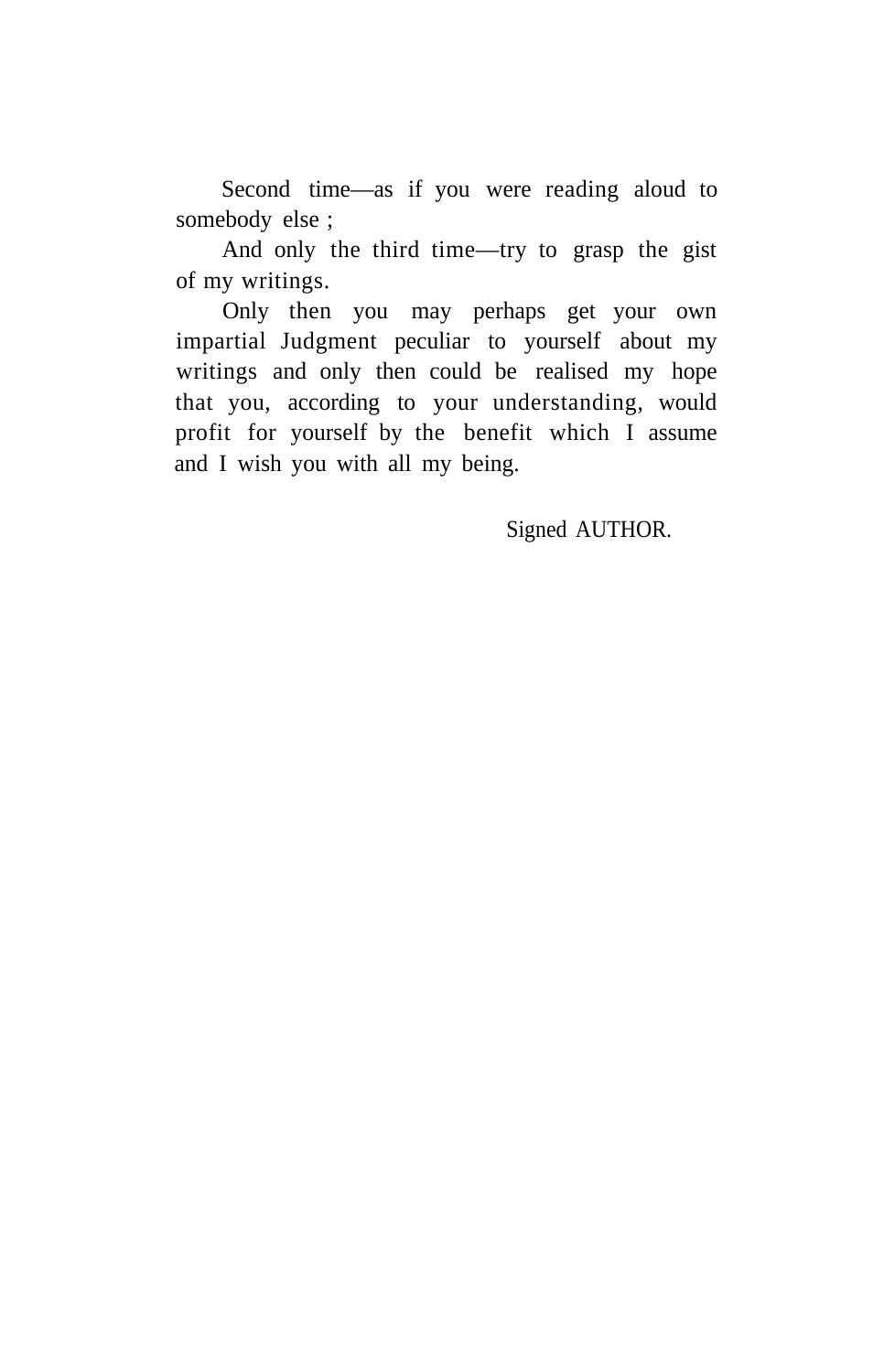Second time—as if you were reading aloud to somebody else ;

And only the third time—try to grasp the gist of my writings.

Only then you may perhaps get your own impartial Judgment peculiar to yourself about my writings and only then could be realised my hope that you, according to your understanding, would profit for yourself by the benefit which I assume and I wish you with all my being.

Signed AUTHOR.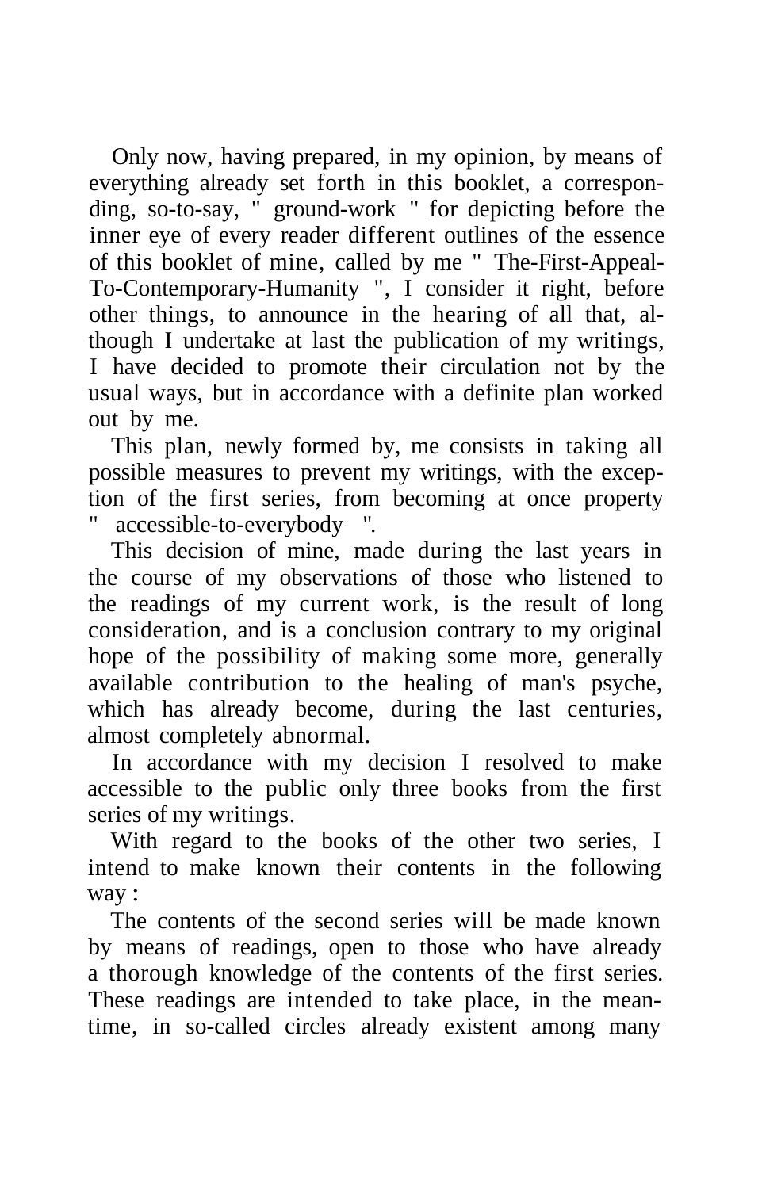Only now, having prepared, in my opinion, by means of everything already set forth in this booklet, a corresponding, so-to-say, " ground-work " for depicting before the inner eye of every reader different outlines of the essence of this booklet of mine, called by me " The-First-Appeal-To-Contemporary-Humanity ", I consider it right, before other things, to announce in the hearing of all that, although I undertake at last the publication of my writings, I have decided to promote their circulation not by the usual ways, but in accordance with a definite plan worked out by me.

This plan, newly formed by, me consists in taking all possible measures to prevent my writings, with the exception of the first series, from becoming at once property " accessible-to-everybody ".

This decision of mine, made during the last years in the course of my observations of those who listened to the readings of my current work, is the result of long consideration, and is a conclusion contrary to my original hope of the possibility of making some more, generally available contribution to the healing of man's psyche, which has already become, during the last centuries, almost completely abnormal.

In accordance with my decision I resolved to make accessible to the public only three books from the first series of my writings.

With regard to the books of the other two series, I intend to make known their contents in the following way :

The contents of the second series will be made known by means of readings, open to those who have already a thorough knowledge of the contents of the first series. These readings are intended to take place, in the meantime, in so-called circles already existent among many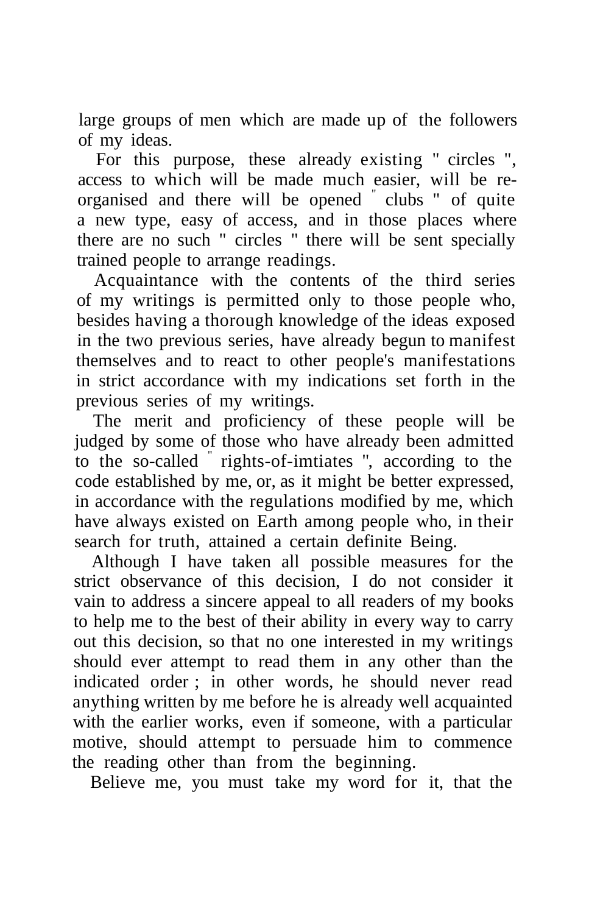large groups of men which are made up of the followers of my ideas.

For this purpose, these already existing " circles ", access to which will be made much easier, will be re-organised and there will be opened " clubs " of quite a new type, easy of access, and in those places where there are no such " circles " there will be sent specially trained people to arrange readings.

Acquaintance with the contents of the third series of my writings is permitted only to those people who, besides having a thorough knowledge of the ideas exposed in the two previous series, have already begun to manifest themselves and to react to other people's manifestations in strict accordance with my indications set forth in the previous series of my writings.

The merit and proficiency of these people will be judged by some of those who have already been admitted to the so-called " rights-of-imtiates ", according to the code established by me, or, as it might be better expressed, in accordance with the regulations modified by me, which have always existed on Earth among people who, in their search for truth, attained a certain definite Being.

Although I have taken all possible measures for the strict observance of this decision, I do not consider it vain to address a sincere appeal to all readers of my books to help me to the best of their ability in every way to carry out this decision, so that no one interested in my writings should ever attempt to read them in any other than the indicated order ; in other words, he should never read anything written by me before he is already well acquainted with the earlier works, even if someone, with a particular motive, should attempt to persuade him to commence the reading other than from the beginning.

Believe me, you must take my word for it, that the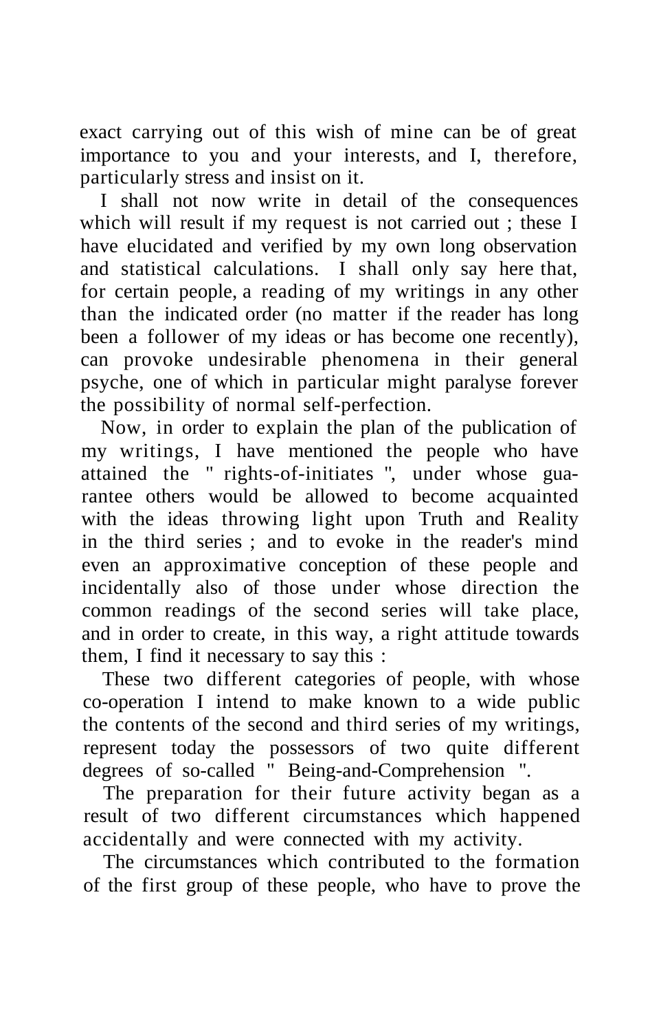exact carrying out of this wish of mine can be of great importance to you and your interests, and I, therefore, particularly stress and insist on it.

I shall not now write in detail of the consequences which will result if my request is not carried out ; these I have elucidated and verified by my own long observation and statistical calculations. I shall only say here that, for certain people, a reading of my writings in any other than the indicated order (no matter if the reader has long been a follower of my ideas or has become one recently), can provoke undesirable phenomena in their general psyche, one of which in particular might paralyse forever the possibility of normal self-perfection.

Now, in order to explain the plan of the publication of my writings, I have mentioned the people who have attained the " rights-of-initiates ", under whose guarantee others would be allowed to become acquainted with the ideas throwing light upon Truth and Reality in the third series ; and to evoke in the reader's mind even an approximative conception of these people and incidentally also of those under whose direction the common readings of the second series will take place, and in order to create, in this way, a right attitude towards them, I find it necessary to say this :

These two different categories of people, with whose co-operation I intend to make known to a wide public the contents of the second and third series of my writings, represent today the possessors of two quite different degrees of so-called " Being-and-Comprehension ".

The preparation for their future activity began as a result of two different circumstances which happened accidentally and were connected with my activity.

The circumstances which contributed to the formation of the first group of these people, who have to prove the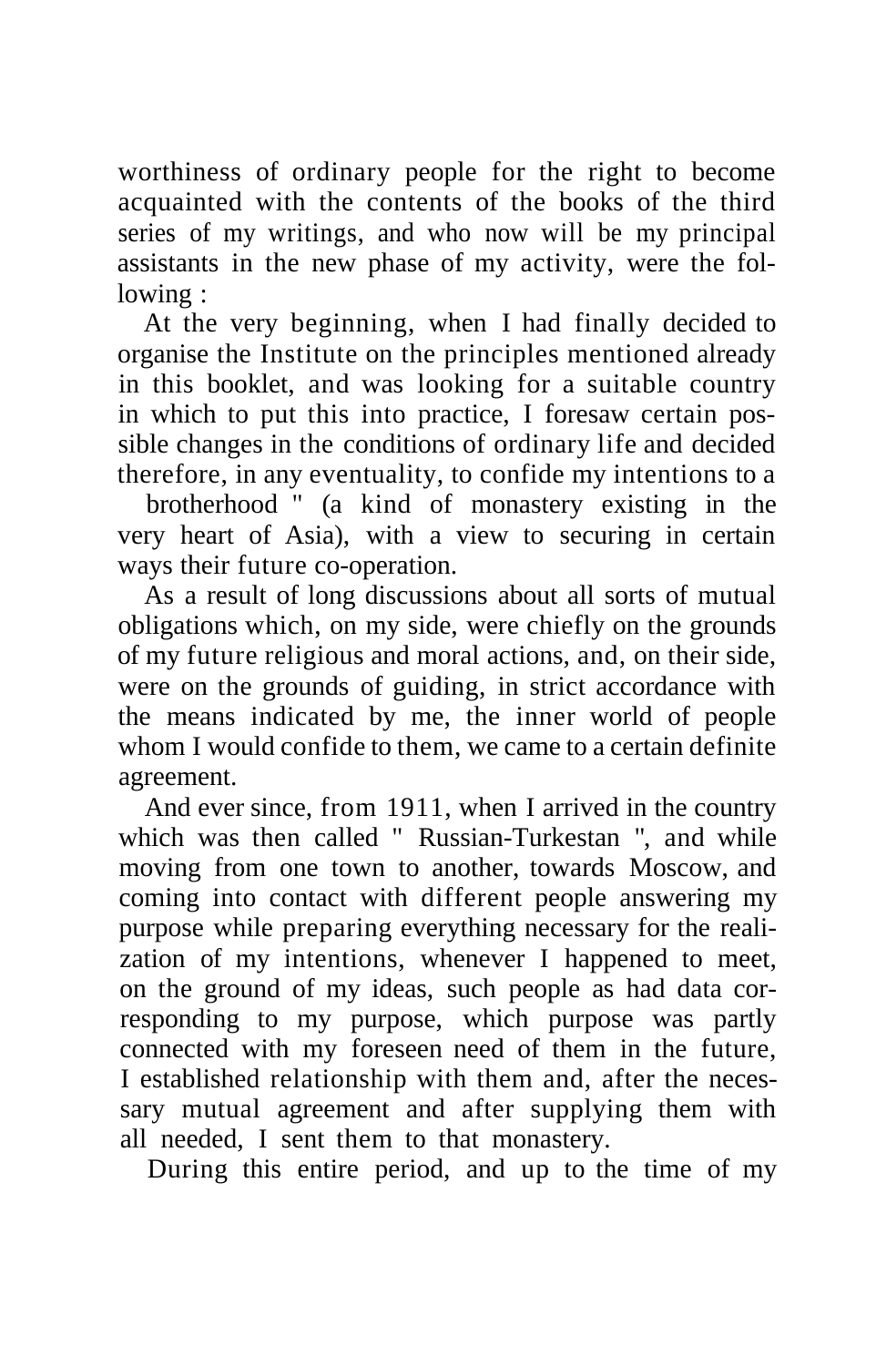worthiness of ordinary people for the right to become acquainted with the contents of the books of the third series of my writings, and who now will be my principal assistants in the new phase of my activity, were the following :

At the very beginning, when I had finally decided to organise the Institute on the principles mentioned already in this booklet, and was looking for a suitable country in which to put this into practice, I foresaw certain possible changes in the conditions of ordinary life and decided therefore, in any eventuality, to confide my intentions to a " brotherhood " (a kind of monastery existing in the very heart of Asia), with a view to securing in certain ways their future co-operation.

As a result of long discussions about all sorts of mutual obligations which, on my side, were chiefly on the grounds of my future religious and moral actions, and, on their side, were on the grounds of guiding, in strict accordance with the means indicated by me, the inner world of people whom I would confide to them, we came to a certain definite agreement.

And ever since, from 1911, when I arrived in the country which was then called " Russian-Turkestan ", and while moving from one town to another, towards Moscow, and coming into contact with different people answering my purpose while preparing everything necessary for the realization of my intentions, whenever I happened to meet, on the ground of my ideas, such people as had data corresponding to my purpose, which purpose was partly connected with my foreseen need of them in the future, I established relationship with them and, after the necessary mutual agreement and after supplying them with all needed, I sent them to that monastery.

During this entire period, and up to the time of my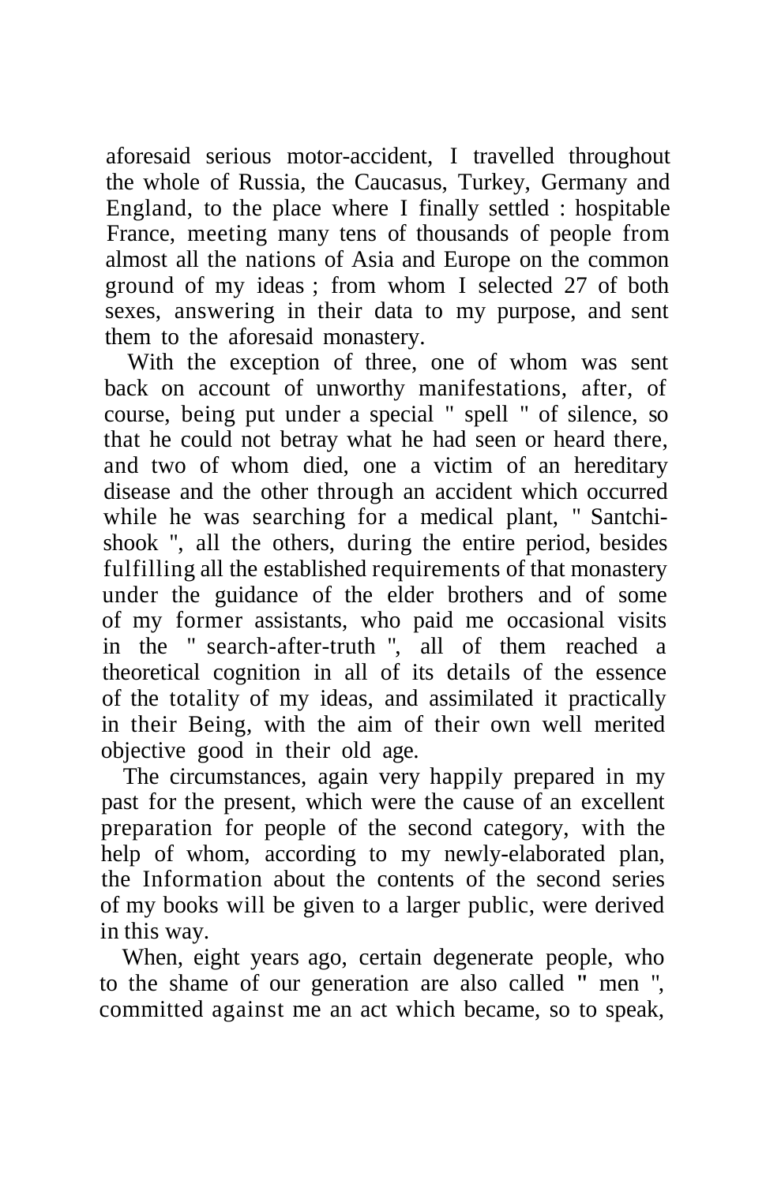aforesaid serious motor-accident, I travelled throughout the whole of Russia, the Caucasus, Turkey, Germany and England, to the place where I finally settled : hospitable France, meeting many tens of thousands of people from almost all the nations of Asia and Europe on the common ground of my ideas ; from whom I selected 27 of both sexes, answering in their data to my purpose, and sent them to the aforesaid monastery.

With the exception of three, one of whom was sent back on account of unworthy manifestations, after, of course, being put under a special " spell " of silence, so that he could not betray what he had seen or heard there, and two of whom died, one a victim of an hereditary disease and the other through an accident which occurred while he was searching for a medical plant, " Santchi-shook ", all the others, during the entire period, besides fulfilling all the established requirements of that monastery under the guidance of the elder brothers and of some of my former assistants, who paid me occasional visits in the " search-after-truth ", all of them reached a theoretical cognition in all of its details of the essence of the totality of my ideas, and assimilated it practically in their Being, with the aim of their own well merited objective good in their old age.

The circumstances, again very happily prepared in my past for the present, which were the cause of an excellent preparation for people of the second category, with the help of whom, according to my newly-elaborated plan, the Information about the contents of the second series of my books will be given to a larger public, were derived in this way.

When, eight years ago, certain degenerate people, who to the shame of our generation are also called " men ", committed against me an act which became, so to speak,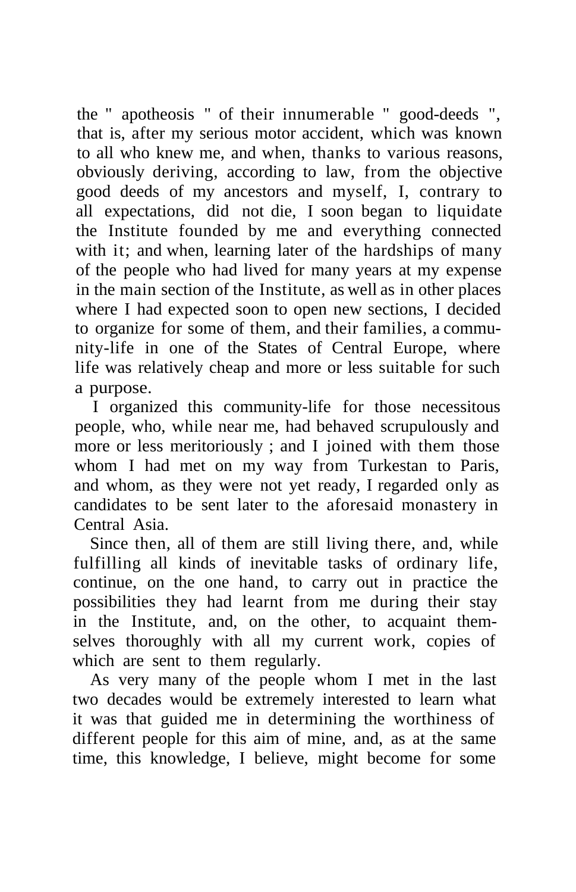the " apotheosis " of their innumerable " good-deeds ", that is, after my serious motor accident, which was known to all who knew me, and when, thanks to various reasons, obviously deriving, according to law, from the objective good deeds of my ancestors and myself, I, contrary to all expectations, did not die, I soon began to liquidate the Institute founded by me and everything connected with it; and when, learning later of the hardships of many of the people who had lived for many years at my expense in the main section of the Institute, as well as in other places where I had expected soon to open new sections, I decided to organize for some of them, and their families, a community-life in one of the States of Central Europe, where life was relatively cheap and more or less suitable for such a purpose.

I organized this community-life for those necessitous people, who, while near me, had behaved scrupulously and more or less meritoriously ; and I joined with them those whom I had met on my way from Turkestan to Paris, and whom, as they were not yet ready, I regarded only as candidates to be sent later to the aforesaid monastery in Central Asia.

Since then, all of them are still living there, and, while fulfilling all kinds of inevitable tasks of ordinary life, continue, on the one hand, to carry out in practice the possibilities they had learnt from me during their stay in the Institute, and, on the other, to acquaint themselves thoroughly with all my current work, copies of which are sent to them regularly.

As very many of the people whom I met in the last two decades would be extremely interested to learn what it was that guided me in determining the worthiness of different people for this aim of mine, and, as at the same time, this knowledge, I believe, might become for some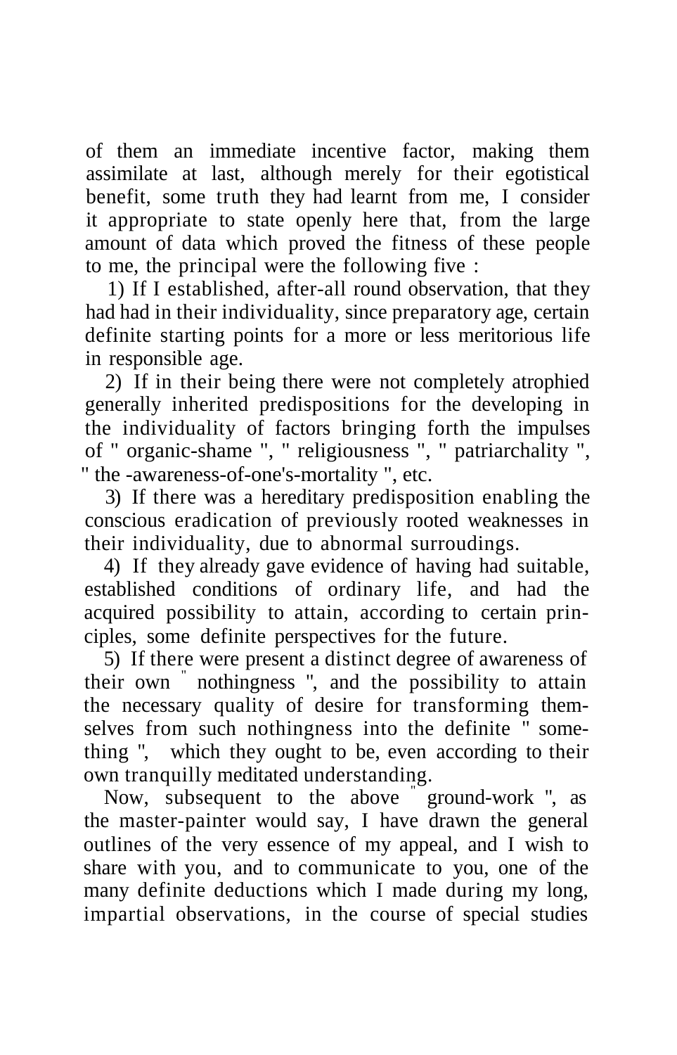of them an immediate incentive factor, making them assimilate at last, although merely for their egotistical benefit, some truth they had learnt from me, I consider it appropriate to state openly here that, from the large amount of data which proved the fitness of these people to me, the principal were the following five :

1) If I established, after-all round observation, that they had had in their individuality, since preparatory age, certain definite starting points for a more or less meritorious life in responsible age.

2) If in their being there were not completely atrophied generally inherited predispositions for the developing in the individuality of factors bringing forth the impulses of " organic-shame ", " religiousness ", " patriarchality ", " the -awareness-of-one's-mortality ", etc.

3) If there was a hereditary predisposition enabling the conscious eradication of previously rooted weaknesses in their individuality, due to abnormal surroudings.

4) If they already gave evidence of having had suitable, established conditions of ordinary life, and had the acquired possibility to attain, according to certain principles, some definite perspectives for the future.

5) If there were present a distinct degree of awareness of their own " nothingness ", and the possibility to attain the necessary quality of desire for transforming themselves from such nothingness into the definite " something ", which they ought to be, even according to their own tranquilly meditated understanding.

Now, subsequent to the above " ground-work ", as the master-painter would say, I have drawn the general outlines of the very essence of my appeal, and I wish to share with you, and to communicate to you, one of the many definite deductions which I made during my long, impartial observations, in the course of special studies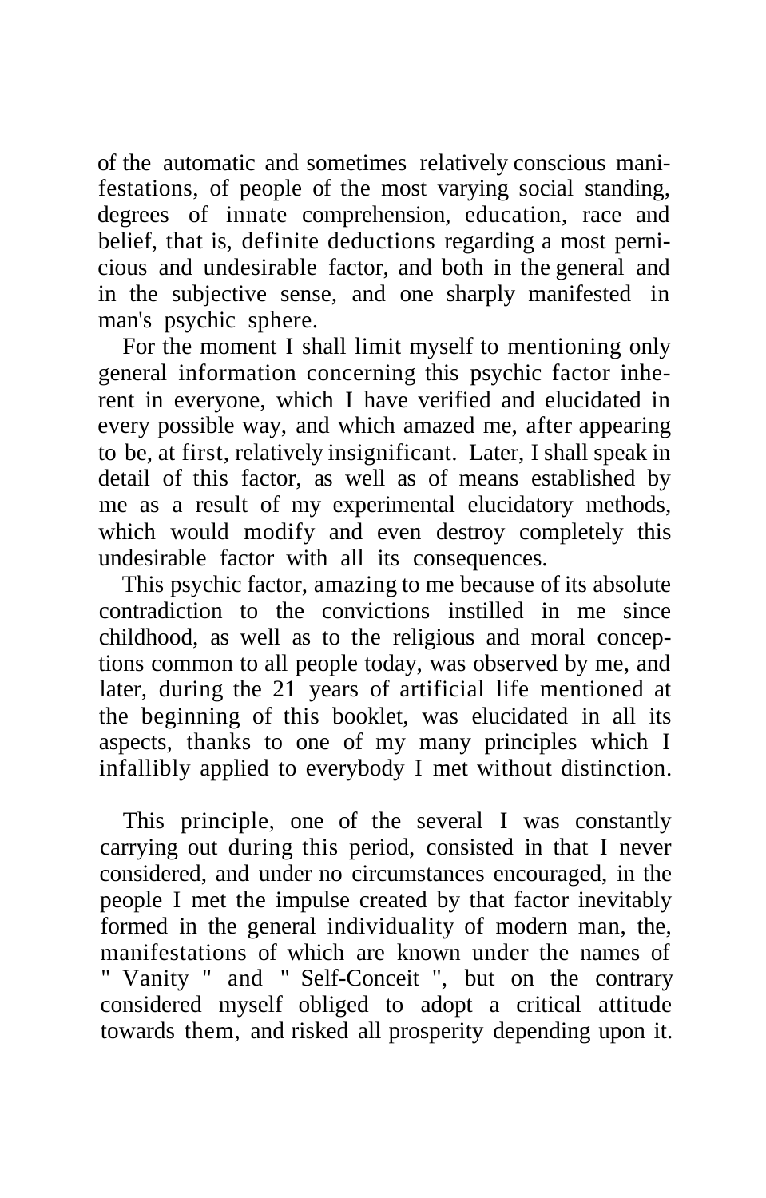of the automatic and sometimes relatively conscious manifestations, of people of the most varying social standing, degrees of innate comprehension, education, race and belief, that is, definite deductions regarding a most pernicious and undesirable factor, and both in the general and in the subjective sense, and one sharply manifested in man's psychic sphere.

For the moment I shall limit myself to mentioning only general information concerning this psychic factor inherent in everyone, which I have verified and elucidated in every possible way, and which amazed me, after appearing to be, at first, relatively insignificant. Later, I shall speak in detail of this factor, as well as of means established by me as a result of my experimental elucidatory methods, which would modify and even destroy completely this undesirable factor with all its consequences.

This psychic factor, amazing to me because of its absolute contradiction to the convictions instilled in me since childhood, as well as to the religious and moral conceptions common to all people today, was observed by me, and later, during the 21 years of artificial life mentioned at the beginning of this booklet, was elucidated in all its aspects, thanks to one of my many principles which I infallibly applied to everybody I met without distinction.

This principle, one of the several I was constantly carrying out during this period, consisted in that I never considered, and under no circumstances encouraged, in the people I met the impulse created by that factor inevitably formed in the general individuality of modern man, the, manifestations of which are known under the names of " Vanity " and " Self-Conceit ", but on the contrary considered myself obliged to adopt a critical attitude towards them, and risked all prosperity depending upon it.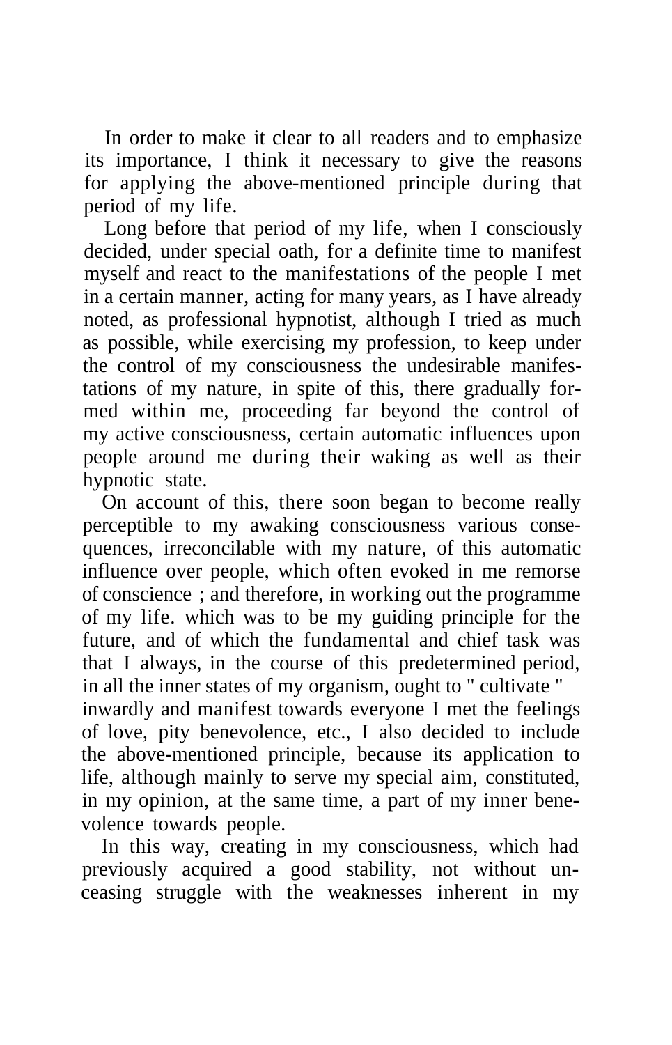In order to make it clear to all readers and to emphasize its importance, I think it necessary to give the reasons for applying the above-mentioned principle during that period of my life.

Long before that period of my life, when I consciously decided, under special oath, for a definite time to manifest myself and react to the manifestations of the people I met in a certain manner, acting for many years, as I have already noted, as professional hypnotist, although I tried as much as possible, while exercising my profession, to keep under the control of my consciousness the undesirable manifestations of my nature, in spite of this, there gradually formed within me, proceeding far beyond the control of my active consciousness, certain automatic influences upon people around me during their waking as well as their hypnotic state.

On account of this, there soon began to become really perceptible to my awaking consciousness various consequences, irreconcilable with my nature, of this automatic influence over people, which often evoked in me remorse of conscience ; and therefore, in working out the programme of my life. which was to be my guiding principle for the future, and of which the fundamental and chief task was that I always, in the course of this predetermined period, in all the inner states of my organism, ought to " cultivate " inwardly and manifest towards everyone I met the feelings of love, pity benevolence, etc., I also decided to include the above-mentioned principle, because its application to life, although mainly to serve my special aim, constituted, in my opinion, at the same time, a part of my inner benevolence towards people.

In this way, creating in my consciousness, which had previously acquired a good stability, not without unceasing struggle with the weaknesses inherent in my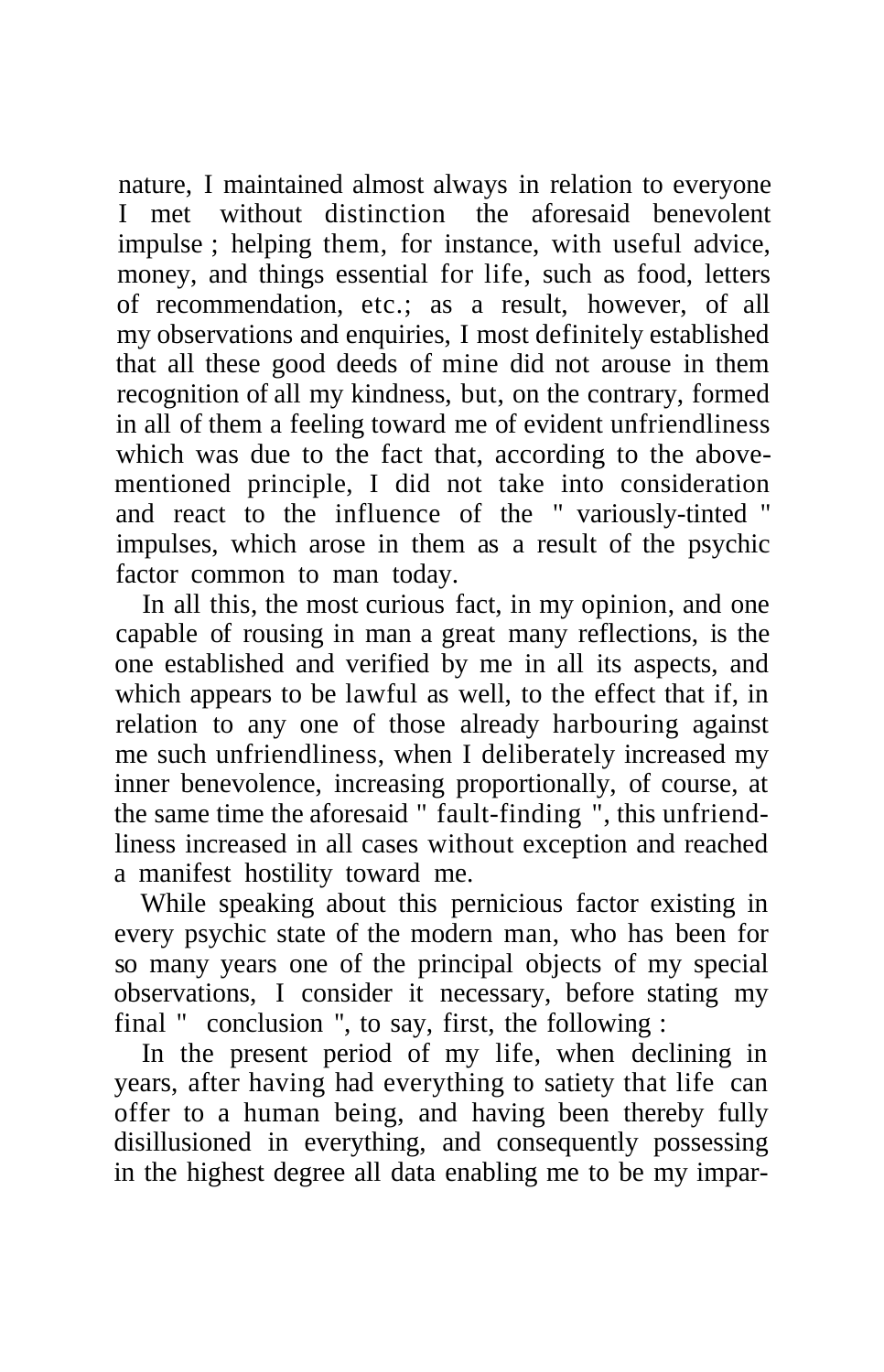nature, I maintained almost always in relation to everyone I met without distinction the aforesaid benevolent impulse ; helping them, for instance, with useful advice, money, and things essential for life, such as food, letters of recommendation, etc.; as a result, however, of all my observations and enquiries, I most definitely established that all these good deeds of mine did not arouse in them recognition of all my kindness, but, on the contrary, formed in all of them a feeling toward me of evident unfriendliness which was due to the fact that, according to the above-mentioned principle, I did not take into consideration and react to the influence of the " variously-tinted " impulses, which arose in them as a result of the psychic factor common to man today.

In all this, the most curious fact, in my opinion, and one capable of rousing in man a great many reflections, is the one established and verified by me in all its aspects, and which appears to be lawful as well, to the effect that if, in relation to any one of those already harbouring against me such unfriendliness, when I deliberately increased my inner benevolence, increasing proportionally, of course, at the same time the aforesaid " fault-finding ", this unfriendliness increased in all cases without exception and reached a manifest hostility toward me.

While speaking about this pernicious factor existing in every psychic state of the modern man, who has been for so many years one of the principal objects of my special observations, I consider it necessary, before stating my final " conclusion ", to say, first, the following :

In the present period of my life, when declining in years, after having had everything to satiety that life can offer to a human being, and having been thereby fully disillusioned in everything, and consequently possessing in the highest degree all data enabling me to be my impar-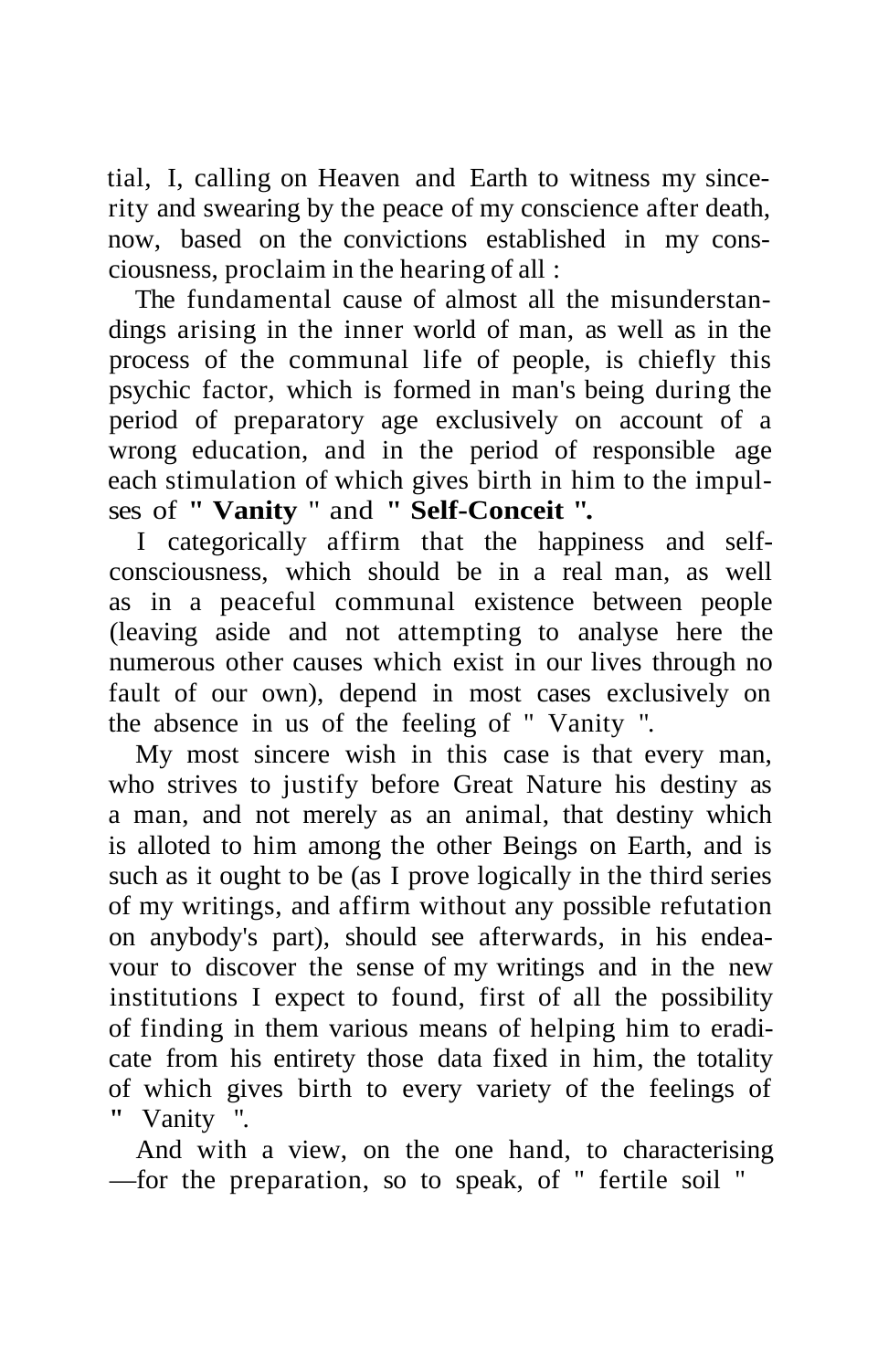tial, I, calling on Heaven and Earth to witness my sincerity and swearing by the peace of my conscience after death, now, based on the convictions established in my consciousness, proclaim in the hearing of all :

The fundamental cause of almost all the misunderstandings arising in the inner world of man, as well as in the process of the communal life of people, is chiefly this psychic factor, which is formed in man's being during the period of preparatory age exclusively on account of a wrong education, and in the period of responsible age each stimulation of which gives birth in him to the impulses of **" Vanity "** and **" Self-Conceit ".**

I categorically affirm that the happiness and self-consciousness, which should be in a real man, as well as in a peaceful communal existence between people (leaving aside and not attempting to analyse here the numerous other causes which exist in our lives through no fault of our own), depend in most cases exclusively on the absence in us of the feeling of " Vanity ".

My most sincere wish in this case is that every man, who strives to justify before Great Nature his destiny as a man, and not merely as an animal, that destiny which is alloted to him among the other Beings on Earth, and is such as it ought to be (as I prove logically in the third series of my writings, and affirm without any possible refutation on anybody's part), should see afterwards, in his endeavour to discover the sense of my writings and in the new institutions I expect to found, first of all the possibility of finding in them various means of helping him to eradicate from his entirety those data fixed in him, the totality of which gives birth to every variety of the feelings of " Vanity ".

And with a view, on the one hand, to characterising —for the preparation, so to speak, of " fertile soil "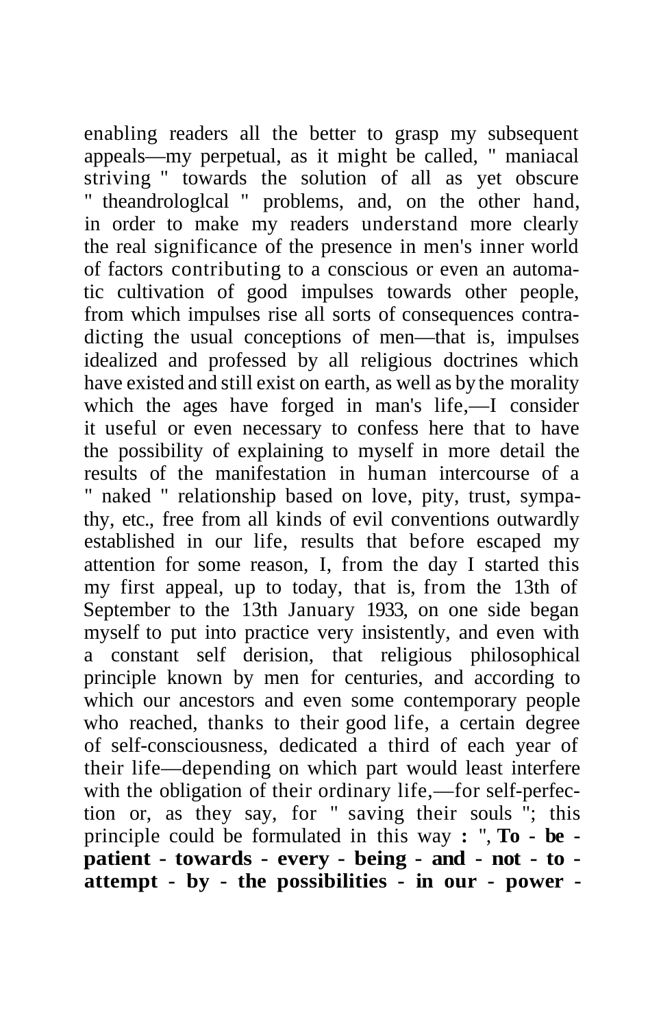enabling readers all the better to grasp my subsequent appeals—my perpetual, as it might be called, " maniacal striving " towards the solution of all as yet obscure " theandrologlcal " problems, and, on the other hand, in order to make my readers understand more clearly the real significance of the presence in men's inner world of factors contributing to a conscious or even an automatic cultivation of good impulses towards other people, from which impulses rise all sorts of consequences contradicting the usual conceptions of men—that is, impulses idealized and professed by all religious doctrines which have existed and still exist on earth, as well as by the morality which the ages have forged in man's life,—I consider it useful or even necessary to confess here that to have the possibility of explaining to myself in more detail the results of the manifestation in human intercourse of a " naked " relationship based on love, pity, trust, sympathy, etc., free from all kinds of evil conventions outwardly established in our life, results that before escaped my attention for some reason, I, from the day I started this my first appeal, up to today, that is, from the 13th of September to the 13th January 1933, on one side began myself to put into practice very insistently, and even with a constant self derision, that religious philosophical principle known by men for centuries, and according to which our ancestors and even some contemporary people who reached, thanks to their good life, a certain degree of self-consciousness, dedicated a third of each year of their life—depending on which part would least interfere with the obligation of their ordinary life,—for self-perfection or, as they say, for " saving their souls "; this principle could be formulated in this way : ", **To - be - patient - towards - every - being - and - not - to - attempt - by - the possibilities - in our - power -**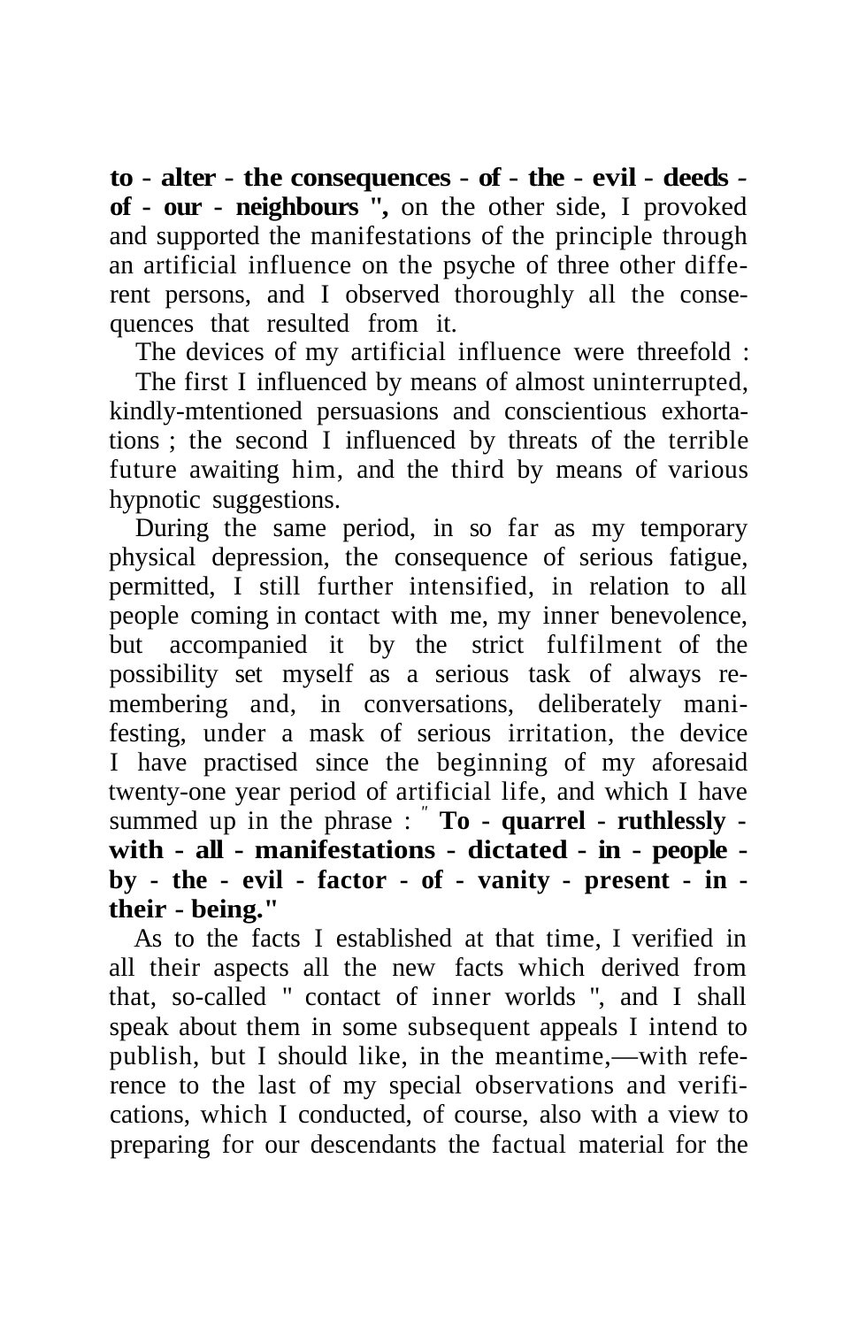**to - alter - the consequences - of - the - evil - deeds - of - our - neighbours ",** on the other side, I provoked and supported the manifestations of the principle through an artificial influence on the psyche of three other different persons, and I observed thoroughly all the consequences that resulted from it.

The devices of my artificial influence were threefold :

The first I influenced by means of almost uninterrupted, kindly-mtentioned persuasions and conscientious exhortations ; the second I influenced by threats of the terrible future awaiting him, and the third by means of various hypnotic suggestions.

During the same period, in so far as my temporary physical depression, the consequence of serious fatigue, permitted, I still further intensified, in relation to all people coming in contact with me, my inner benevolence, but accompanied it by the strict fulfilment of the possibility set myself as a serious task of always remembering and, in conversations, deliberately manifesting, under a mask of serious irritation, the device I have practised since the beginning of my aforesaid twenty-one year period of artificial life, and which I have summed up in the phrase : " **To - quarrel - ruthlessly - with - all - manifestations - dictated - in - people - by - the - evil - factor - of - vanity - present - in - their - being."**

As to the facts I established at that time, I verified in all their aspects all the new facts which derived from that, so-called " contact of inner worlds ", and I shall speak about them in some subsequent appeals I intend to publish, but I should like, in the meantime,—with reference to the last of my special observations and verifications, which I conducted, of course, also with a view to preparing for our descendants the factual material for the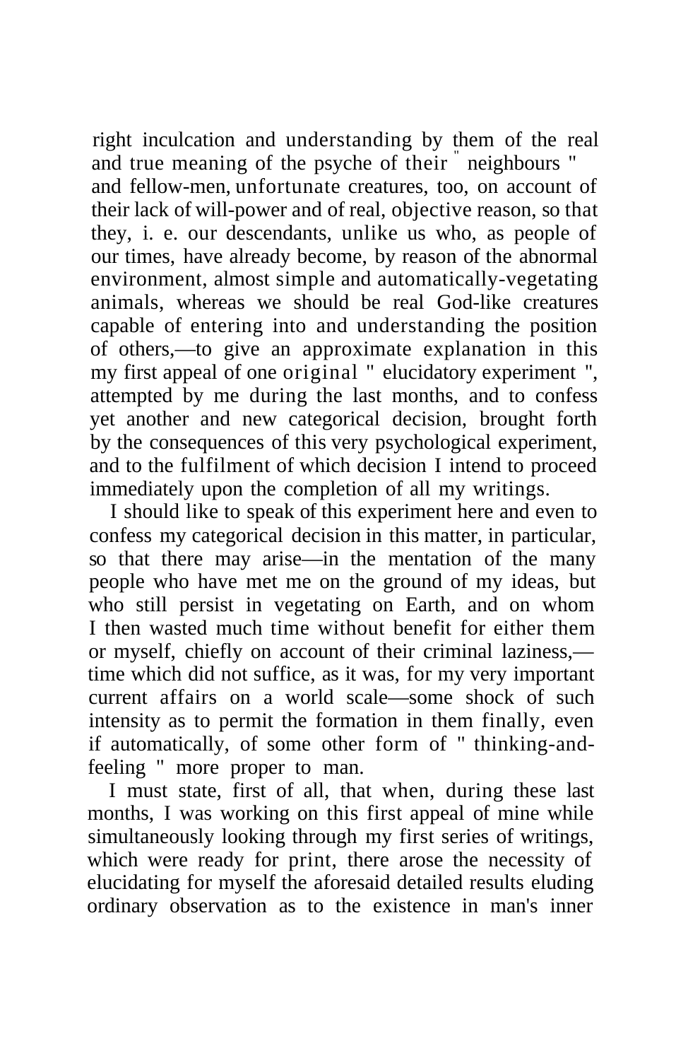right inculcation and understanding by them of the real and true meaning of the psyche of their " neighbours " and fellow-men, unfortunate creatures, too, on account of their lack of will-power and of real, objective reason, so that they, i. e. our descendants, unlike us who, as people of our times, have already become, by reason of the abnormal environment, almost simple and automatically-vegetating animals, whereas we should be real God-like creatures capable of entering into and understanding the position of others,—to give an approximate explanation in this my first appeal of one original " elucidatory experiment ", attempted by me during the last months, and to confess yet another and new categorical decision, brought forth by the consequences of this very psychological experiment, and to the fulfilment of which decision I intend to proceed immediately upon the completion of all my writings.

I should like to speak of this experiment here and even to confess my categorical decision in this matter, in particular, so that there may arise—in the mentation of the many people who have met me on the ground of my ideas, but who still persist in vegetating on Earth, and on whom I then wasted much time without benefit for either them or myself, chiefly on account of their criminal laziness,—time which did not suffice, as it was, for my very important current affairs on a world scale—some shock of such intensity as to permit the formation in them finally, even if automatically, of some other form of " thinking-and-feeling " more proper to man.

I must state, first of all, that when, during these last months, I was working on this first appeal of mine while simultaneously looking through my first series of writings, which were ready for print, there arose the necessity of elucidating for myself the aforesaid detailed results eluding ordinary observation as to the existence in man's inner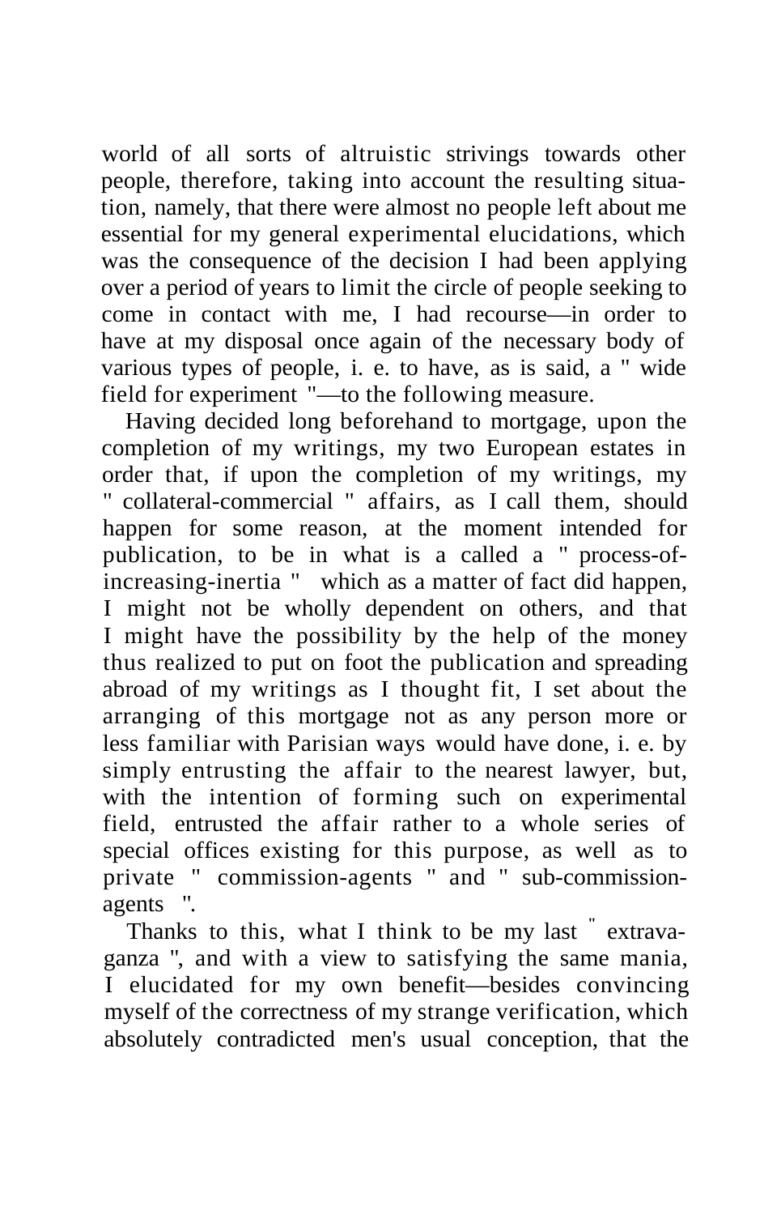world of all sorts of altruistic strivings towards other people, therefore, taking into account the resulting situation, namely, that there were almost no people left about me essential for my general experimental elucidations, which was the consequence of the decision I had been applying over a period of years to limit the circle of people seeking to come in contact with me, I had recourse—in order to have at my disposal once again of the necessary body of various types of people, i. e. to have, as is said, a " wide field for experiment "—to the following measure.

Having decided long beforehand to mortgage, upon the completion of my writings, my two European estates in order that, if upon the completion of my writings, my " collateral-commercial " affairs, as I call them, should happen for some reason, at the moment intended for publication, to be in what is a called a " process-of-increasing-inertia " which as a matter of fact did happen, I might not be wholly dependent on others, and that I might have the possibility by the help of the money thus realized to put on foot the publication and spreading abroad of my writings as I thought fit, I set about the arranging of this mortgage not as any person more or less familiar with Parisian ways would have done, i. e. by simply entrusting the affair to the nearest lawyer, but, with the intention of forming such on experimental field, entrusted the affair rather to a whole series of special offices existing for this purpose, as well as to private " commission-agents " and " sub-commission-agents ".

Thanks to this, what I think to be my last " extravaganza ", and with a view to satisfying the same mania, I elucidated for my own benefit—besides convincing myself of the correctness of my strange verification, which absolutely contradicted men's usual conception, that the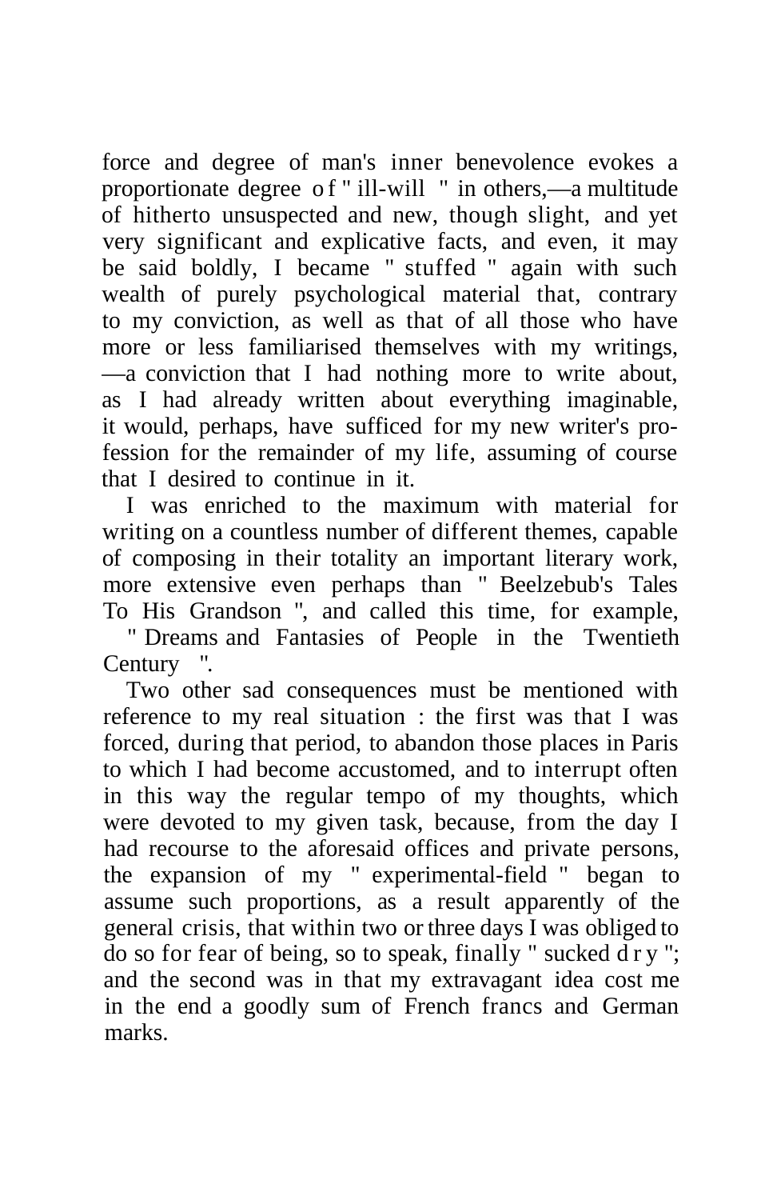force and degree of man's inner benevolence evokes a proportionate degree of " ill-will " in others,—a multitude of hitherto unsuspected and new, though slight, and yet very significant and explicative facts, and even, it may be said boldly, I became " stuffed " again with such wealth of purely psychological material that, contrary to my conviction, as well as that of all those who have more or less familiarised themselves with my writings, —a conviction that I had nothing more to write about, as I had already written about everything imaginable, it would, perhaps, have sufficed for my new writer's profession for the remainder of my life, assuming of course that I desired to continue in it.

I was enriched to the maximum with material for writing on a countless number of different themes, capable of composing in their totality an important literary work, more extensive even perhaps than " Beelzebub's Tales To His Grandson ", and called this time, for example, " Dreams and Fantasies of People in the Twentieth Century ".

Two other sad consequences must be mentioned with reference to my real situation : the first was that I was forced, during that period, to abandon those places in Paris to which I had become accustomed, and to interrupt often in this way the regular tempo of my thoughts, which were devoted to my given task, because, from the day I had recourse to the aforesaid offices and private persons, the expansion of my " experimental-field " began to assume such proportions, as a result apparently of the general crisis, that within two or three days I was obliged to do so for fear of being, so to speak, finally " sucked dry "; and the second was in that my extravagant idea cost me in the end a goodly sum of French francs and German marks.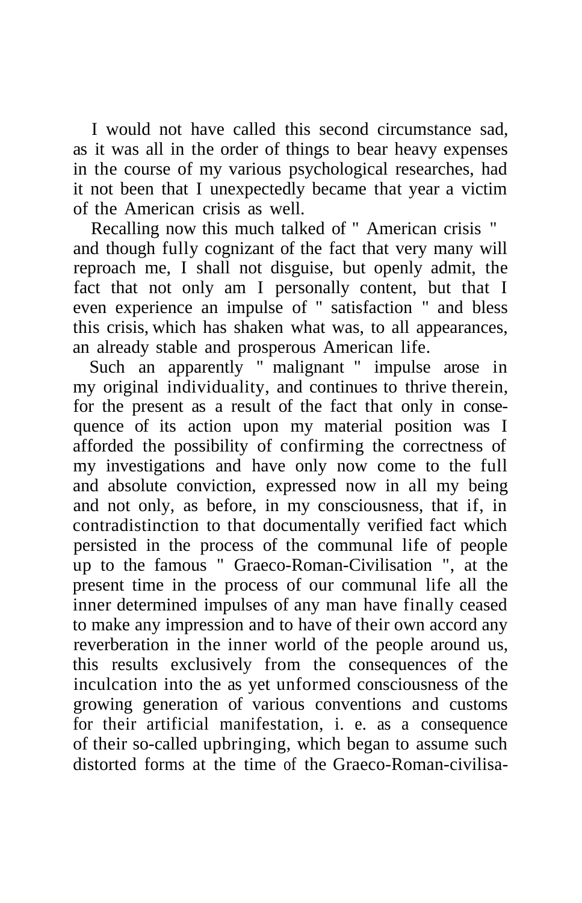I would not have called this second circumstance sad, as it was all in the order of things to bear heavy expenses in the course of my various psychological researches, had it not been that I unexpectedly became that year a victim of the American crisis as well.

Recalling now this much talked of " American crisis " and though fully cognizant of the fact that very many will reproach me, I shall not disguise, but openly admit, the fact that not only am I personally content, but that I even experience an impulse of " satisfaction " and bless this crisis, which has shaken what was, to all appearances, an already stable and prosperous American life.

Such an apparently " malignant " impulse arose in my original individuality, and continues to thrive therein, for the present as a result of the fact that only in consequence of its action upon my material position was I afforded the possibility of confirming the correctness of my investigations and have only now come to the full and absolute conviction, expressed now in all my being and not only, as before, in my consciousness, that if, in contradistinction to that documentally verified fact which persisted in the process of the communal life of people up to the famous " Graeco-Roman-Civilisation ", at the present time in the process of our communal life all the inner determined impulses of any man have finally ceased to make any impression and to have of their own accord any reverberation in the inner world of the people around us, this results exclusively from the consequences of the inculcation into the as yet unformed consciousness of the growing generation of various conventions and customs for their artificial manifestation, i. e. as a consequence of their so-called upbringing, which began to assume such distorted forms at the time of the Graeco-Roman-civilisa-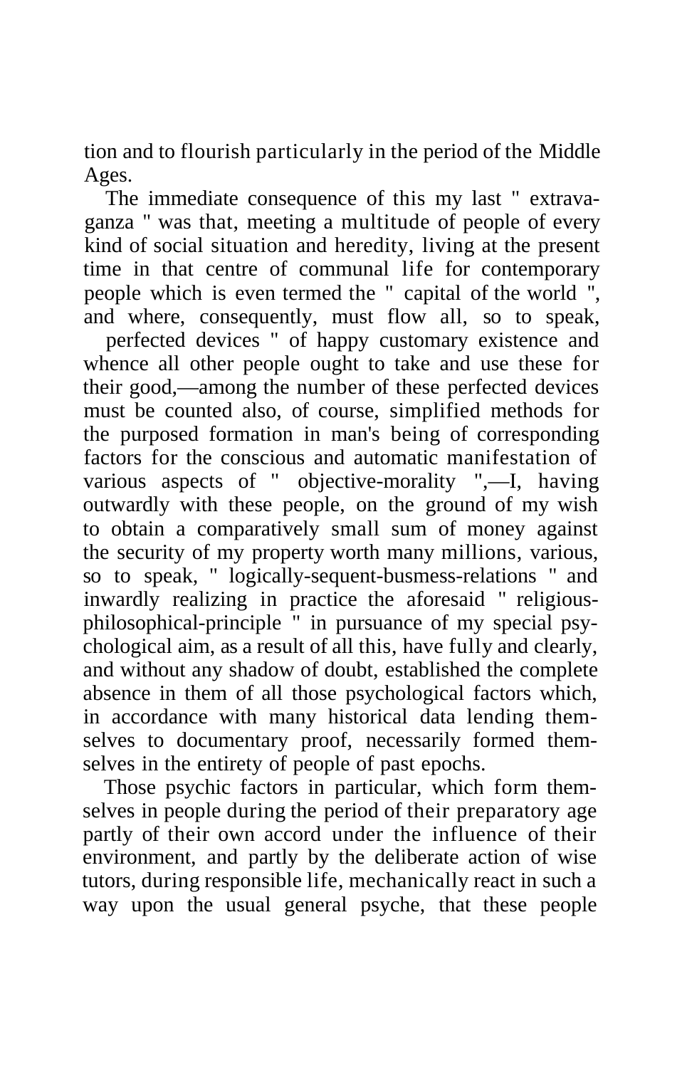tion and to flourish particularly in the period of the Middle Ages.

The immediate consequence of this my last " extravaganza " was that, meeting a multitude of people of every kind of social situation and heredity, living at the present time in that centre of communal life for contemporary people which is even termed the " capital of the world ", and where, consequently, must flow all, so to speak, perfected devices " of happy customary existence and whence all other people ought to take and use these for their good,—among the number of these perfected devices must be counted also, of course, simplified methods for the purposed formation in man's being of corresponding factors for the conscious and automatic manifestation of various aspects of " objective-morality ",—I, having outwardly with these people, on the ground of my wish to obtain a comparatively small sum of money against the security of my property worth many millions, various, so to speak, " logically-sequent-busmess-relations " and inwardly realizing in practice the aforesaid " religious-philosophical-principle " in pursuance of my special psychological aim, as a result of all this, have fully and clearly, and without any shadow of doubt, established the complete absence in them of all those psychological factors which, in accordance with many historical data lending themselves to documentary proof, necessarily formed themselves in the entirety of people of past epochs.

Those psychic factors in particular, which form themselves in people during the period of their preparatory age partly of their own accord under the influence of their environment, and partly by the deliberate action of wise tutors, during responsible life, mechanically react in such a way upon the usual general psyche, that these people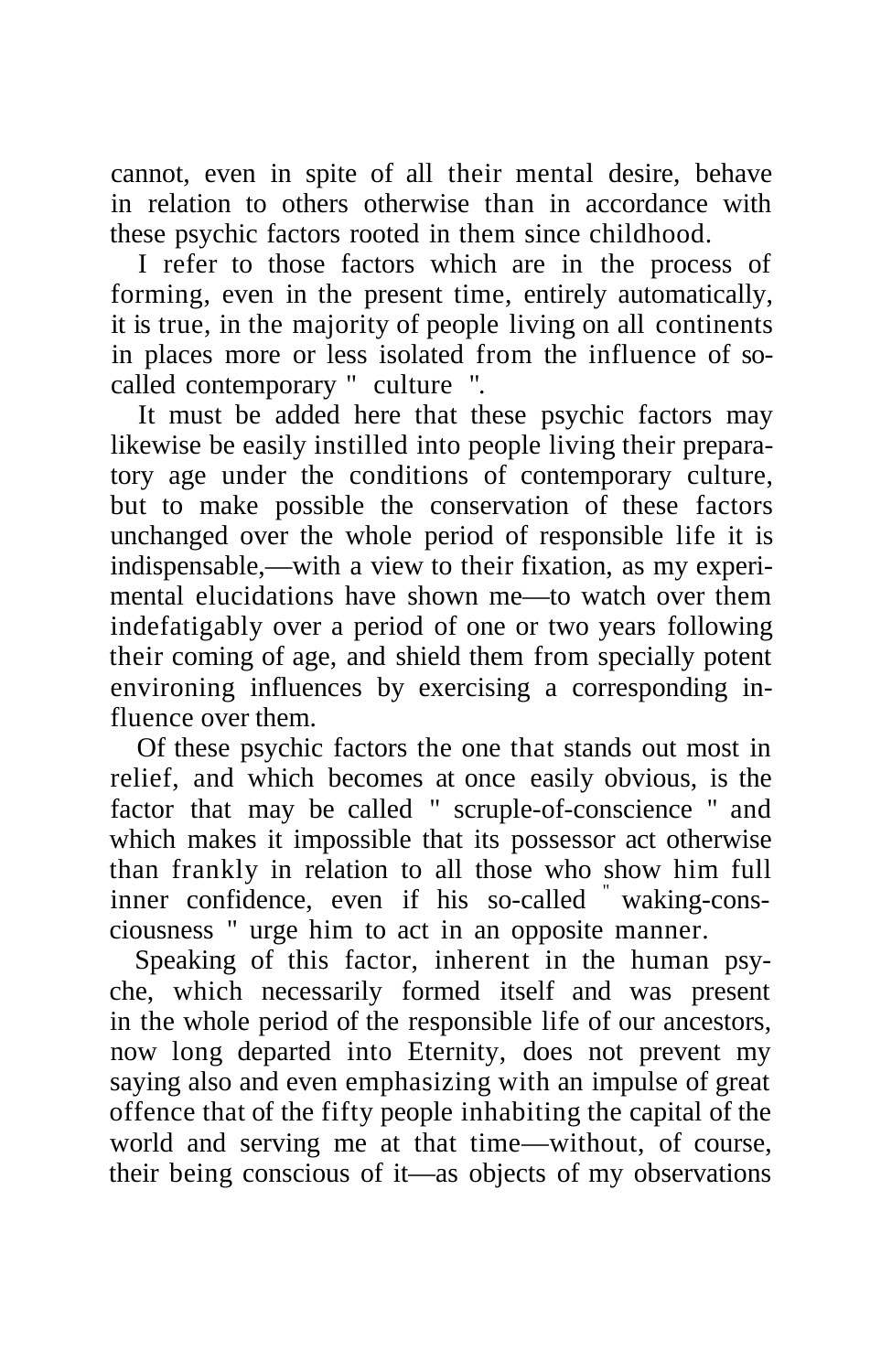cannot, even in spite of all their mental desire, behave in relation to others otherwise than in accordance with these psychic factors rooted in them since childhood.

I refer to those factors which are in the process of forming, even in the present time, entirely automatically, it is true, in the majority of people living on all continents in places more or less isolated from the influence of so-called contemporary " culture ".

It must be added here that these psychic factors may likewise be easily instilled into people living their preparatory age under the conditions of contemporary culture, but to make possible the conservation of these factors unchanged over the whole period of responsible life it is indispensable,—with a view to their fixation, as my experimental elucidations have shown me—to watch over them indefatigably over a period of one or two years following their coming of age, and shield them from specially potent environing influences by exercising a corresponding influence over them.

Of these psychic factors the one that stands out most in relief, and which becomes at once easily obvious, is the factor that may be called " scruple-of-conscience " and which makes it impossible that its possessor act otherwise than frankly in relation to all those who show him full inner confidence, even if his so-called " waking-consciousness " urge him to act in an opposite manner.

Speaking of this factor, inherent in the human psyche, which necessarily formed itself and was present in the whole period of the responsible life of our ancestors, now long departed into Eternity, does not prevent my saying also and even emphasizing with an impulse of great offence that of the fifty people inhabiting the capital of the world and serving me at that time—without, of course, their being conscious of it—as objects of my observations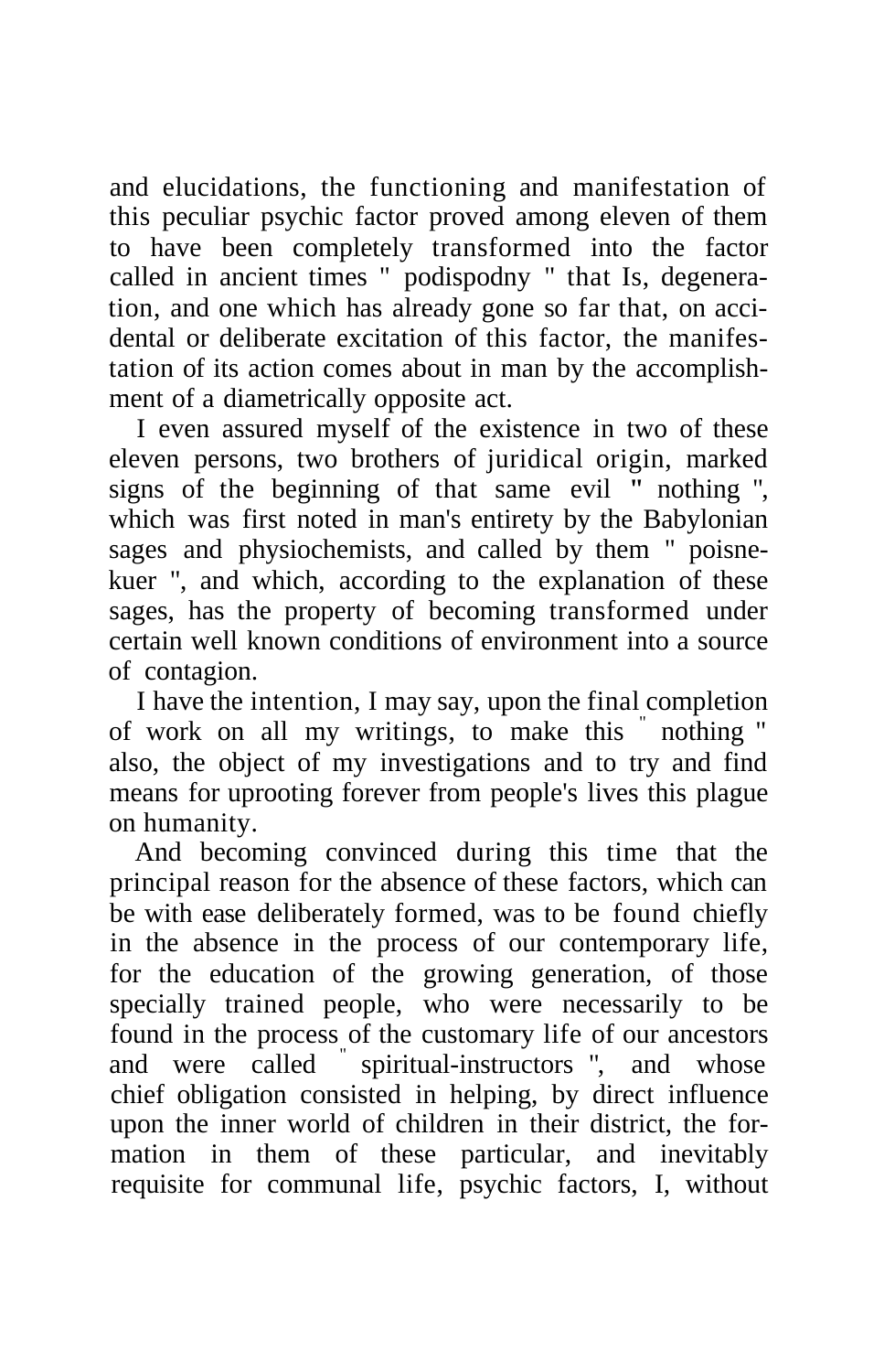and elucidations, the functioning and manifestation of this peculiar psychic factor proved among eleven of them to have been completely transformed into the factor called in ancient times " podispodny " that Is, degeneration, and one which has already gone so far that, on accidental or deliberate excitation of this factor, the manifestation of its action comes about in man by the accomplishment of a diametrically opposite act.

I even assured myself of the existence in two of these eleven persons, two brothers of juridical origin, marked signs of the beginning of that same evil " nothing ", which was first noted in man's entirety by the Babylonian sages and physiochemists, and called by them " poisnekuer ", and which, according to the explanation of these sages, has the property of becoming transformed under certain well known conditions of environment into a source of contagion.

I have the intention, I may say, upon the final completion of work on all my writings, to make this " nothing " also, the object of my investigations and to try and find means for uprooting forever from people's lives this plague on humanity.

And becoming convinced during this time that the principal reason for the absence of these factors, which can be with ease deliberately formed, was to be found chiefly in the absence in the process of our contemporary life, for the education of the growing generation, of those specially trained people, who were necessarily to be found in the process of the customary life of our ancestors and were called " spiritual-instructors ", and whose chief obligation consisted in helping, by direct influence upon the inner world of children in their district, the formation in them of these particular, and inevitably requisite for communal life, psychic factors, I, without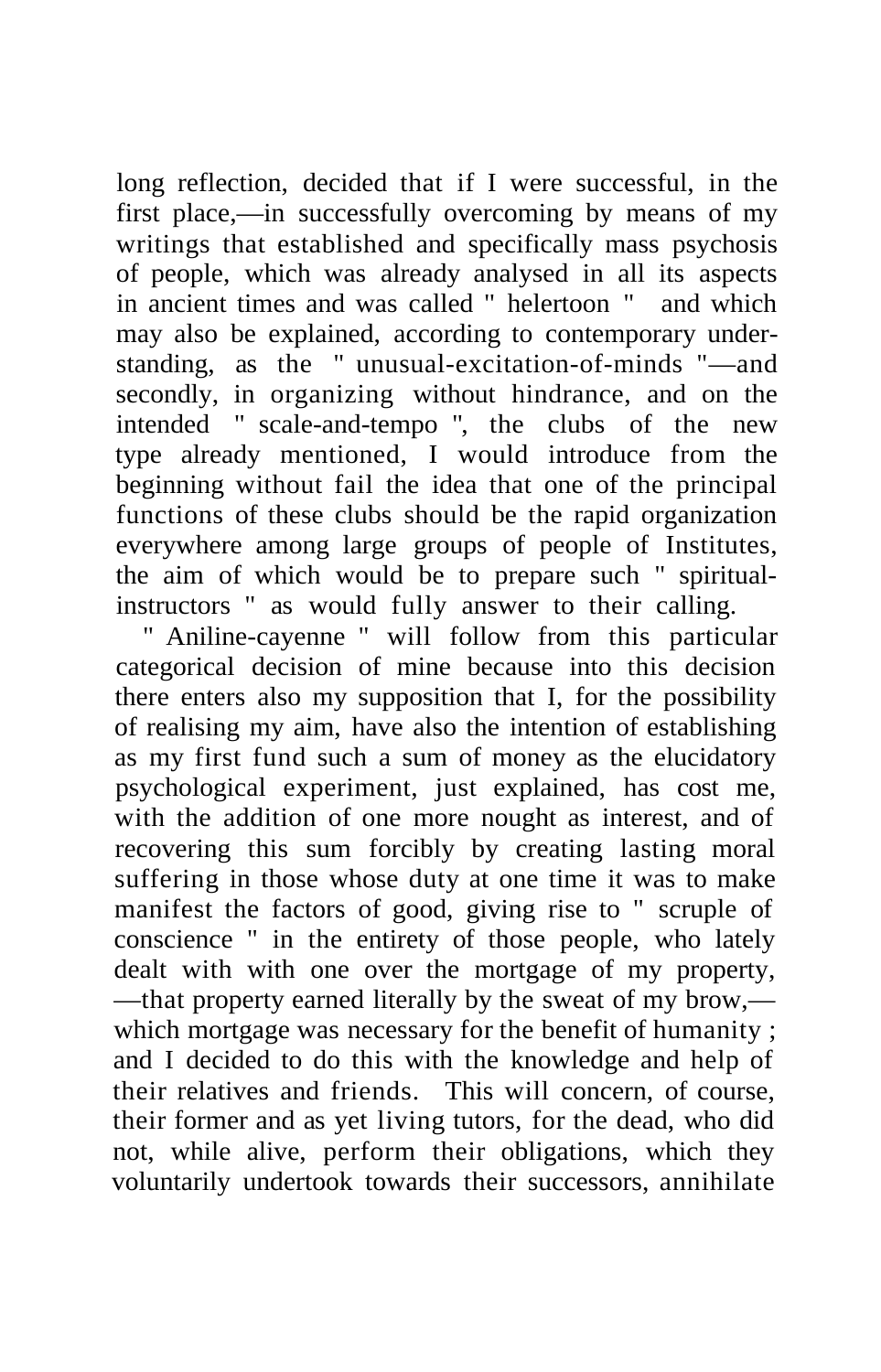long reflection, decided that if I were successful, in the first place,—in successfully overcoming by means of my writings that established and specifically mass psychosis of people, which was already analysed in all its aspects in ancient times and was called " helertoon " and which may also be explained, according to contemporary understanding, as the " unusual-excitation-of-minds "—and secondly, in organizing without hindrance, and on the intended " scale-and-tempo ", the clubs of the new type already mentioned, I would introduce from the beginning without fail the idea that one of the principal functions of these clubs should be the rapid organization everywhere among large groups of people of Institutes, the aim of which would be to prepare such " spiritual-instructors " as would fully answer to their calling.

" Aniline-cayenne " will follow from this particular categorical decision of mine because into this decision there enters also my supposition that I, for the possibility of realising my aim, have also the intention of establishing as my first fund such a sum of money as the elucidatory psychological experiment, just explained, has cost me, with the addition of one more nought as interest, and of recovering this sum forcibly by creating lasting moral suffering in those whose duty at one time it was to make manifest the factors of good, giving rise to " scruple of conscience " in the entirety of those people, who lately dealt with with one over the mortgage of my property, —that property earned literally by the sweat of my brow,—which mortgage was necessary for the benefit of humanity ; and I decided to do this with the knowledge and help of their relatives and friends. This will concern, of course, their former and as yet living tutors, for the dead, who did not, while alive, perform their obligations, which they voluntarily undertook towards their successors, annihilate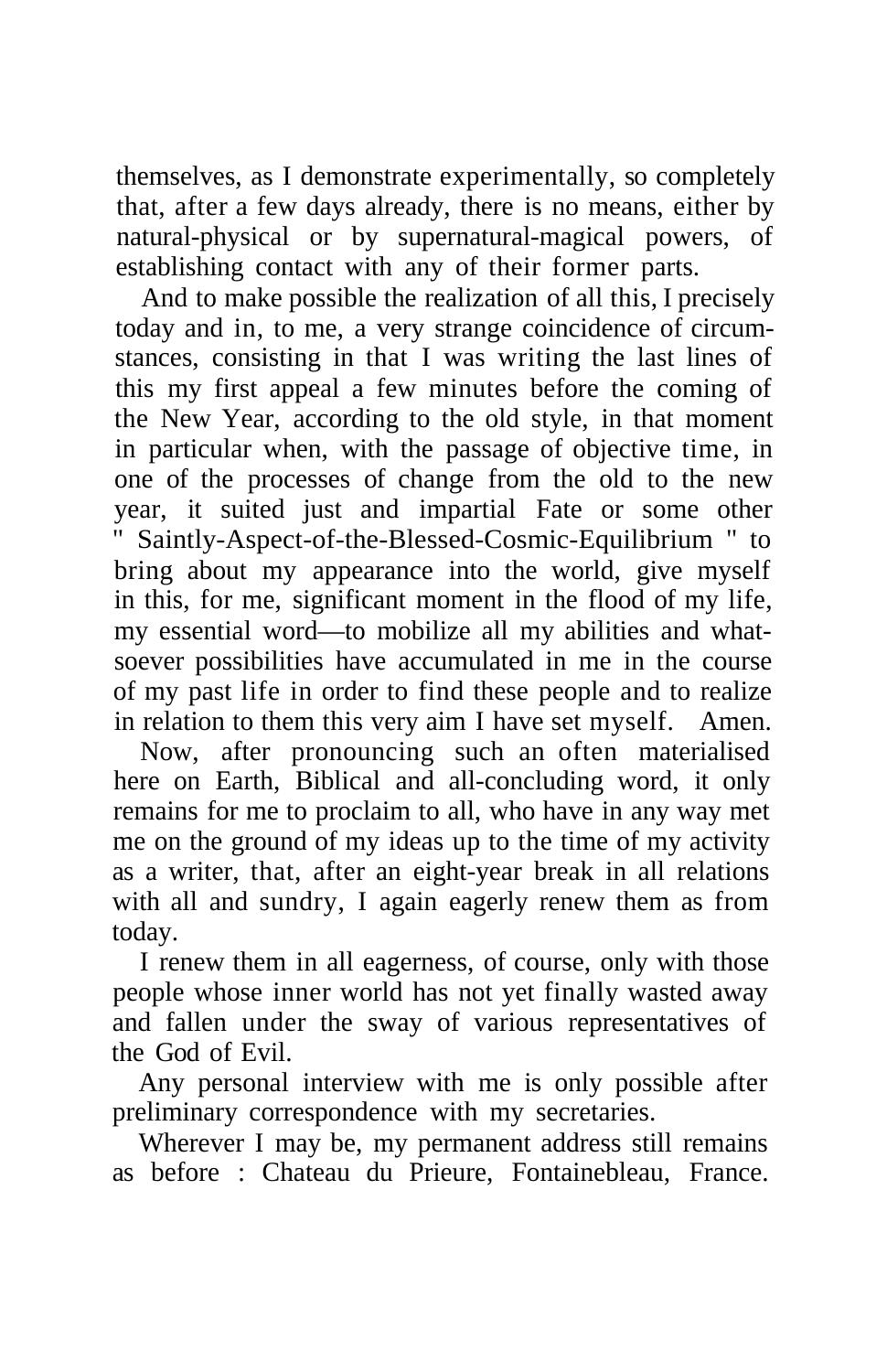themselves, as I demonstrate experimentally, so completely that, after a few days already, there is no means, either by natural-physical or by supernatural-magical powers, of establishing contact with any of their former parts.

And to make possible the realization of all this, I precisely today and in, to me, a very strange coincidence of circumstances, consisting in that I was writing the last lines of this my first appeal a few minutes before the coming of the New Year, according to the old style, in that moment in particular when, with the passage of objective time, in one of the processes of change from the old to the new year, it suited just and impartial Fate or some other " Saintly-Aspect-of-the-Blessed-Cosmic-Equilibrium " to bring about my appearance into the world, give myself in this, for me, significant moment in the flood of my life, my essential word—to mobilize all my abilities and whatsoever possibilities have accumulated in me in the course of my past life in order to find these people and to realize in relation to them this very aim I have set myself. Amen.

Now, after pronouncing such an often materialised here on Earth, Biblical and all-concluding word, it only remains for me to proclaim to all, who have in any way met me on the ground of my ideas up to the time of my activity as a writer, that, after an eight-year break in all relations with all and sundry, I again eagerly renew them as from today.

I renew them in all eagerness, of course, only with those people whose inner world has not yet finally wasted away and fallen under the sway of various representatives of the God of Evil.

Any personal interview with me is only possible after preliminary correspondence with my secretaries.

Wherever I may be, my permanent address still remains as before : Chateau du Prieure, Fontainebleau, France.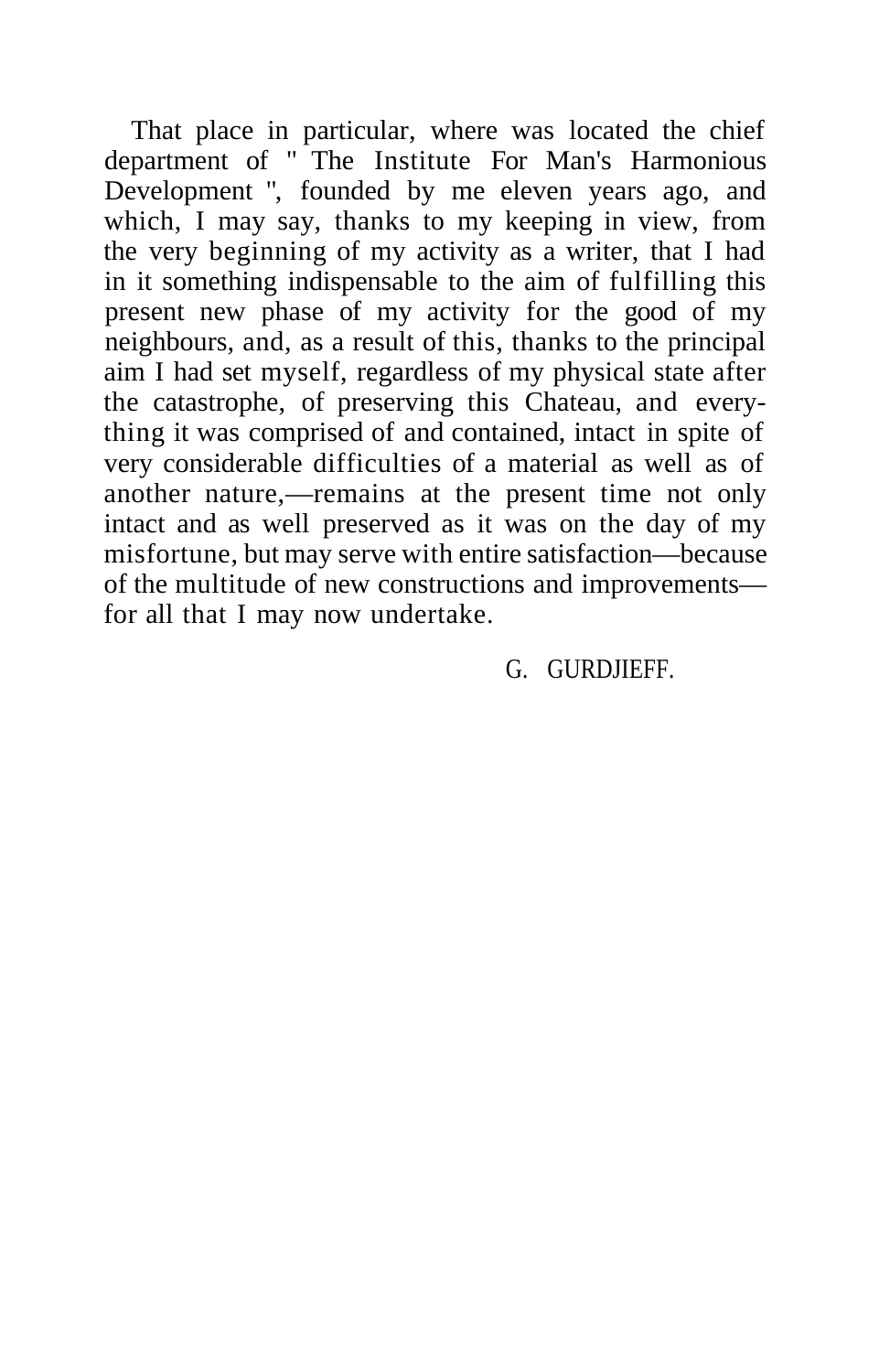That place in particular, where was located the chief department of " The Institute For Man's Harmonious Development ", founded by me eleven years ago, and which, I may say, thanks to my keeping in view, from the very beginning of my activity as a writer, that I had in it something indispensable to the aim of fulfilling this present new phase of my activity for the good of my neighbours, and, as a result of this, thanks to the principal aim I had set myself, regardless of my physical state after the catastrophe, of preserving this Chateau, and everything it was comprised of and contained, intact in spite of very considerable difficulties of a material as well as of another nature,—remains at the present time not only intact and as well preserved as it was on the day of my misfortune, but may serve with entire satisfaction—because of the multitude of new constructions and improvements—for all that I may now undertake.

G. GURDJIEFF.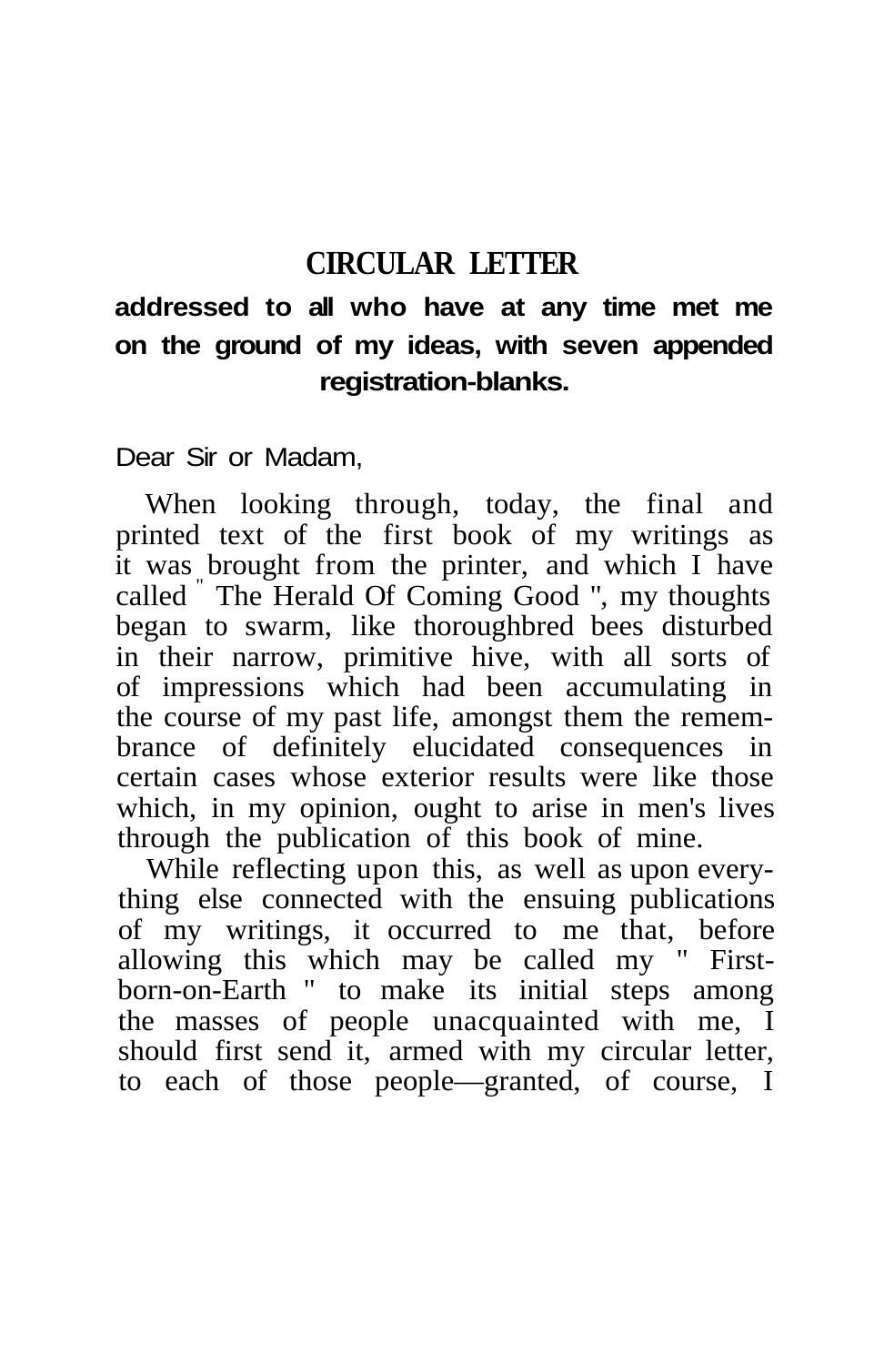## CIRCULAR LETTER

**addressed to all who have at any time met me on the ground of my ideas, with seven appended registration-blanks.**

Dear Sir or Madam,

When looking through, today, the final and printed text of the first book of my writings as it was brought from the printer, and which I have called " The Herald Of Coming Good ", my thoughts began to swarm, like thoroughbred bees disturbed in their narrow, primitive hive, with all sorts of of impressions which had been accumulating in the course of my past life, amongst them the remembrance of definitely elucidated consequences in certain cases whose exterior results were like those which, in my opinion, ought to arise in men's lives through the publication of this book of mine.

While reflecting upon this, as well as upon everything else connected with the ensuing publications of my writings, it occurred to me that, before allowing this which may be called my " First-born-on-Earth " to make its initial steps among the masses of people unacquainted with me, I should first send it, armed with my circular letter, to each of those people—granted, of course, I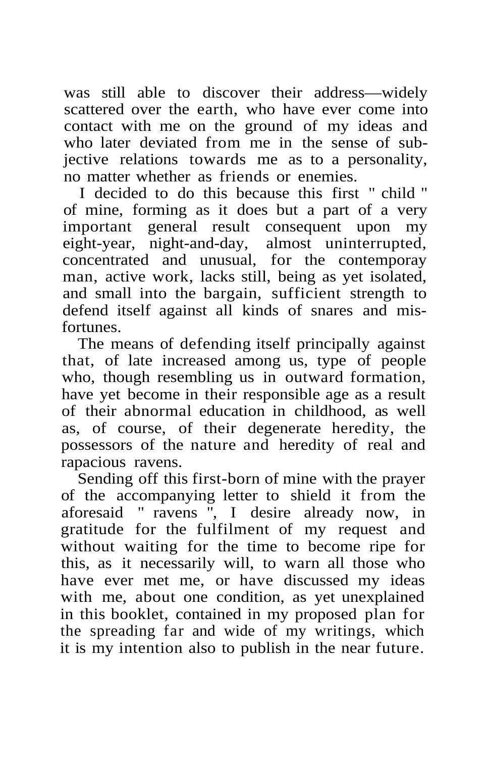was still able to discover their address—widely scattered over the earth, who have ever come into contact with me on the ground of my ideas and who later deviated from me in the sense of subjective relations towards me as to a personality, no matter whether as friends or enemies.

I decided to do this because this first " child " of mine, forming as it does but a part of a very important general result consequent upon my eight-year, night-and-day, almost uninterrupted, concentrated and unusual, for the contemporay man, active work, lacks still, being as yet isolated, and small into the bargain, sufficient strength to defend itself against all kinds of snares and misfortunes.

The means of defending itself principally against that, of late increased among us, type of people who, though resembling us in outward formation, have yet become in their responsible age as a result of their abnormal education in childhood, as well as, of course, of their degenerate heredity, the possessors of the nature and heredity of real and rapacious ravens.

Sending off this first-born of mine with the prayer of the accompanying letter to shield it from the aforesaid " ravens ", I desire already now, in gratitude for the fulfilment of my request and without waiting for the time to become ripe for this, as it necessarily will, to warn all those who have ever met me, or have discussed my ideas with me, about one condition, as yet unexplained in this booklet, contained in my proposed plan for the spreading far and wide of my writings, which it is my intention also to publish in the near future.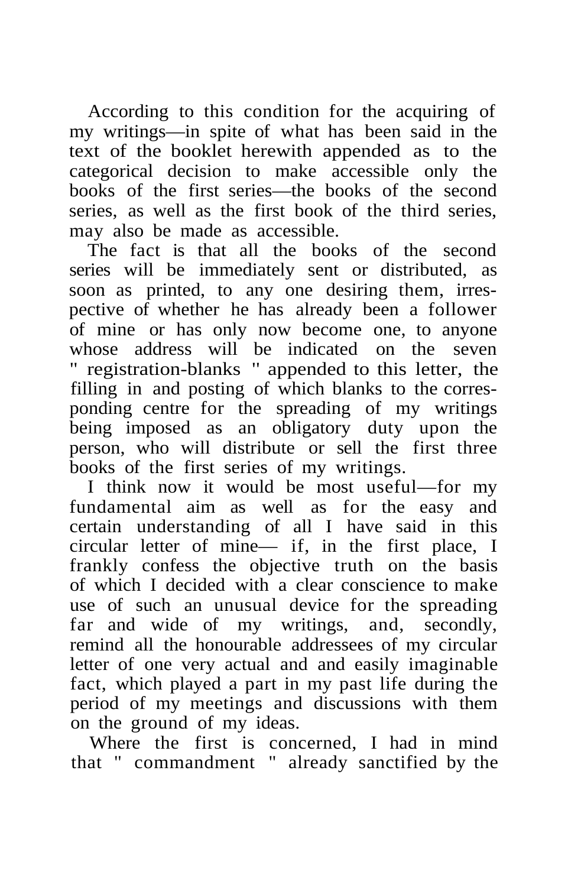According to this condition for the acquiring of my writings—in spite of what has been said in the text of the booklet herewith appended as to the categorical decision to make accessible only the books of the first series—the books of the second series, as well as the first book of the third series, may also be made as accessible.

The fact is that all the books of the second series will be immediately sent or distributed, as soon as printed, to any one desiring them, irrespective of whether he has already been a follower of mine or has only now become one, to anyone whose address will be indicated on the seven " registration-blanks " appended to this letter, the filling in and posting of which blanks to the corresponding centre for the spreading of my writings being imposed as an obligatory duty upon the person, who will distribute or sell the first three books of the first series of my writings.

I think now it would be most useful—for my fundamental aim as well as for the easy and certain understanding of all I have said in this circular letter of mine— if, in the first place, I frankly confess the objective truth on the basis of which I decided with a clear conscience to make use of such an unusual device for the spreading far and wide of my writings, and, secondly, remind all the honourable addressees of my circular letter of one very actual and and easily imaginable fact, which played a part in my past life during the period of my meetings and discussions with them on the ground of my ideas.

Where the first is concerned, I had in mind that " commandment " already sanctified by the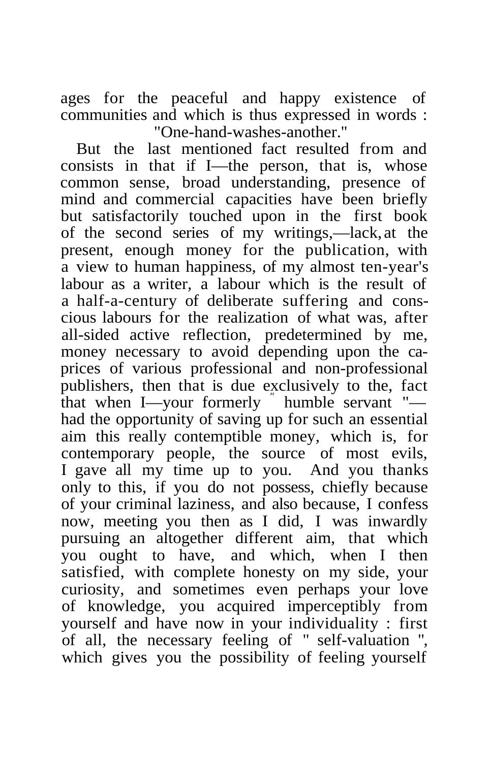ages for the peaceful and happy existence of communities and which is thus expressed in words :

"One-hand-washes-another."

But the last mentioned fact resulted from and consists in that if I—the person, that is, whose common sense, broad understanding, presence of mind and commercial capacities have been briefly but satisfactorily touched upon in the first book of the second series of my writings,—lack, at the present, enough money for the publication, with a view to human happiness, of my almost ten-year's labour as a writer, a labour which is the result of a half-a-century of deliberate suffering and conscious labours for the realization of what was, after all-sided active reflection, predetermined by me, money necessary to avoid depending upon the caprices of various professional and non-professional publishers, then that is due exclusively to the, fact that when I—your formerly " humble servant "—had the opportunity of saving up for such an essential aim this really contemptible money, which is, for contemporary people, the source of most evils, I gave all my time up to you. And you thanks only to this, if you do not possess, chiefly because of your criminal laziness, and also because, I confess now, meeting you then as I did, I was inwardly pursuing an altogether different aim, that which you ought to have, and which, when I then satisfied, with complete honesty on my side, your curiosity, and sometimes even perhaps your love of knowledge, you acquired imperceptibly from yourself and have now in your individuality : first of all, the necessary feeling of " self-valuation ", which gives you the possibility of feeling yourself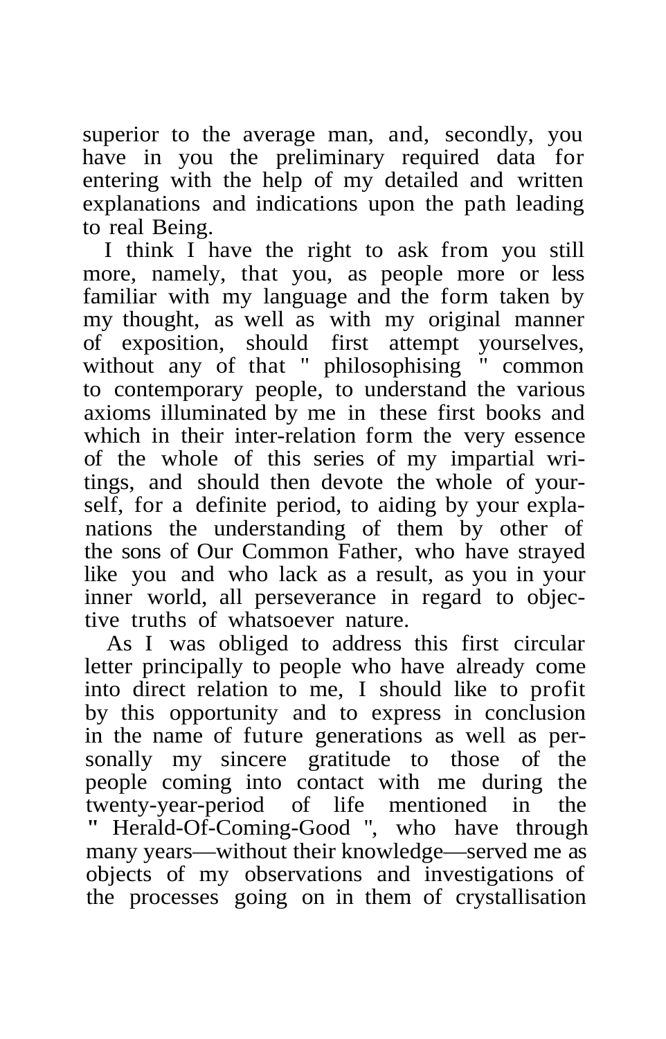superior to the average man, and, secondly, you have in you the preliminary required data for entering with the help of my detailed and written explanations and indications upon the path leading to real Being.

I think I have the right to ask from you still more, namely, that you, as people more or less familiar with my language and the form taken by my thought, as well as with my original manner of exposition, should first attempt yourselves, without any of that " philosophising " common to contemporary people, to understand the various axioms illuminated by me in these first books and which in their inter-relation form the very essence of the whole of this series of my impartial writings, and should then devote the whole of yourself, for a definite period, to aiding by your explanations the understanding of them by other of the sons of Our Common Father, who have strayed like you and who lack as a result, as you in your inner world, all perseverance in regard to objective truths of whatsoever nature.

As I was obliged to address this first circular letter principally to people who have already come into direct relation to me, I should like to profit by this opportunity and to express in conclusion in the name of future generations as well as personally my sincere gratitude to those of the people coming into contact with me during the twenty-year-period of life mentioned in the " Herald-Of-Coming-Good ", who have through many years—without their knowledge—served me as objects of my observations and investigations of the processes going on in them of crystallisation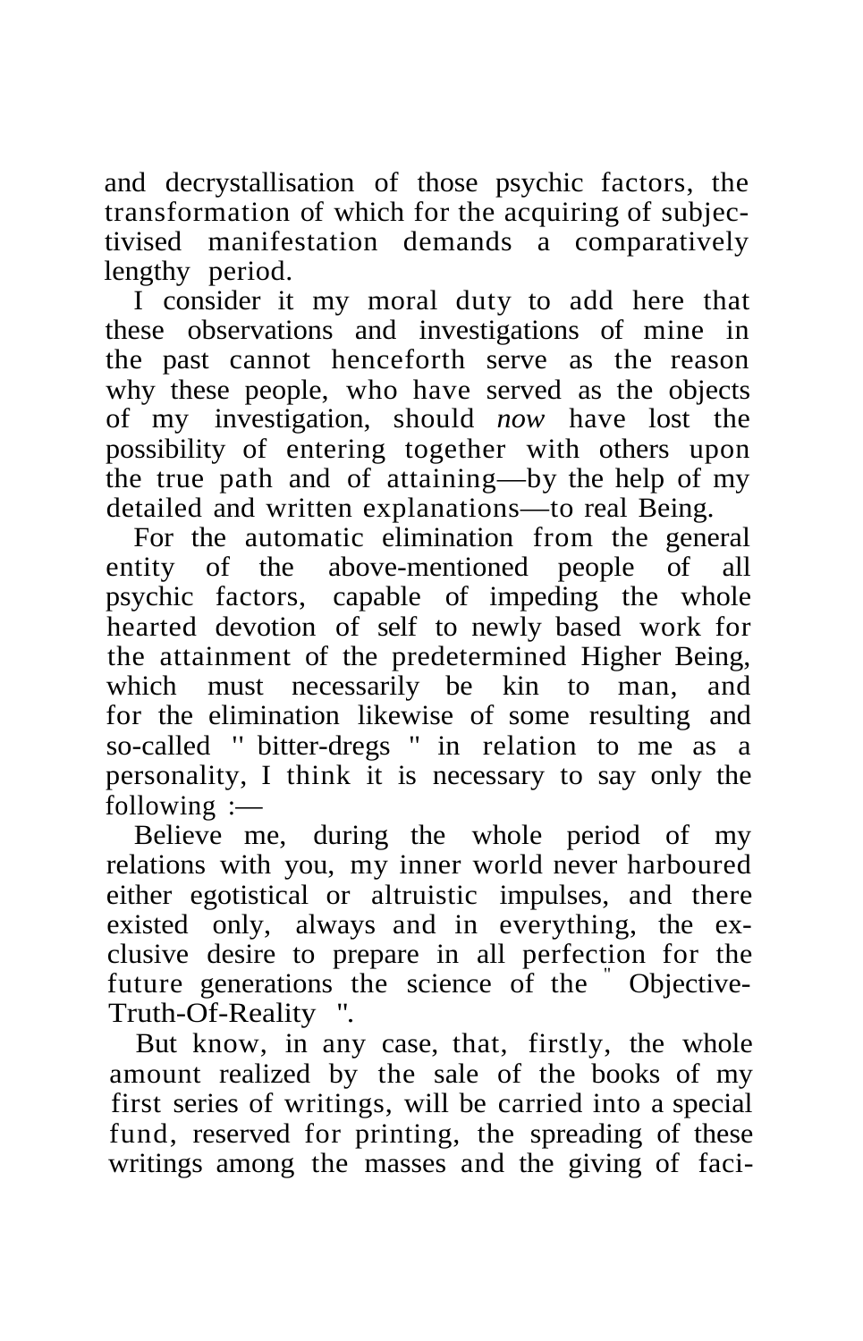and decrystallisation of those psychic factors, the transformation of which for the acquiring of subjectivised manifestation demands a comparatively lengthy period.

I consider it my moral duty to add here that these observations and investigations of mine in the past cannot henceforth serve as the reason why these people, who have served as the objects of my investigation, should *now* have lost the possibility of entering together with others upon the true path and of attaining—by the help of my detailed and written explanations—to real Being.

For the automatic elimination from the general entity of the above-mentioned people of all psychic factors, capable of impeding the whole hearted devotion of self to newly based work for the attainment of the predetermined Higher Being, which must necessarily be kin to man, and for the elimination likewise of some resulting and so-called " bitter-dregs " in relation to me as a personality, I think it is necessary to say only the following :—

Believe me, during the whole period of my relations with you, my inner world never harboured either egotistical or altruistic impulses, and there existed only, always and in everything, the exclusive desire to prepare in all perfection for the future generations the science of the " Objective-Truth-Of-Reality ".

But know, in any case, that, firstly, the whole amount realized by the sale of the books of my first series of writings, will be carried into a special fund, reserved for printing, the spreading of these writings among the masses and the giving of faci-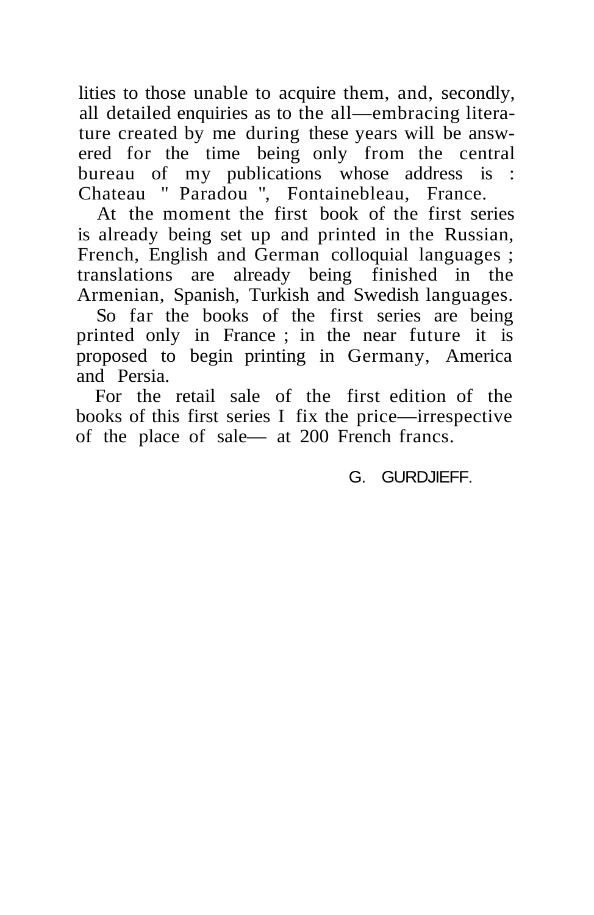lities to those unable to acquire them, and, secondly, all detailed enquiries as to the all—embracing literature created by me during these years will be answered for the time being only from the central bureau of my publications whose address is : Chateau " Paradou ", Fontainebleau, France.

At the moment the first book of the first series is already being set up and printed in the Russian, French, English and German colloquial languages ; translations are already being finished in the Armenian, Spanish, Turkish and Swedish languages.

So far the books of the first series are being printed only in France ; in the near future it is proposed to begin printing in Germany, America and Persia.

For the retail sale of the first edition of the books of this first series I fix the price—irrespective of the place of sale— at 200 French francs.

G. GURDJIEFF.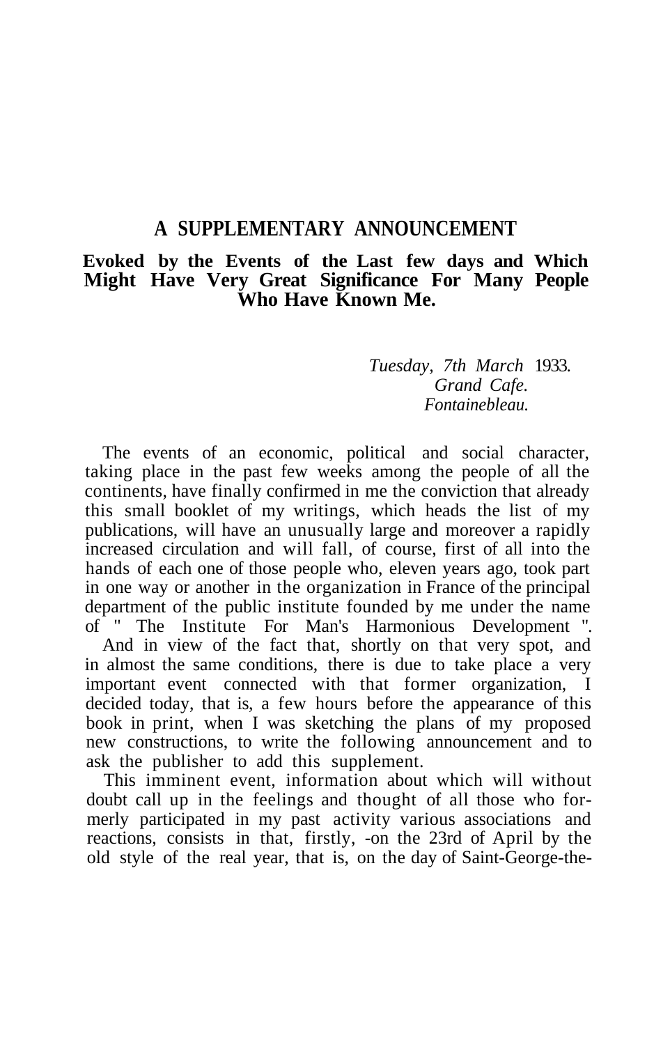## A SUPPLEMENTARY ANNOUNCEMENT

### Evoked by the Events of the Last few days and Which Might Have Very Great Significance For Many People Who Have Known Me.

*Tuesday, 7th March* 1933.
*Grand Cafe.*
*Fontainebleau.*

The events of an economic, political and social character, taking place in the past few weeks among the people of all the continents, have finally confirmed in me the conviction that already this small booklet of my writings, which heads the list of my publications, will have an unusually large and moreover a rapidly increased circulation and will fall, of course, first of all into the hands of each one of those people who, eleven years ago, took part in one way or another in the organization in France of the principal department of the public institute founded by me under the name of " The Institute For Man's Harmonious Development ".

And in view of the fact that, shortly on that very spot, and in almost the same conditions, there is due to take place a very important event connected with that former organization, I decided today, that is, a few hours before the appearance of this book in print, when I was sketching the plans of my proposed new constructions, to write the following announcement and to ask the publisher to add this supplement.

This imminent event, information about which will without doubt call up in the feelings and thought of all those who formerly participated in my past activity various associations and reactions, consists in that, firstly, -on the 23rd of April by the old style of the real year, that is, on the day of Saint-George-the-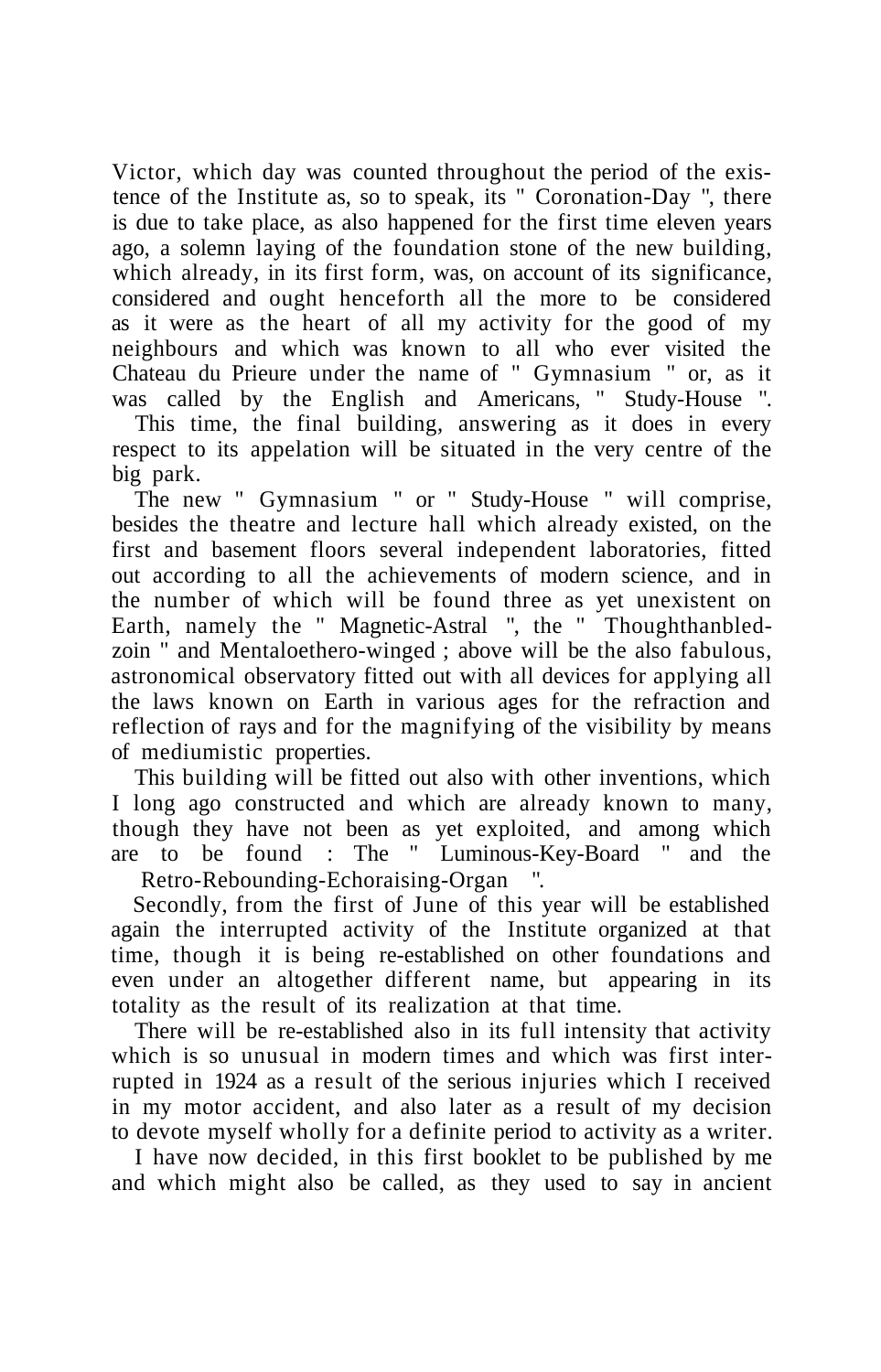Victor, which day was counted throughout the period of the existence of the Institute as, so to speak, its " Coronation-Day ", there is due to take place, as also happened for the first time eleven years ago, a solemn laying of the foundation stone of the new building, which already, in its first form, was, on account of its significance, considered and ought henceforth all the more to be considered as it were as the heart of all my activity for the good of my neighbours and which was known to all who ever visited the Chateau du Prieure under the name of " Gymnasium " or, as it was called by the English and Americans, " Study-House ".

This time, the final building, answering as it does in every respect to its appelation will be situated in the very centre of the big park.

The new " Gymnasium " or " Study-House " will comprise, besides the theatre and lecture hall which already existed, on the first and basement floors several independent laboratories, fitted out according to all the achievements of modern science, and in the number of which will be found three as yet unexistent on Earth, namely the " Magnetic-Astral ", the " Thoughthanbledzoin " and Mentaloethero-winged ; above will be the also fabulous, astronomical observatory fitted out with all devices for applying all the laws known on Earth in various ages for the refraction and reflection of rays and for the magnifying of the visibility by means of mediumistic properties.

This building will be fitted out also with other inventions, which I long ago constructed and which are already known to many, though they have not been as yet exploited, and among which are to be found : The " Luminous-Key-Board " and the Retro-Rebounding-Echoraising-Organ ".

Secondly, from the first of June of this year will be established again the interrupted activity of the Institute organized at that time, though it is being re-established on other foundations and even under an altogether different name, but appearing in its totality as the result of its realization at that time.

There will be re-established also in its full intensity that activity which is so unusual in modern times and which was first interrupted in 1924 as a result of the serious injuries which I received in my motor accident, and also later as a result of my decision to devote myself wholly for a definite period to activity as a writer.

I have now decided, in this first booklet to be published by me and which might also be called, as they used to say in ancient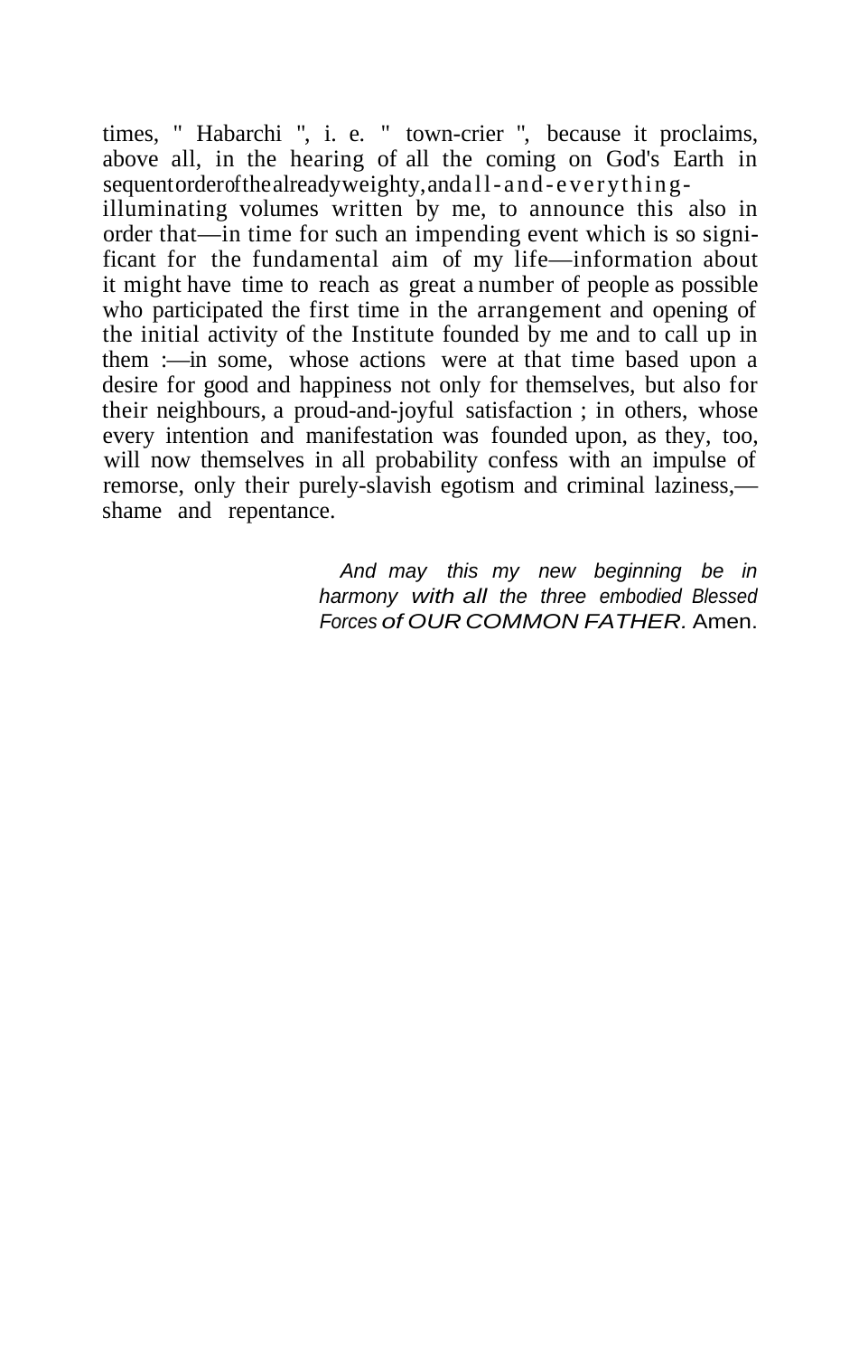times, " Habarchi ", i. e. " town-crier ", because it proclaims, above all, in the hearing of all the coming on God's Earth in sequent order of the already weighty, and all-and-everything-illuminating volumes written by me, to announce this also in order that—in time for such an impending event which is so significant for the fundamental aim of my life—information about it might have time to reach as great a number of people as possible who participated the first time in the arrangement and opening of the initial activity of the Institute founded by me and to call up in them :—in some, whose actions were at that time based upon a desire for good and happiness not only for themselves, but also for their neighbours, a proud-and-joyful satisfaction ; in others, whose every intention and manifestation was founded upon, as they, too, will now themselves in all probability confess with an impulse of remorse, only their purely-slavish egotism and criminal laziness,—shame and repentance.

*And may this my new beginning be in harmony with all the three embodied Blessed Forces of OUR COMMON FATHER.* Amen.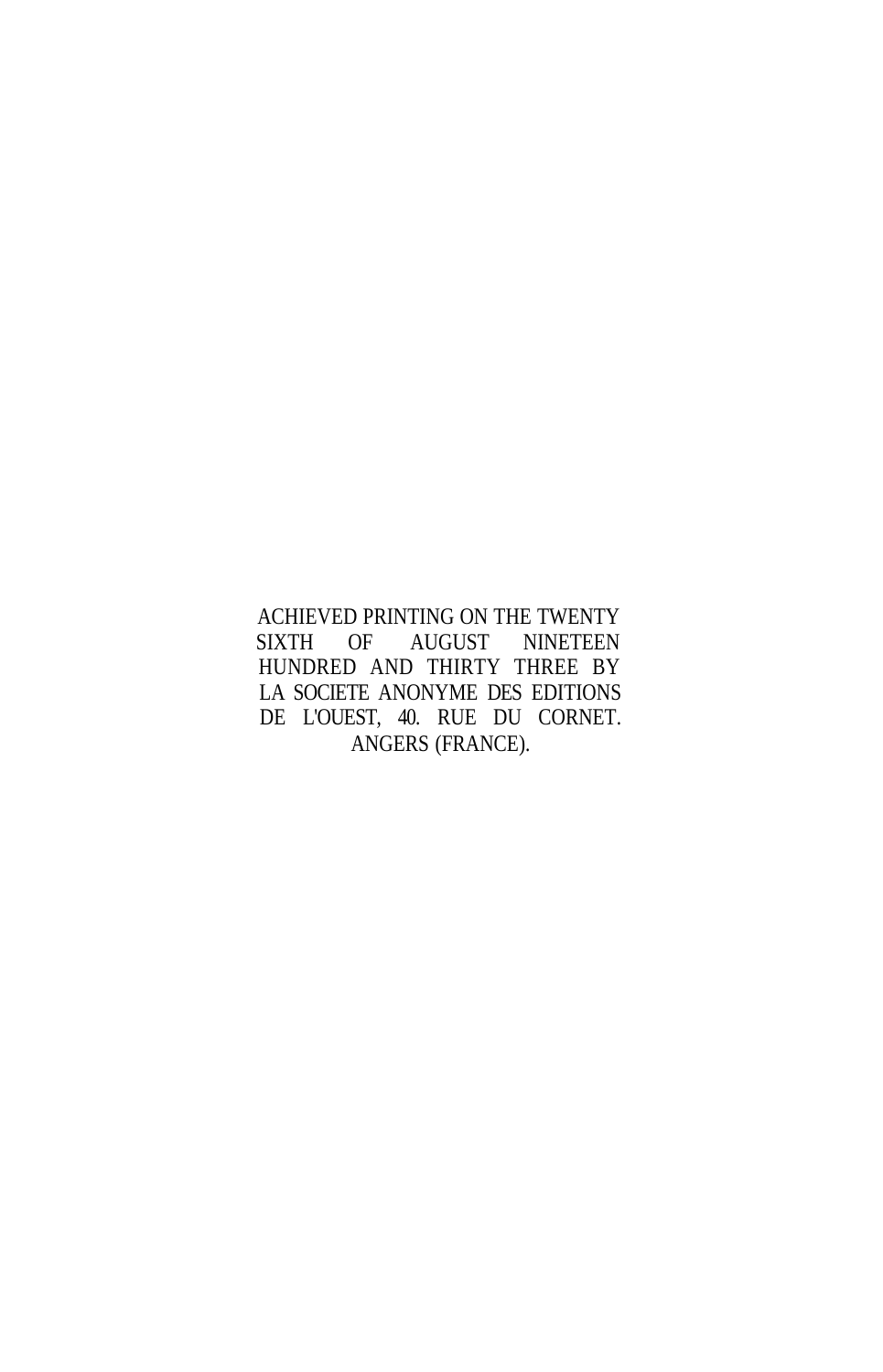ACHIEVED PRINTING ON THE TWENTY SIXTH OF AUGUST NINETEEN HUNDRED AND THIRTY THREE BY LA SOCIETE ANONYME DES EDITIONS DE L'OUEST, 40. RUE DU CORNET. ANGERS (FRANCE).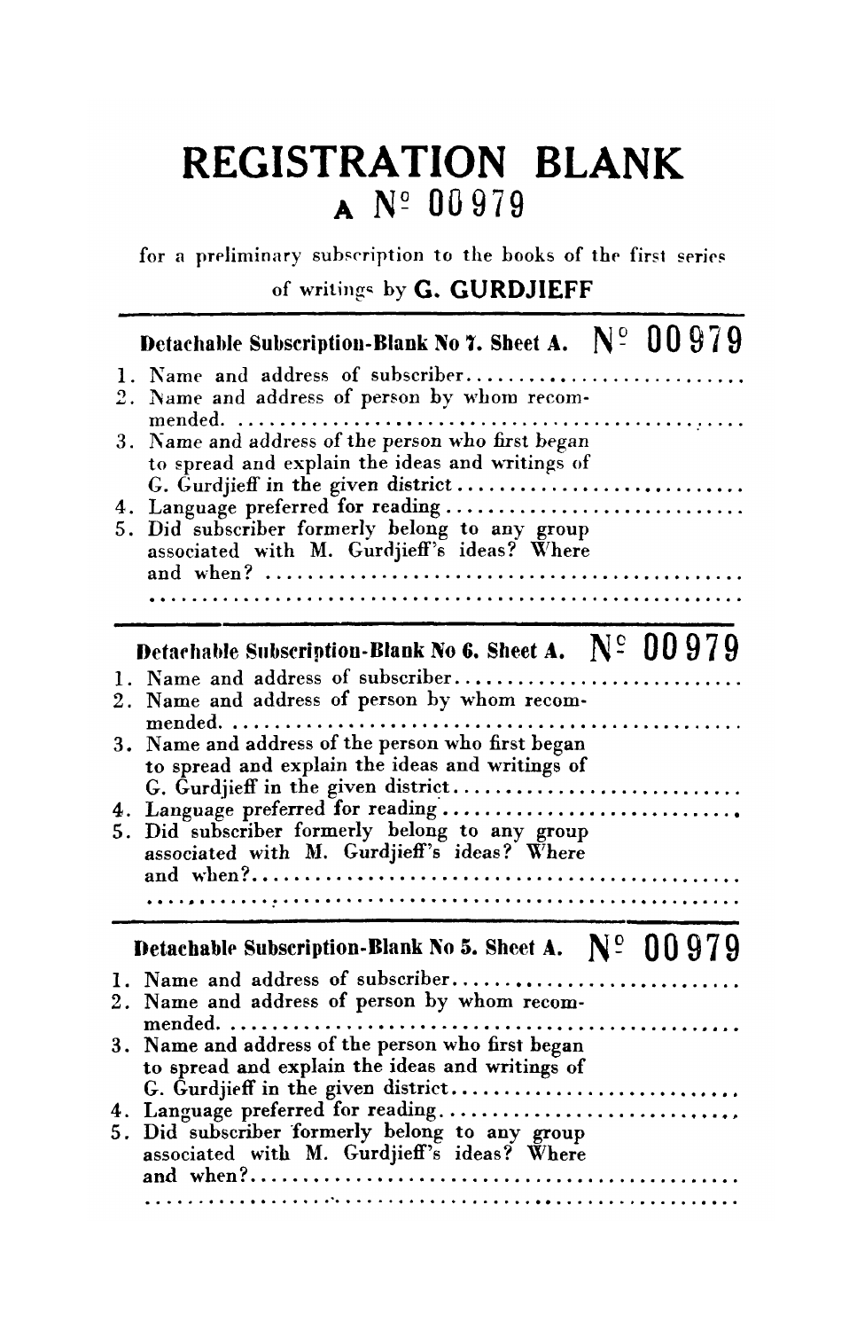# REGISTRATION BLANK

## A N° 00979

for a preliminary subscription to the books of the first series

of writings by **G. GURDJIEFF**

---

**Detachable Subscription-Blank No 7. Sheet A.** **N° 00979**

1. Name and address of subscriber..........................
2. Name and address of person by whom recommended. ................................................
3. Name and address of the person who first began to spread and explain the ideas and writings of G. Gurdjieff in the given district...........................
4. Language preferred for reading............................
5. Did subscriber formerly belong to any group associated with M. Gurdjieff's ideas? Where and when? ...............................................

.............................................................

---

**Detachable Subscription-Blank No 6. Sheet A.** **N° 00979**

1. Name and address of subscriber...........................
2. Name and address of person by whom recommended. ................................................
3. Name and address of the person who first began to spread and explain the ideas and writings of G. Gurdjieff in the given district...........................
4. Language preferred for reading............................
5. Did subscriber formerly belong to any group associated with M. Gurdjieff's ideas? Where and when?...............................................

.............................................................

---

**Detachable Subscription-Blank No 5. Sheet A.** **N° 00979**

1. Name and address of subscriber...........................
2. Name and address of person by whom recommended. ................................................
3. Name and address of the person who first began to spread and explain the ideas and writings of G. Gurdjieff in the given district...........................
4. Language preferred for reading............................
5. Did subscriber formerly belong to any group associated with M. Gurdjieff's ideas? Where and when?...............................................

.............................................................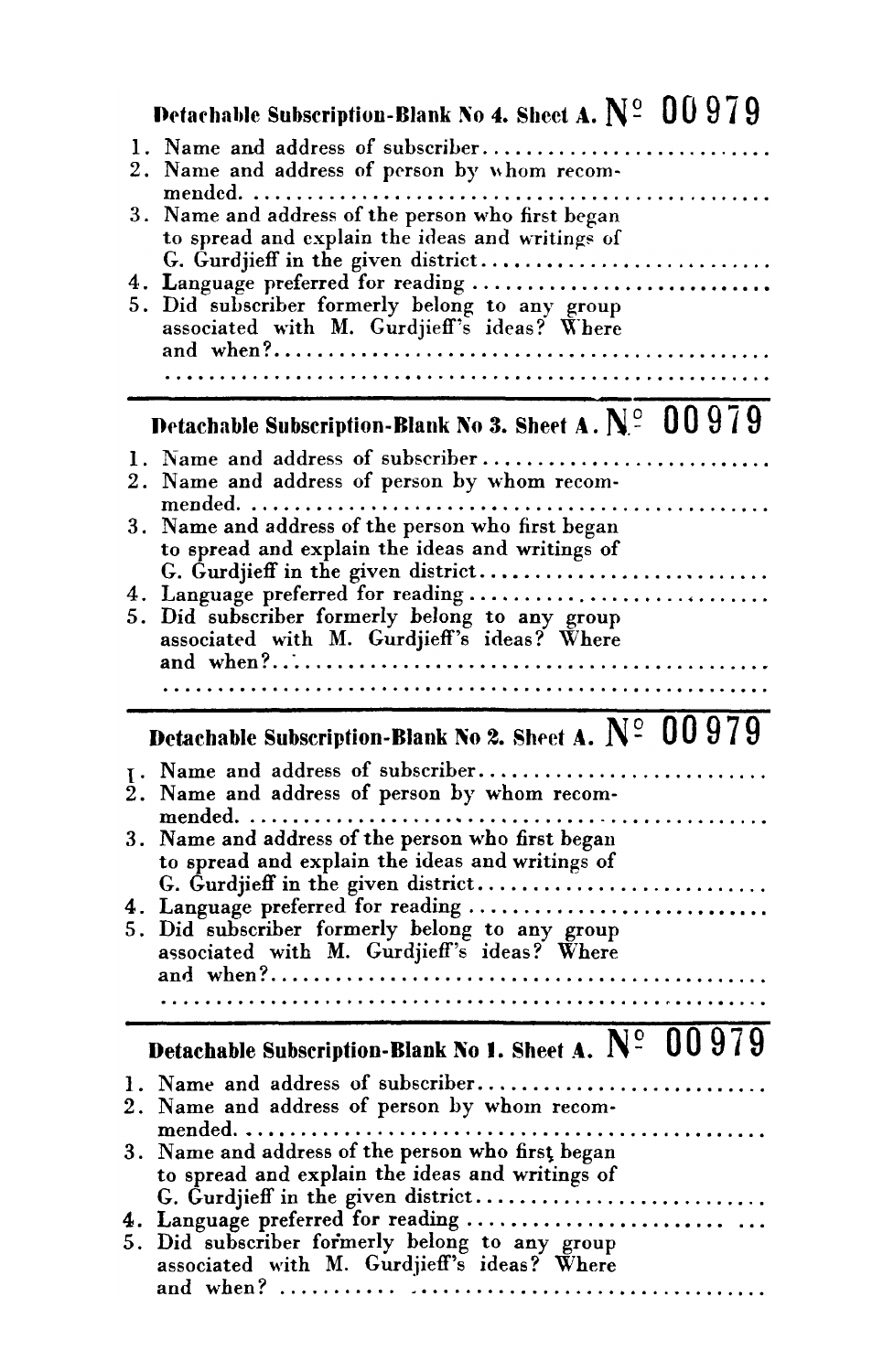## Detachable Subscription-Blank No 4. Sheet A. № 00979

1. Name and address of subscriber..........................
2. Name and address of person by whom recommended. ..............................................
3. Name and address of the person who first began to spread and explain the ideas and writings of G. Gurdjieff in the given district..........................
4. Language preferred for reading ............................
5. Did subscriber formerly belong to any group associated with M. Gurdjieff's ideas? Where and when?.............................................
..........................................................

## Detachable Subscription-Blank No 3. Sheet A. № 00979

1. Name and address of subscriber..........................
2. Name and address of person by whom recommended. ..............................................
3. Name and address of the person who first began to spread and explain the ideas and writings of G. Gurdjieff in the given district..........................
4. Language preferred for reading ............................
5. Did subscriber formerly belong to any group associated with M. Gurdjieff's ideas? Where and when?.............................................
..........................................................

## Detachable Subscription-Blank No 2. Sheet A. № 00979

1. Name and address of subscriber..........................
2. Name and address of person by whom recommended. ..............................................
3. Name and address of the person who first began to spread and explain the ideas and writings of G. Gurdjieff in the given district..........................
4. Language preferred for reading ............................
5. Did subscriber formerly belong to any group associated with M. Gurdjieff's ideas? Where and when?.............................................
..........................................................

## Detachable Subscription-Blank No 1. Sheet A. № 00979

1. Name and address of subscriber..........................
2. Name and address of person by whom recommended. ..............................................
3. Name and address of the person who first began to spread and explain the ideas and writings of G. Gurdjieff in the given district..........................
4. Language preferred for reading ............................
5. Did subscriber formerly belong to any group associated with M. Gurdjieff's ideas? Where and when? ..............................................